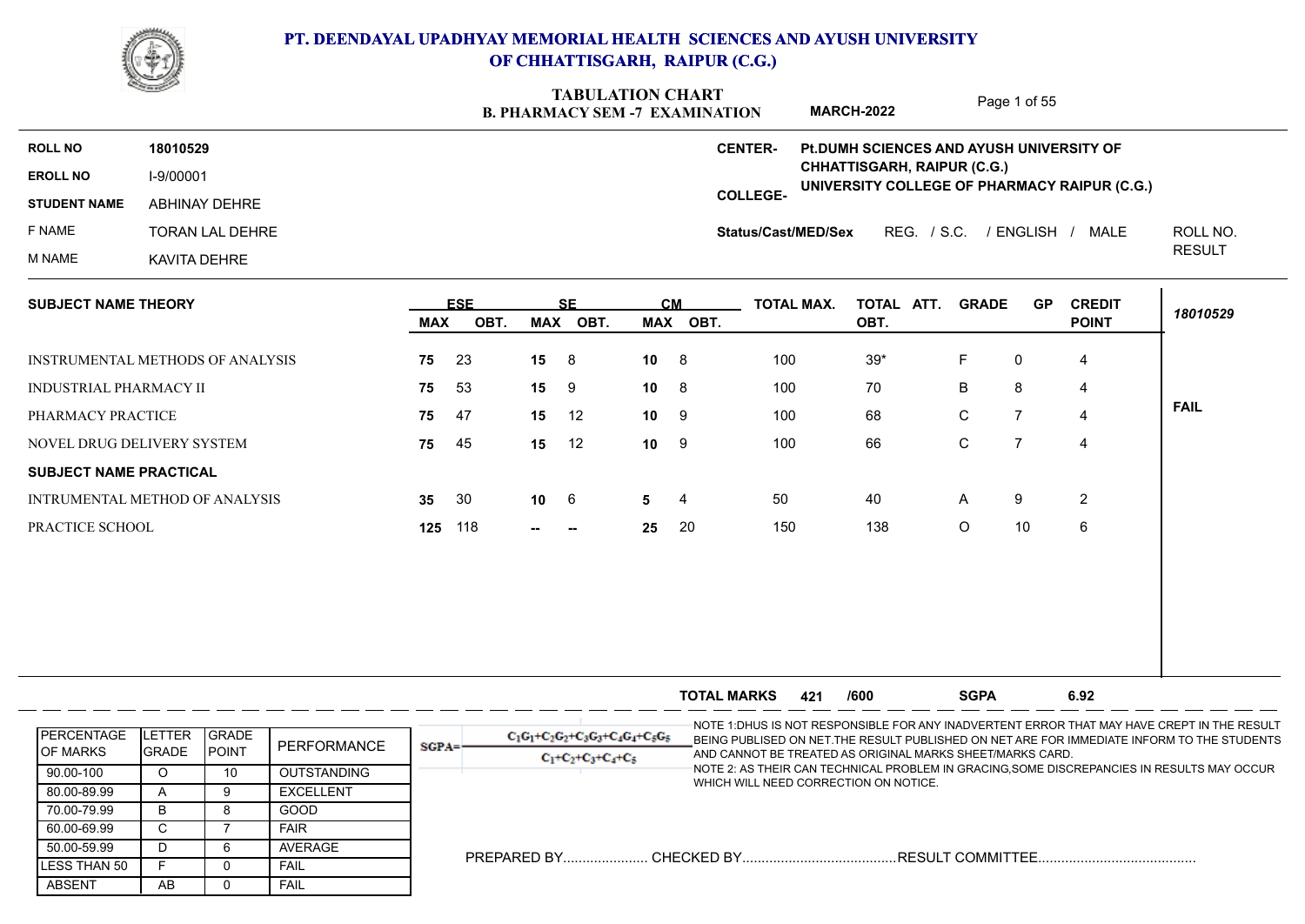# PT. DEENDAYAL UPADHYAY MEMORIAL HEALTH SCIENCES AND AYUSH UNIVERSITY OF CHHATTISGARH, RAIPUR (C.G.)

## TABULATION CHART
**B. PHARMACY SEM -7 EXAMINATION** **MARCH-2022**

| | | | |
|---|---|---|---|
| **ROLL NO** | **18010529** | **CENTER-** | **Pt.DUMH SCIENCES AND AYUSH UNIVERSITY OF CHHATTISGARH, RAIPUR (C.G.)** |
| **EROLL NO** | I-9/00001 | **COLLEGE-** | **UNIVERSITY COLLEGE OF PHARMACY RAIPUR (C.G.)** |
| **STUDENT NAME** | ABHINAY DEHRE | | |
| F NAME | TORAN LAL DEHRE | **Status/Cast/MED/Sex** | REG. / S.C. / ENGLISH / MALE |
| M NAME | KAVITA DEHRE | | |

| SUBJECT NAME THEORY | ESE MAX | ESE OBT. | SE MAX | SE OBT. | CM MAX | CM OBT. | TOTAL MAX. | TOTAL ATT. OBT. | GRADE | GP | CREDIT POINT | ROLL NO. RESULT |
|---|---|---|---|---|---|---|---|---|---|---|---|---|
| | | | | | | | | | | | | 18010529 |
| INSTRUMENTAL METHODS OF ANALYSIS | 75 | 23 | 15 | 8 | 10 | 8 | 100 | 39* | F | 0 | 4 | |
| INDUSTRIAL PHARMACY II | 75 | 53 | 15 | 9 | 10 | 8 | 100 | 70 | B | 8 | 4 | |
| PHARMACY PRACTICE | 75 | 47 | 15 | 12 | 10 | 9 | 100 | 68 | C | 7 | 4 | FAIL |
| NOVEL DRUG DELIVERY SYSTEM | 75 | 45 | 15 | 12 | 10 | 9 | 100 | 66 | C | 7 | 4 | |
| **SUBJECT NAME PRACTICAL** | | | | | | | | | | | | |
| INTRUMENTAL METHOD OF ANALYSIS | 35 | 30 | 10 | 6 | 5 | 4 | 50 | 40 | A | 9 | 2 | |
| PRACTICE SCHOOL | 125 | 118 | -- | -- | 25 | 20 | 150 | 138 | O | 10 | 6 | |

**TOTAL MARKS** 421 /600 **SGPA** 6.92

| PERCENTAGE OF MARKS | LETTER GRADE | GRADE POINT | PERFORMANCE |
|---|---|---|---|
| 90.00-100 | O | 10 | OUTSTANDING |
| 80.00-89.99 | A | 9 | EXCELLENT |
| 70.00-79.99 | B | 8 | GOOD |
| 60.00-69.99 | C | 7 | FAIR |
| 50.00-59.99 | D | 6 | AVERAGE |
| LESS THAN 50 | F | 0 | FAIL |
| ABSENT | AB | 0 | FAIL |

$$SGPA = \frac{C_1G_1+C_2G_2+C_3G_3+C_4G_4+C_5G_5}{C_1+C_2+C_3+C_4+C_5}$$

NOTE 1:DHUS IS NOT RESPONSIBLE FOR ANY INADVERTENT ERROR THAT MAY HAVE CREPT IN THE RESULT BEING PUBLISED ON NET.THE RESULT PUBLISHED ON NET ARE FOR IMMEDIATE INFORM TO THE STUDENTS AND CANNOT BE TREATED AS ORIGINAL MARKS SHEET/MARKS CARD.

NOTE 2: AS THEIR CAN TECHNICAL PROBLEM IN GRACING,SOME DISCREPANCIES IN RESULTS MAY OCCUR WHICH WILL NEED CORRECTION ON NOTICE.

PREPARED BY...................... CHECKED BY........................................RESULT COMMITTEE.........................................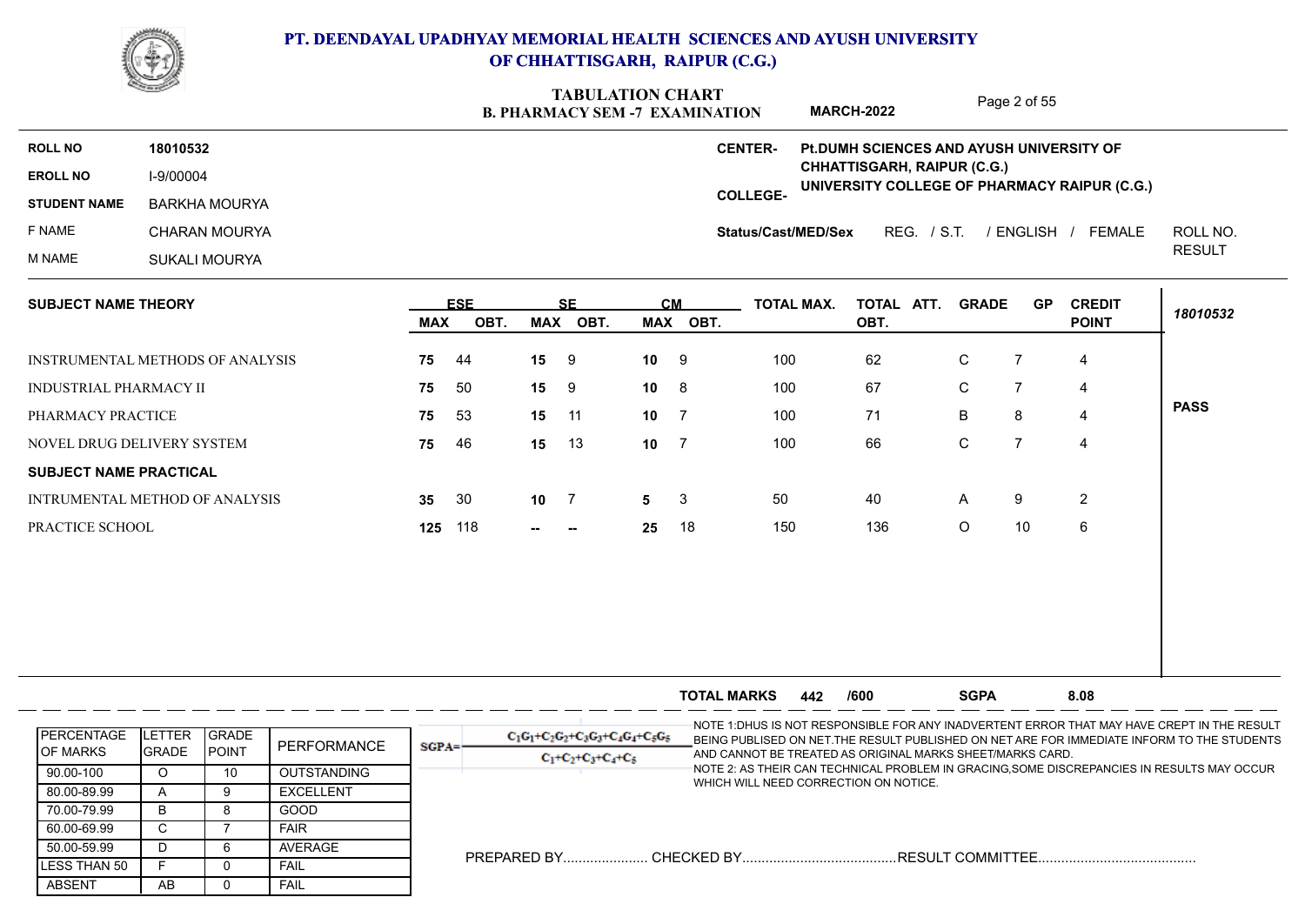# PT. DEENDAYAL UPADHYAY MEMORIAL HEALTH SCIENCES AND AYUSH UNIVERSITY OF CHHATTISGARH, RAIPUR (C.G.)

## TABULATION CHART
**B. PHARMACY SEM -7 EXAMINATION** **MARCH-2022**

| | | | |
|---|---|---|---|
| **ROLL NO** | **18010532** | **CENTER-** | **Pt.DUMH SCIENCES AND AYUSH UNIVERSITY OF CHHATTISGARH, RAIPUR (C.G.)** |
| **EROLL NO** | I-9/00004 | **COLLEGE-** | **UNIVERSITY COLLEGE OF PHARMACY RAIPUR (C.G.)** |
| **STUDENT NAME** | BARKHA MOURYA | | |
| F NAME | CHARAN MOURYA | **Status/Cast/MED/Sex** | REG. / S.T. / ENGLISH / FEMALE |
| M NAME | SUKALI MOURYA | | |

| SUBJECT NAME THEORY | ESE | | SE | | CM | | TOTAL MAX. | TOTAL OBT. | ATT. | GRADE | GP | CREDIT POINT | ROLL NO. RESULT |
|---|---|---|---|---|---|---|---|---|---|---|---|---|---|
| | MAX | OBT. | MAX | OBT. | MAX | OBT. | | | | | | | 18010532 |
| INSTRUMENTAL METHODS OF ANALYSIS | 75 | 44 | 15 | 9 | 10 | 9 | 100 | 62 | | C | 7 | 4 | |
| INDUSTRIAL PHARMACY II | 75 | 50 | 15 | 9 | 10 | 8 | 100 | 67 | | C | 7 | 4 | |
| PHARMACY PRACTICE | 75 | 53 | 15 | 11 | 10 | 7 | 100 | 71 | | B | 8 | 4 | PASS |
| NOVEL DRUG DELIVERY SYSTEM | 75 | 46 | 15 | 13 | 10 | 7 | 100 | 66 | | C | 7 | 4 | |
| **SUBJECT NAME PRACTICAL** | | | | | | | | | | | | | |
| INTRUMENTAL METHOD OF ANALYSIS | 35 | 30 | 10 | 7 | 5 | 3 | 50 | 40 | | A | 9 | 2 | |
| PRACTICE SCHOOL | 125 | 118 | -- | -- | 25 | 18 | 150 | 136 | | O | 10 | 6 | |

**TOTAL MARKS** 442 /600 **SGPA** 8.08

| PERCENTAGE OF MARKS | LETTER GRADE | GRADE POINT | PERFORMANCE |
|---|---|---|---|
| 90.00-100 | O | 10 | OUTSTANDING |
| 80.00-89.99 | A | 9 | EXCELLENT |
| 70.00-79.99 | B | 8 | GOOD |
| 60.00-69.99 | C | 7 | FAIR |
| 50.00-59.99 | D | 6 | AVERAGE |
| LESS THAN 50 | F | 0 | FAIL |
| ABSENT | AB | 0 | FAIL |

$$SGPA = \frac{C_1G_1+C_2G_2+C_3G_3+C_4G_4+C_5G_5}{C_1+C_2+C_3+C_4+C_5}$$

NOTE 1:DHUS IS NOT RESPONSIBLE FOR ANY INADVERTENT ERROR THAT MAY HAVE CREPT IN THE RESULT BEING PUBLISED ON NET.THE RESULT PUBLISHED ON NET ARE FOR IMMEDIATE INFORM TO THE STUDENTS AND CANNOT BE TREATED AS ORIGINAL MARKS SHEET/MARKS CARD.

NOTE 2: AS THEIR CAN TECHNICAL PROBLEM IN GRACING,SOME DISCREPANCIES IN RESULTS MAY OCCUR WHICH WILL NEED CORRECTION ON NOTICE.

PREPARED BY...................... CHECKED BY........................................RESULT COMMITTEE.........................................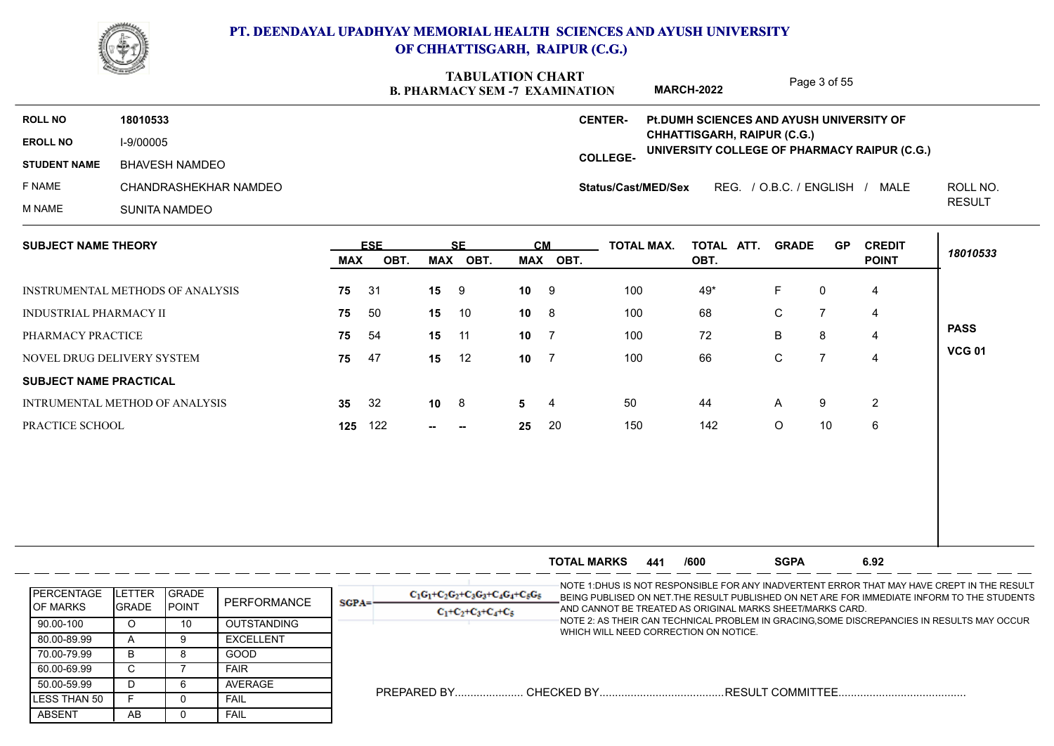# PT. DEENDAYAL UPADHYAY MEMORIAL HEALTH SCIENCES AND AYUSH UNIVERSITY OF CHHATTISGARH, RAIPUR (C.G.)

## TABULATION CHART

**B. PHARMACY SEM -7 EXAMINATION** **MARCH-2022**

| | | | |
|---|---|---|---|
| **ROLL NO** | **18010533** | **CENTER-** | **Pt.DUMH SCIENCES AND AYUSH UNIVERSITY OF CHHATTISGARH, RAIPUR (C.G.)** |
| **EROLL NO** | I-9/00005 | **COLLEGE-** | **UNIVERSITY COLLEGE OF PHARMACY RAIPUR (C.G.)** |
| **STUDENT NAME** | BHAVESH NAMDEO | | |
| F NAME | CHANDRASHEKHAR NAMDEO | **Status/Cast/MED/Sex** | REG. / O.B.C. / ENGLISH / MALE |
| M NAME | SUNITA NAMDEO | | |

| SUBJECT NAME THEORY | ESE MAX | ESE OBT. | SE MAX | SE OBT. | CM MAX | CM OBT. | TOTAL MAX. | TOTAL OBT. | ATT. | GRADE | GP | CREDIT POINT | ROLL NO. RESULT *18010533* |
|---|---|---|---|---|---|---|---|---|---|---|---|---|---|
| INSTRUMENTAL METHODS OF ANALYSIS | 75 | 31 | 15 | 9 | 10 | 9 | 100 | 49* | | F | 0 | 4 | |
| INDUSTRIAL PHARMACY II | 75 | 50 | 15 | 10 | 10 | 8 | 100 | 68 | | C | 7 | 4 | |
| PHARMACY PRACTICE | 75 | 54 | 15 | 11 | 10 | 7 | 100 | 72 | | B | 8 | 4 | **PASS** |
| NOVEL DRUG DELIVERY SYSTEM | 75 | 47 | 15 | 12 | 10 | 7 | 100 | 66 | | C | 7 | 4 | **VCG 01** |
| **SUBJECT NAME PRACTICAL** | | | | | | | | | | | | | |
| INTRUMENTAL METHOD OF ANALYSIS | 35 | 32 | 10 | 8 | 5 | 4 | 50 | 44 | | A | 9 | 2 | |
| PRACTICE SCHOOL | 125 | 122 | -- | -- | 25 | 20 | 150 | 142 | | O | 10 | 6 | |

**TOTAL MARKS** 441 /600 **SGPA** 6.92

| PERCENTAGE OF MARKS | LETTER GRADE | GRADE POINT | PERFORMANCE |
|---|---|---|---|
| 90.00-100 | O | 10 | OUTSTANDING |
| 80.00-89.99 | A | 9 | EXCELLENT |
| 70.00-79.99 | B | 8 | GOOD |
| 60.00-69.99 | C | 7 | FAIR |
| 50.00-59.99 | D | 6 | AVERAGE |
| LESS THAN 50 | F | 0 | FAIL |
| ABSENT | AB | 0 | FAIL |

$$SGPA = \frac{C_1G_1+C_2G_2+C_3G_3+C_4G_4+C_5G_5}{C_1+C_2+C_3+C_4+C_5}$$

NOTE 1:DHUS IS NOT RESPONSIBLE FOR ANY INADVERTENT ERROR THAT MAY HAVE CREPT IN THE RESULT BEING PUBLISED ON NET.THE RESULT PUBLISHED ON NET ARE FOR IMMEDIATE INFORM TO THE STUDENTS AND CANNOT BE TREATED AS ORIGINAL MARKS SHEET/MARKS CARD.

NOTE 2: AS THEIR CAN TECHNICAL PROBLEM IN GRACING,SOME DISCREPANCIES IN RESULTS MAY OCCUR WHICH WILL NEED CORRECTION ON NOTICE.

PREPARED BY...................... CHECKED BY........................................ RESULT COMMITTEE.........................................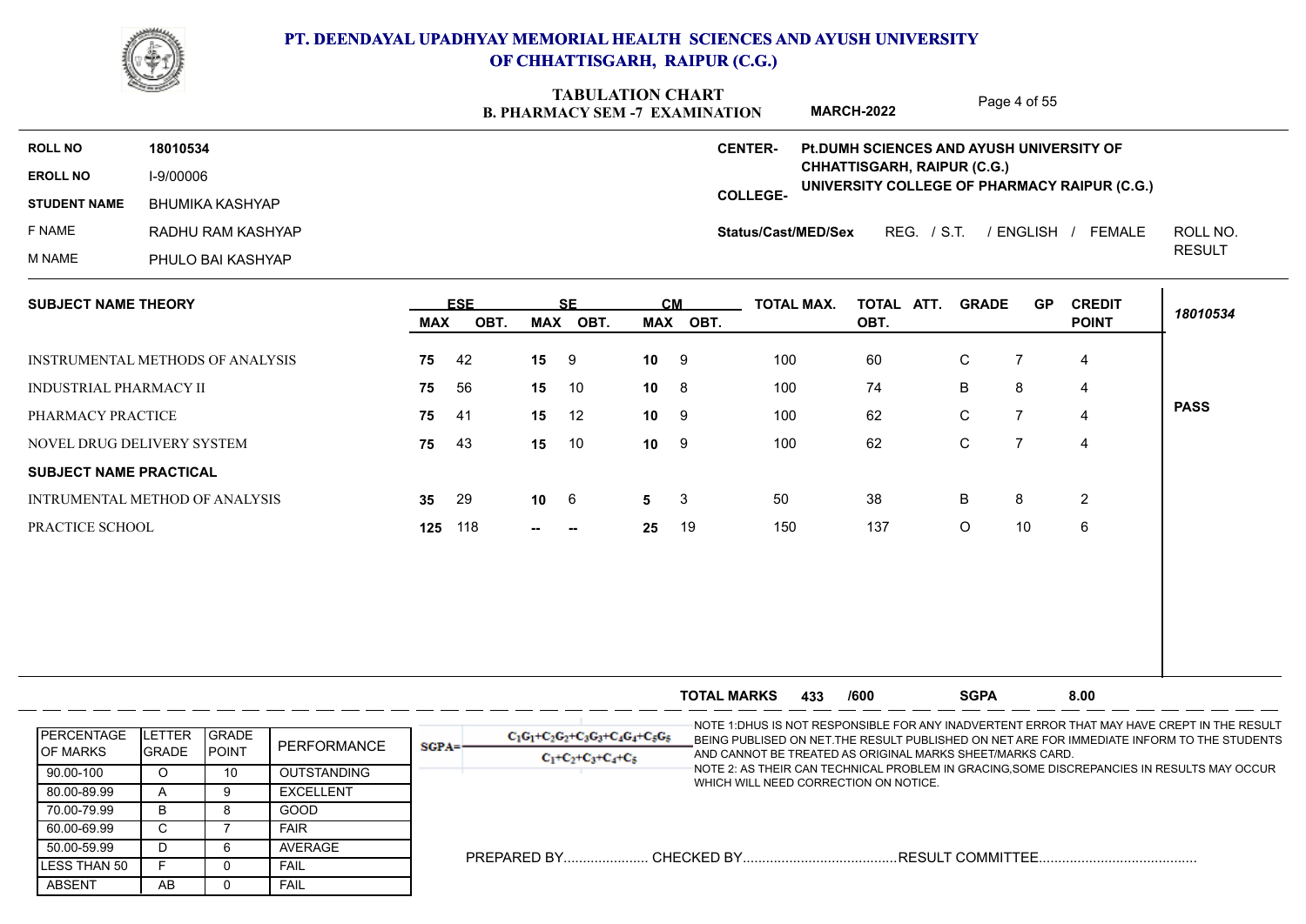# PT. DEENDAYAL UPADHYAY MEMORIAL HEALTH SCIENCES AND AYUSH UNIVERSITY OF CHHATTISGARH, RAIPUR (C.G.)

## TABULATION CHART
### B. PHARMACY SEM -7 EXAMINATION

**MARCH-2022**

**ROLL NO** 18010534

**EROLL NO** I-9/00006

**STUDENT NAME** BHUMIKA KASHYAP

F NAME RADHU RAM KASHYAP

M NAME PHULO BAI KASHYAP

**CENTER-** Pt.DUMH SCIENCES AND AYUSH UNIVERSITY OF CHHATTISGARH, RAIPUR (C.G.)

**COLLEGE-** UNIVERSITY COLLEGE OF PHARMACY RAIPUR (C.G.)

**Status/Cast/MED/Sex** REG. / S.T. / ENGLISH / FEMALE

ROLL NO. RESULT

| SUBJECT NAME THEORY | ESE MAX | ESE OBT. | SE MAX | SE OBT. | CM MAX | CM OBT. | TOTAL MAX. | TOTAL OBT. | ATT. | GRADE | GP | CREDIT POINT | 18010534 |
|---|---|---|---|---|---|---|---|---|---|---|---|---|---|
| INSTRUMENTAL METHODS OF ANALYSIS | 75 | 42 | 15 | 9 | 10 | 9 | 100 | 60 | | C | 7 | 4 | |
| INDUSTRIAL PHARMACY II | 75 | 56 | 15 | 10 | 10 | 8 | 100 | 74 | | B | 8 | 4 | |
| PHARMACY PRACTICE | 75 | 41 | 15 | 12 | 10 | 9 | 100 | 62 | | C | 7 | 4 | **PASS** |
| NOVEL DRUG DELIVERY SYSTEM | 75 | 43 | 15 | 10 | 10 | 9 | 100 | 62 | | C | 7 | 4 | |
| **SUBJECT NAME PRACTICAL** | | | | | | | | | | | | | |
| INTRUMENTAL METHOD OF ANALYSIS | 35 | 29 | 10 | 6 | 5 | 3 | 50 | 38 | | B | 8 | 2 | |
| PRACTICE SCHOOL | 125 | 118 | -- | -- | 25 | 19 | 150 | 137 | | O | 10 | 6 | |

**TOTAL MARKS** 433 /600 **SGPA** 8.00

| PERCENTAGE OF MARKS | LETTER GRADE | GRADE POINT | PERFORMANCE |
|---|---|---|---|
| 90.00-100 | O | 10 | OUTSTANDING |
| 80.00-89.99 | A | 9 | EXCELLENT |
| 70.00-79.99 | B | 8 | GOOD |
| 60.00-69.99 | C | 7 | FAIR |
| 50.00-59.99 | D | 6 | AVERAGE |
| LESS THAN 50 | F | 0 | FAIL |
| ABSENT | AB | 0 | FAIL |

$$SGPA = \frac{C_1G_1+C_2G_2+C_3G_3+C_4G_4+C_5G_5}{C_1+C_2+C_3+C_4+C_5}$$

NOTE 1:DHUS IS NOT RESPONSIBLE FOR ANY INADVERTENT ERROR THAT MAY HAVE CREPT IN THE RESULT BEING PUBLISED ON NET.THE RESULT PUBLISHED ON NET ARE FOR IMMEDIATE INFORM TO THE STUDENTS AND CANNOT BE TREATED AS ORIGINAL MARKS SHEET/MARKS CARD.

NOTE 2: AS THEIR CAN TECHNICAL PROBLEM IN GRACING,SOME DISCREPANCIES IN RESULTS MAY OCCUR WHICH WILL NEED CORRECTION ON NOTICE.

PREPARED BY...................... CHECKED BY........................................RESULT COMMITTEE.........................................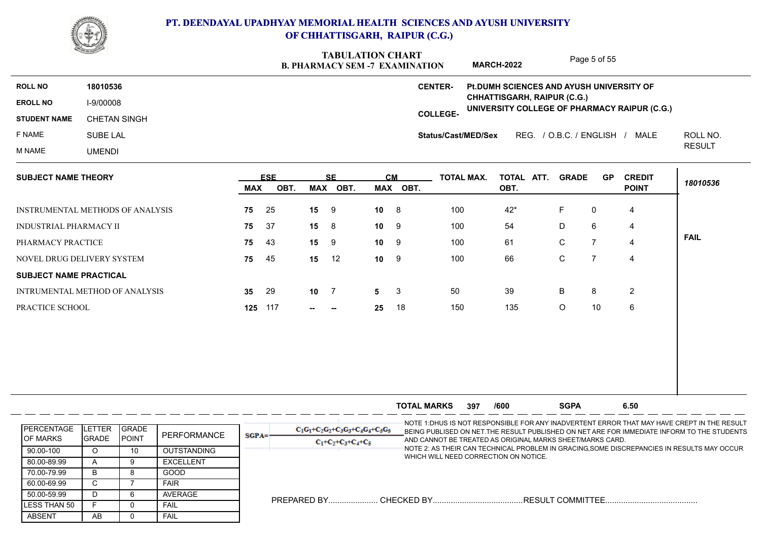# PT. DEENDAYAL UPADHYAY MEMORIAL HEALTH SCIENCES AND AYUSH UNIVERSITY OF CHHATTISGARH, RAIPUR (C.G.)

## TABULATION CHART
### B. PHARMACY SEM -7 EXAMINATION

MARCH-2022

| | | | |
|---|---|---|---|
| **ROLL NO** | 18010536 | **CENTER-** | Pt.DUMH SCIENCES AND AYUSH UNIVERSITY OF CHHATTISGARH, RAIPUR (C.G.) |
| **EROLL NO** | I-9/00008 | **COLLEGE-** | UNIVERSITY COLLEGE OF PHARMACY RAIPUR (C.G.) |
| **STUDENT NAME** | CHETAN SINGH | | |
| F NAME | SUBE LAL | **Status/Cast/MED/Sex** | REG. / O.B.C. / ENGLISH / MALE |
| M NAME | UMENDI | | |

| SUBJECT NAME THEORY | ESE MAX | ESE OBT. | SE MAX | SE OBT. | CM MAX | CM OBT. | TOTAL MAX. | TOTAL OBT. | ATT. | GRADE | GP | CREDIT POINT |
|---|---|---|---|---|---|---|---|---|---|---|---|---|
| INSTRUMENTAL METHODS OF ANALYSIS | 75 | 25 | 15 | 9 | 10 | 8 | 100 | 42* | | F | 0 | 4 |
| INDUSTRIAL PHARMACY II | 75 | 37 | 15 | 8 | 10 | 9 | 100 | 54 | | D | 6 | 4 |
| PHARMACY PRACTICE | 75 | 43 | 15 | 9 | 10 | 9 | 100 | 61 | | C | 7 | 4 |
| NOVEL DRUG DELIVERY SYSTEM | 75 | 45 | 15 | 12 | 10 | 9 | 100 | 66 | | C | 7 | 4 |
| **SUBJECT NAME PRACTICAL** | | | | | | | | | | | | |
| INTRUMENTAL METHOD OF ANALYSIS | 35 | 29 | 10 | 7 | 5 | 3 | 50 | 39 | | B | 8 | 2 |
| PRACTICE SCHOOL | 125 | 117 | -- | -- | 25 | 18 | 150 | 135 | | O | 10 | 6 |

| ROLL NO. | RESULT |
|---|---|
| 18010536 | FAIL |

**TOTAL MARKS** 397 /600 **SGPA** 6.50

| PERCENTAGE OF MARKS | LETTER GRADE | GRADE POINT | PERFORMANCE |
|---|---|---|---|
| 90.00-100 | O | 10 | OUTSTANDING |
| 80.00-89.99 | A | 9 | EXCELLENT |
| 70.00-79.99 | B | 8 | GOOD |
| 60.00-69.99 | C | 7 | FAIR |
| 50.00-59.99 | D | 6 | AVERAGE |
| LESS THAN 50 | F | 0 | FAIL |
| ABSENT | AB | 0 | FAIL |

$$SGPA = \frac{C_1G_1+C_2G_2+C_3G_3+C_4G_4+C_5G_5}{C_1+C_2+C_3+C_4+C_5}$$

NOTE 1:DHUS IS NOT RESPONSIBLE FOR ANY INADVERTENT ERROR THAT MAY HAVE CREPT IN THE RESULT BEING PUBLISED ON NET.THE RESULT PUBLISHED ON NET ARE FOR IMMEDIATE INFORM TO THE STUDENTS AND CANNOT BE TREATED AS ORIGINAL MARKS SHEET/MARKS CARD.

NOTE 2: AS THEIR CAN TECHNICAL PROBLEM IN GRACING,SOME DISCREPANCIES IN RESULTS MAY OCCUR WHICH WILL NEED CORRECTION ON NOTICE.

PREPARED BY...................... CHECKED BY........................................RESULT COMMITTEE.........................................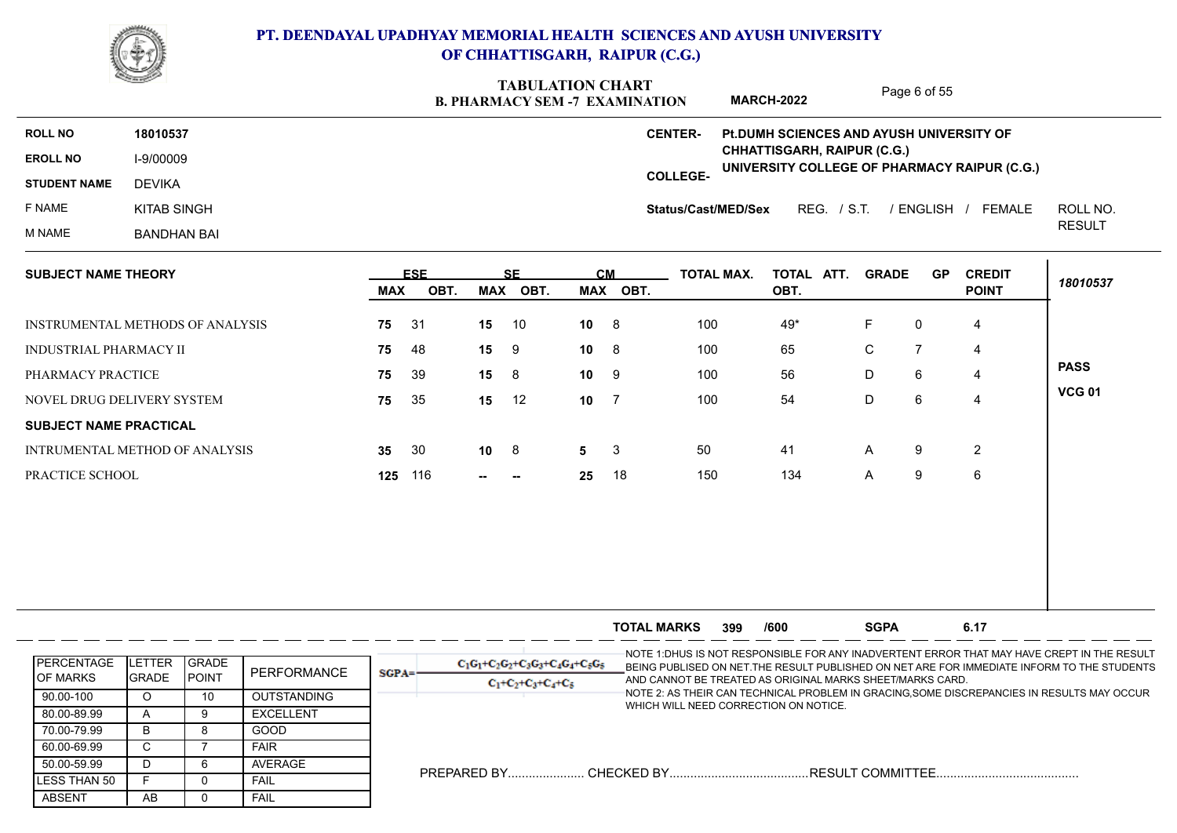# PT. DEENDAYAL UPADHYAY MEMORIAL HEALTH SCIENCES AND AYUSH UNIVERSITY OF CHHATTISGARH, RAIPUR (C.G.)

## TABULATION CHART
**B. PHARMACY SEM -7 EXAMINATION** **MARCH-2022**

| | | | |
|---|---|---|---|
| **ROLL NO** | **18010537** | **CENTER-** | **Pt.DUMH SCIENCES AND AYUSH UNIVERSITY OF CHHATTISGARH, RAIPUR (C.G.)** |
| **EROLL NO** | I-9/00009 | **COLLEGE-** | **UNIVERSITY COLLEGE OF PHARMACY RAIPUR (C.G.)** |
| **STUDENT NAME** | DEVIKA | | |
| F NAME | KITAB SINGH | **Status/Cast/MED/Sex** | REG. / S.T. / ENGLISH / FEMALE |
| M NAME | BANDHAN BAI | | |

| SUBJECT NAME THEORY | ESE MAX | ESE OBT. | SE MAX | SE OBT. | CM MAX | CM OBT. | TOTAL MAX. | TOTAL OBT. | ATT. | GRADE | GP | CREDIT POINT | ROLL NO. RESULT |
|---|---|---|---|---|---|---|---|---|---|---|---|---|---|
| | | | | | | | | | | | | | 18010537 |
| INSTRUMENTAL METHODS OF ANALYSIS | 75 | 31 | 15 | 10 | 10 | 8 | 100 | 49* | | F | 0 | 4 | |
| INDUSTRIAL PHARMACY II | 75 | 48 | 15 | 9 | 10 | 8 | 100 | 65 | | C | 7 | 4 | |
| PHARMACY PRACTICE | 75 | 39 | 15 | 8 | 10 | 9 | 100 | 56 | | D | 6 | 4 | PASS |
| NOVEL DRUG DELIVERY SYSTEM | 75 | 35 | 15 | 12 | 10 | 7 | 100 | 54 | | D | 6 | 4 | VCG 01 |
| **SUBJECT NAME PRACTICAL** | | | | | | | | | | | | | |
| INTRUMENTAL METHOD OF ANALYSIS | 35 | 30 | 10 | 8 | 5 | 3 | 50 | 41 | | A | 9 | 2 | |
| PRACTICE SCHOOL | 125 | 116 | -- | -- | 25 | 18 | 150 | 134 | | A | 9 | 6 | |

**TOTAL MARKS** 399 /600 **SGPA** 6.17

| PERCENTAGE OF MARKS | LETTER GRADE | GRADE POINT | PERFORMANCE |
|---|---|---|---|
| 90.00-100 | O | 10 | OUTSTANDING |
| 80.00-89.99 | A | 9 | EXCELLENT |
| 70.00-79.99 | B | 8 | GOOD |
| 60.00-69.99 | C | 7 | FAIR |
| 50.00-59.99 | D | 6 | AVERAGE |
| LESS THAN 50 | F | 0 | FAIL |
| ABSENT | AB | 0 | FAIL |

$$SGPA = \frac{C_1G_1+C_2G_2+C_3G_3+C_4G_4+C_5G_5}{C_1+C_2+C_3+C_4+C_5}$$

NOTE 1:DHUS IS NOT RESPONSIBLE FOR ANY INADVERTENT ERROR THAT MAY HAVE CREPT IN THE RESULT BEING PUBLISED ON NET.THE RESULT PUBLISHED ON NET ARE FOR IMMEDIATE INFORM TO THE STUDENTS AND CANNOT BE TREATED AS ORIGINAL MARKS SHEET/MARKS CARD.

NOTE 2: AS THEIR CAN TECHNICAL PROBLEM IN GRACING,SOME DISCREPANCIES IN RESULTS MAY OCCUR WHICH WILL NEED CORRECTION ON NOTICE.

PREPARED BY...................... CHECKED BY........................................ RESULT COMMITTEE.........................................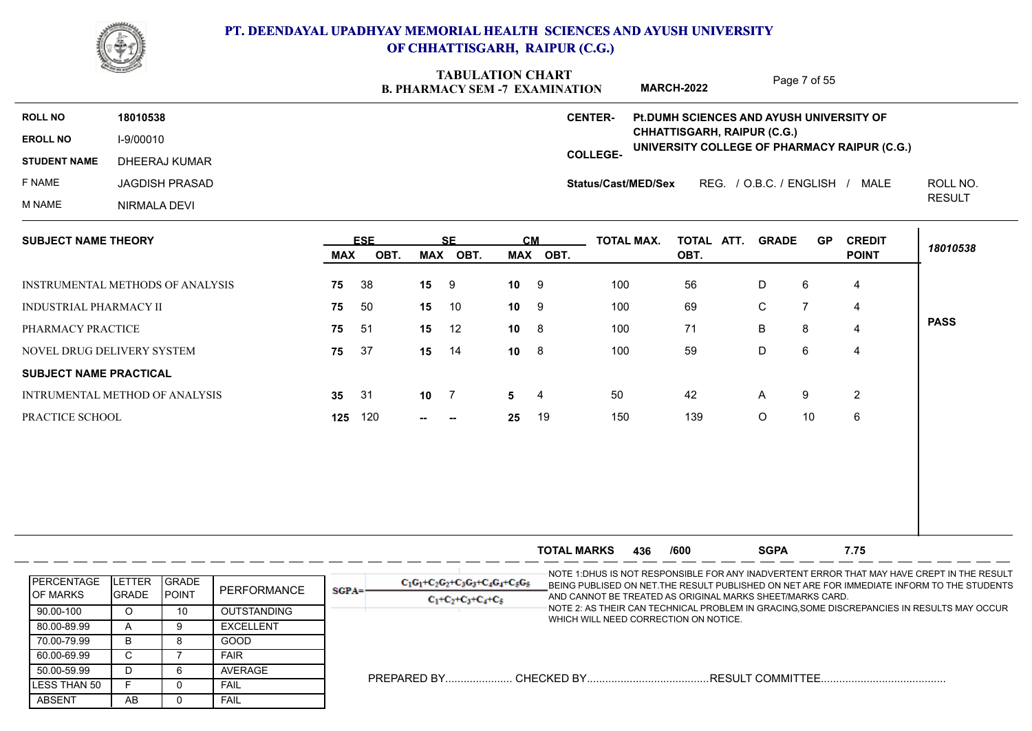# PT. DEENDAYAL UPADHYAY MEMORIAL HEALTH SCIENCES AND AYUSH UNIVERSITY OF CHHATTISGARH, RAIPUR (C.G.)

## TABULATION CHART
**B. PHARMACY SEM -7 EXAMINATION** — **MARCH-2022**

| | | | |
|---|---|---|---|
| **ROLL NO** | **18010538** | **CENTER-** | **Pt.DUMH SCIENCES AND AYUSH UNIVERSITY OF CHHATTISGARH, RAIPUR (C.G.)** |
| **EROLL NO** | I-9/00010 | **COLLEGE-** | **UNIVERSITY COLLEGE OF PHARMACY RAIPUR (C.G.)** |
| **STUDENT NAME** | DHEERAJ KUMAR | | |
| F NAME | JAGDISH PRASAD | **Status/Cast/MED/Sex** | REG. / O.B.C. / ENGLISH / MALE |
| M NAME | NIRMALA DEVI | | |

| SUBJECT NAME THEORY | ESE MAX | ESE OBT. | SE MAX | SE OBT. | CM MAX | CM OBT. | TOTAL MAX. | TOTAL OBT. | ATT. | GRADE | GP | CREDIT POINT | ROLL NO. RESULT 18010538 |
|---|---|---|---|---|---|---|---|---|---|---|---|---|---|
| INSTRUMENTAL METHODS OF ANALYSIS | 75 | 38 | 15 | 9 | 10 | 9 | 100 | 56 | | D | 6 | 4 | |
| INDUSTRIAL PHARMACY II | 75 | 50 | 15 | 10 | 10 | 9 | 100 | 69 | | C | 7 | 4 | |
| PHARMACY PRACTICE | 75 | 51 | 15 | 12 | 10 | 8 | 100 | 71 | | B | 8 | 4 | **PASS** |
| NOVEL DRUG DELIVERY SYSTEM | 75 | 37 | 15 | 14 | 10 | 8 | 100 | 59 | | D | 6 | 4 | |
| **SUBJECT NAME PRACTICAL** | | | | | | | | | | | | | |
| INTRUMENTAL METHOD OF ANALYSIS | 35 | 31 | 10 | 7 | 5 | 4 | 50 | 42 | | A | 9 | 2 | |
| PRACTICE SCHOOL | 125 | 120 | -- | -- | 25 | 19 | 150 | 139 | | O | 10 | 6 | |

**TOTAL MARKS** 436 /600 **SGPA** 7.75

| PERCENTAGE OF MARKS | LETTER GRADE | GRADE POINT | PERFORMANCE |
|---|---|---|---|
| 90.00-100 | O | 10 | OUTSTANDING |
| 80.00-89.99 | A | 9 | EXCELLENT |
| 70.00-79.99 | B | 8 | GOOD |
| 60.00-69.99 | C | 7 | FAIR |
| 50.00-59.99 | D | 6 | AVERAGE |
| LESS THAN 50 | F | 0 | FAIL |
| ABSENT | AB | 0 | FAIL |

$$SGPA=\frac{C_1G_1+C_2G_2+C_3G_3+C_4G_4+C_5G_5}{C_1+C_2+C_3+C_4+C_5}$$

NOTE 1:DHUS IS NOT RESPONSIBLE FOR ANY INADVERTENT ERROR THAT MAY HAVE CREPT IN THE RESULT BEING PUBLISED ON NET.THE RESULT PUBLISHED ON NET ARE FOR IMMEDIATE INFORM TO THE STUDENTS AND CANNOT BE TREATED AS ORIGINAL MARKS SHEET/MARKS CARD.

NOTE 2: AS THEIR CAN TECHNICAL PROBLEM IN GRACING,SOME DISCREPANCIES IN RESULTS MAY OCCUR WHICH WILL NEED CORRECTION ON NOTICE.

PREPARED BY...................... CHECKED BY........................................ RESULT COMMITTEE.........................................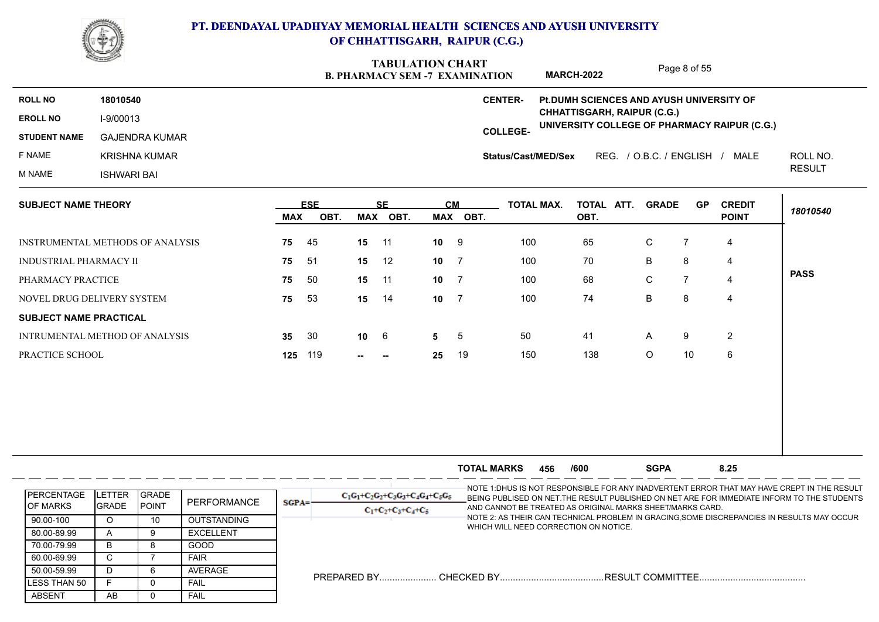# PT. DEENDAYAL UPADHYAY MEMORIAL HEALTH SCIENCES AND AYUSH UNIVERSITY OF CHHATTISGARH, RAIPUR (C.G.)

## TABULATION CHART
**B. PHARMACY SEM -7 EXAMINATION** — **MARCH-2022**

| | |
|---|---|
| **ROLL NO** | 18010540 |
| **EROLL NO** | I-9/00013 |
| **STUDENT NAME** | GAJENDRA KUMAR |
| F NAME | KRISHNA KUMAR |
| M NAME | ISHWARI BAI |

**CENTER-** Pt.DUMH SCIENCES AND AYUSH UNIVERSITY OF CHHATTISGARH, RAIPUR (C.G.)

**COLLEGE-** UNIVERSITY COLLEGE OF PHARMACY RAIPUR (C.G.)

**Status/Cast/MED/Sex** REG. / O.B.C. / ENGLISH / MALE

ROLL NO. RESULT

| SUBJECT NAME THEORY | ESE MAX | ESE OBT. | SE MAX | SE OBT. | CM MAX | CM OBT. | TOTAL MAX. | TOTAL OBT. | ATT. | GRADE | GP | CREDIT POINT |
|---|---|---|---|---|---|---|---|---|---|---|---|---|
| INSTRUMENTAL METHODS OF ANALYSIS | 75 | 45 | 15 | 11 | 10 | 9 | 100 | 65 | | C | 7 | 4 |
| INDUSTRIAL PHARMACY II | 75 | 51 | 15 | 12 | 10 | 7 | 100 | 70 | | B | 8 | 4 |
| PHARMACY PRACTICE | 75 | 50 | 15 | 11 | 10 | 7 | 100 | 68 | | C | 7 | 4 |
| NOVEL DRUG DELIVERY SYSTEM | 75 | 53 | 15 | 14 | 10 | 7 | 100 | 74 | | B | 8 | 4 |
| **SUBJECT NAME PRACTICAL** | | | | | | | | | | | | |
| INTRUMENTAL METHOD OF ANALYSIS | 35 | 30 | 10 | 6 | 5 | 5 | 50 | 41 | | A | 9 | 2 |
| PRACTICE SCHOOL | 125 | 119 | -- | -- | 25 | 19 | 150 | 138 | | O | 10 | 6 |

**18010540** — **PASS**

**TOTAL MARKS** 456 /600 **SGPA** 8.25

| PERCENTAGE OF MARKS | LETTER GRADE | GRADE POINT | PERFORMANCE |
|---|---|---|---|
| 90.00-100 | O | 10 | OUTSTANDING |
| 80.00-89.99 | A | 9 | EXCELLENT |
| 70.00-79.99 | B | 8 | GOOD |
| 60.00-69.99 | C | 7 | FAIR |
| 50.00-59.99 | D | 6 | AVERAGE |
| LESS THAN 50 | F | 0 | FAIL |
| ABSENT | AB | 0 | FAIL |

$$SGPA = \frac{C_1G_1+C_2G_2+C_3G_3+C_4G_4+C_5G_5}{C_1+C_2+C_3+C_4+C_5}$$

NOTE 1:DHUS IS NOT RESPONSIBLE FOR ANY INADVERTENT ERROR THAT MAY HAVE CREPT IN THE RESULT BEING PUBLISED ON NET.THE RESULT PUBLISHED ON NET ARE FOR IMMEDIATE INFORM TO THE STUDENTS AND CANNOT BE TREATED AS ORIGINAL MARKS SHEET/MARKS CARD.

NOTE 2: AS THEIR CAN TECHNICAL PROBLEM IN GRACING,SOME DISCREPANCIES IN RESULTS MAY OCCUR WHICH WILL NEED CORRECTION ON NOTICE.

PREPARED BY...................... CHECKED BY........................................ RESULT COMMITTEE.........................................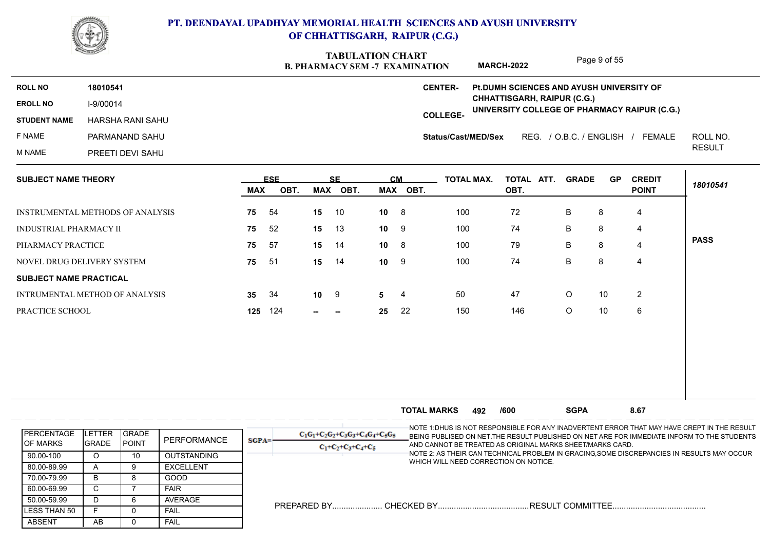# PT. DEENDAYAL UPADHYAY MEMORIAL HEALTH SCIENCES AND AYUSH UNIVERSITY OF CHHATTISGARH, RAIPUR (C.G.)

**TABULATION CHART**
**B. PHARMACY SEM -7 EXAMINATION** **MARCH-2022**

| | | | |
|---|---|---|---|
| **ROLL NO** | **18010541** | **CENTER-** | **Pt.DUMH SCIENCES AND AYUSH UNIVERSITY OF CHHATTISGARH, RAIPUR (C.G.)** |
| **EROLL NO** | I-9/00014 | **COLLEGE-** | **UNIVERSITY COLLEGE OF PHARMACY RAIPUR (C.G.)** |
| **STUDENT NAME** | HARSHA RANI SAHU | | |
| F NAME | PARMANAND SAHU | **Status/Cast/MED/Sex** | REG. / O.B.C. / ENGLISH / FEMALE |
| M NAME | PREETI DEVI SAHU | | |

| SUBJECT NAME THEORY | ESE MAX | ESE OBT. | SE MAX | SE OBT. | CM MAX | CM OBT. | TOTAL MAX. | TOTAL OBT. | ATT. | GRADE | GP | CREDIT POINT | ROLL NO. RESULT |
|---|---|---|---|---|---|---|---|---|---|---|---|---|---|
| | | | | | | | | | | | | | 18010541 |
| INSTRUMENTAL METHODS OF ANALYSIS | 75 | 54 | 15 | 10 | 10 | 8 | 100 | 72 | | B | 8 | 4 | |
| INDUSTRIAL PHARMACY II | 75 | 52 | 15 | 13 | 10 | 9 | 100 | 74 | | B | 8 | 4 | |
| PHARMACY PRACTICE | 75 | 57 | 15 | 14 | 10 | 8 | 100 | 79 | | B | 8 | 4 | PASS |
| NOVEL DRUG DELIVERY SYSTEM | 75 | 51 | 15 | 14 | 10 | 9 | 100 | 74 | | B | 8 | 4 | |
| **SUBJECT NAME PRACTICAL** | | | | | | | | | | | | | |
| INTRUMENTAL METHOD OF ANALYSIS | 35 | 34 | 10 | 9 | 5 | 4 | 50 | 47 | | O | 10 | 2 | |
| PRACTICE SCHOOL | 125 | 124 | -- | -- | 25 | 22 | 150 | 146 | | O | 10 | 6 | |

**TOTAL MARKS** 492 /600 **SGPA** 8.67

| PERCENTAGE OF MARKS | LETTER GRADE | GRADE POINT | PERFORMANCE |
|---|---|---|---|
| 90.00-100 | O | 10 | OUTSTANDING |
| 80.00-89.99 | A | 9 | EXCELLENT |
| 70.00-79.99 | B | 8 | GOOD |
| 60.00-69.99 | C | 7 | FAIR |
| 50.00-59.99 | D | 6 | AVERAGE |
| LESS THAN 50 | F | 0 | FAIL |
| ABSENT | AB | 0 | FAIL |

$$SGPA = \frac{C_1G_1+C_2G_2+C_3G_3+C_4G_4+C_5G_5}{C_1+C_2+C_3+C_4+C_5}$$

NOTE 1:DHUS IS NOT RESPONSIBLE FOR ANY INADVERTENT ERROR THAT MAY HAVE CREPT IN THE RESULT BEING PUBLISED ON NET.THE RESULT PUBLISHED ON NET ARE FOR IMMEDIATE INFORM TO THE STUDENTS AND CANNOT BE TREATED AS ORIGINAL MARKS SHEET/MARKS CARD.
NOTE 2: AS THEIR CAN TECHNICAL PROBLEM IN GRACING,SOME DISCREPANCIES IN RESULTS MAY OCCUR WHICH WILL NEED CORRECTION ON NOTICE.

PREPARED BY...................... CHECKED BY........................................RESULT COMMITTEE.........................................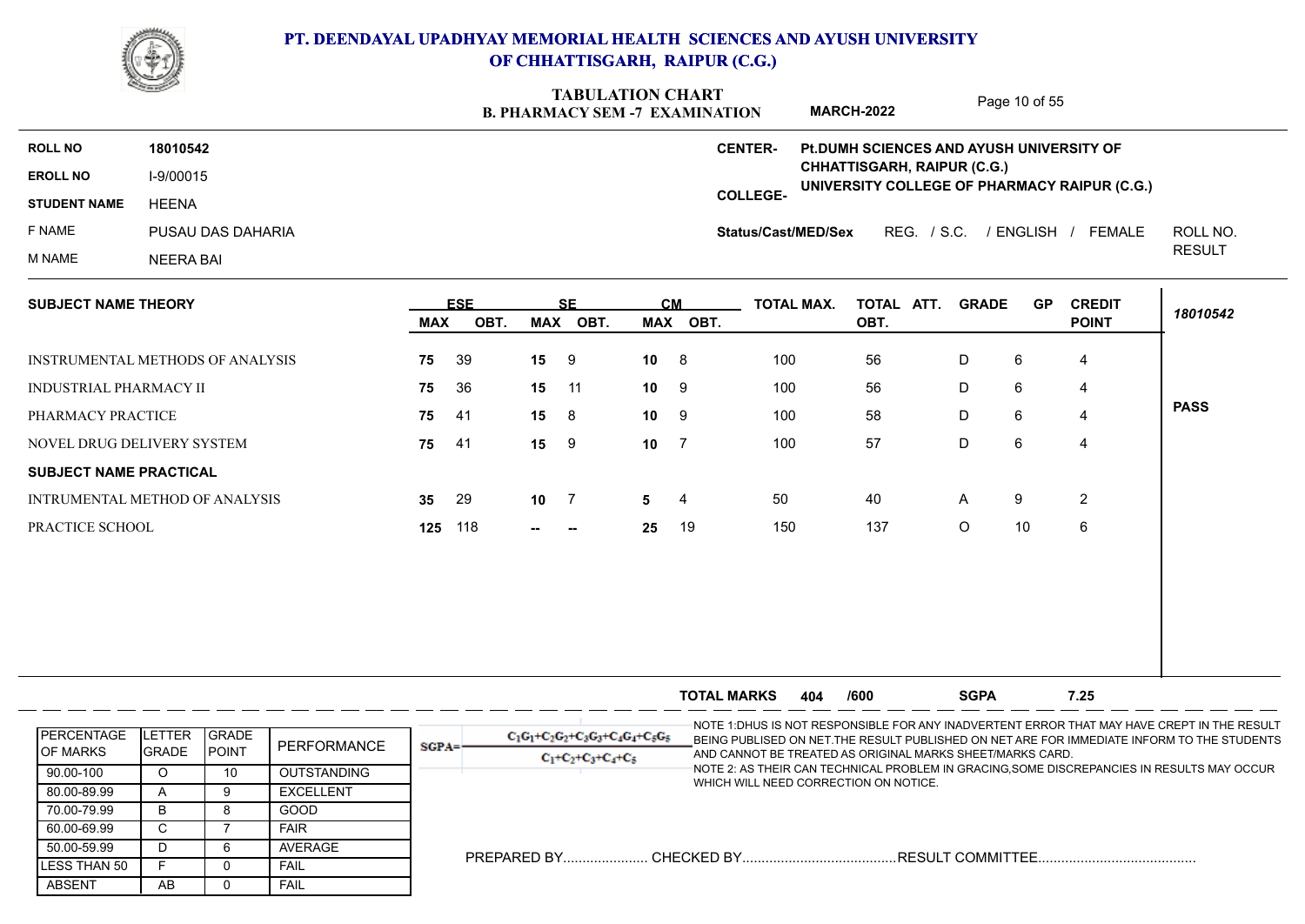# PT. DEENDAYAL UPADHYAY MEMORIAL HEALTH SCIENCES AND AYUSH UNIVERSITY OF CHHATTISGARH, RAIPUR (C.G.)

## TABULATION CHART
**B. PHARMACY SEM -7 EXAMINATION** **MARCH-2022**

| | | | |
|---|---|---|---|
| **ROLL NO** | 18010542 | **CENTER-** | Pt.DUMH SCIENCES AND AYUSH UNIVERSITY OF CHHATTISGARH, RAIPUR (C.G.) |
| **EROLL NO** | I-9/00015 | **COLLEGE-** | UNIVERSITY COLLEGE OF PHARMACY RAIPUR (C.G.) |
| **STUDENT NAME** | HEENA | | |
| F NAME | PUSAU DAS DAHARIA | **Status/Cast/MED/Sex** | REG. / S.C. / ENGLISH / FEMALE |
| M NAME | NEERA BAI | | |

| SUBJECT NAME THEORY | ESE MAX | ESE OBT. | SE MAX | SE OBT. | CM MAX | CM OBT. | TOTAL MAX. | TOTAL OBT. | ATT. | GRADE | GP | CREDIT POINT | ROLL NO. RESULT |
|---|---|---|---|---|---|---|---|---|---|---|---|---|---|
| | | | | | | | | | | | | | 18010542 |
| INSTRUMENTAL METHODS OF ANALYSIS | 75 | 39 | 15 | 9 | 10 | 8 | 100 | 56 | | D | 6 | 4 | |
| INDUSTRIAL PHARMACY II | 75 | 36 | 15 | 11 | 10 | 9 | 100 | 56 | | D | 6 | 4 | |
| PHARMACY PRACTICE | 75 | 41 | 15 | 8 | 10 | 9 | 100 | 58 | | D | 6 | 4 | PASS |
| NOVEL DRUG DELIVERY SYSTEM | 75 | 41 | 15 | 9 | 10 | 7 | 100 | 57 | | D | 6 | 4 | |
| **SUBJECT NAME PRACTICAL** | | | | | | | | | | | | | |
| INTRUMENTAL METHOD OF ANALYSIS | 35 | 29 | 10 | 7 | 5 | 4 | 50 | 40 | | A | 9 | 2 | |
| PRACTICE SCHOOL | 125 | 118 | -- | -- | 25 | 19 | 150 | 137 | | O | 10 | 6 | |

**TOTAL MARKS** 404 /600 **SGPA** 7.25

| PERCENTAGE OF MARKS | LETTER GRADE | GRADE POINT | PERFORMANCE |
|---|---|---|---|
| 90.00-100 | O | 10 | OUTSTANDING |
| 80.00-89.99 | A | 9 | EXCELLENT |
| 70.00-79.99 | B | 8 | GOOD |
| 60.00-69.99 | C | 7 | FAIR |
| 50.00-59.99 | D | 6 | AVERAGE |
| LESS THAN 50 | F | 0 | FAIL |
| ABSENT | AB | 0 | FAIL |

$$SGPA = \frac{C_1G_1+C_2G_2+C_3G_3+C_4G_4+C_5G_5}{C_1+C_2+C_3+C_4+C_5}$$

NOTE 1:DHUS IS NOT RESPONSIBLE FOR ANY INADVERTENT ERROR THAT MAY HAVE CREPT IN THE RESULT BEING PUBLISED ON NET.THE RESULT PUBLISHED ON NET ARE FOR IMMEDIATE INFORM TO THE STUDENTS AND CANNOT BE TREATED AS ORIGINAL MARKS SHEET/MARKS CARD.

NOTE 2: AS THEIR CAN TECHNICAL PROBLEM IN GRACING,SOME DISCREPANCIES IN RESULTS MAY OCCUR WHICH WILL NEED CORRECTION ON NOTICE.

PREPARED BY...................... CHECKED BY........................................RESULT COMMITTEE.........................................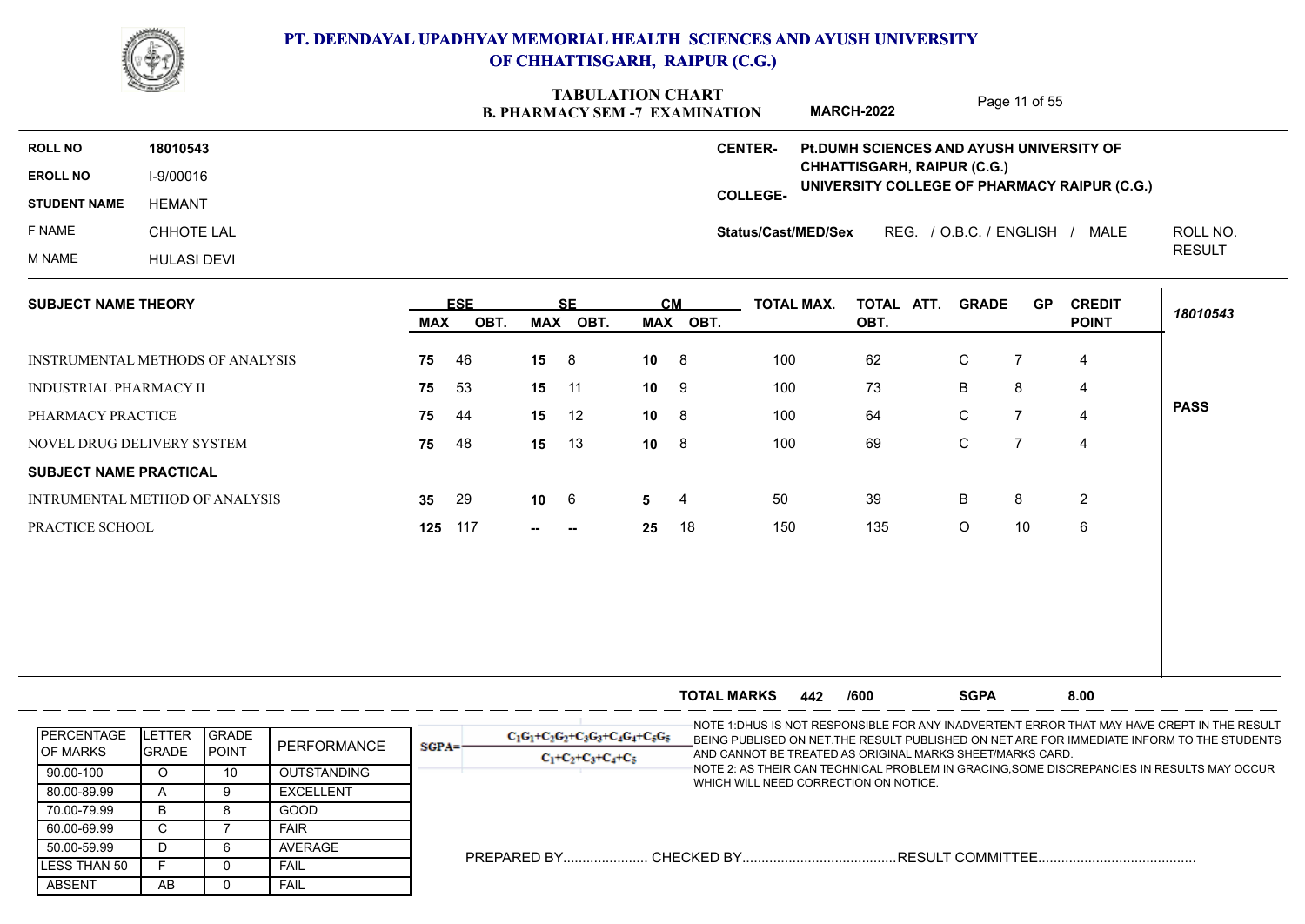# PT. DEENDAYAL UPADHYAY MEMORIAL HEALTH SCIENCES AND AYUSH UNIVERSITY OF CHHATTISGARH, RAIPUR (C.G.)

## TABULATION CHART
**B. PHARMACY SEM -7 EXAMINATION** — **MARCH-2022**

| | | | |
|---|---|---|---|
| **ROLL NO** | 18010543 | **CENTER-** | Pt.DUMH SCIENCES AND AYUSH UNIVERSITY OF CHHATTISGARH, RAIPUR (C.G.) |
| **EROLL NO** | I-9/00016 | **COLLEGE-** | UNIVERSITY COLLEGE OF PHARMACY RAIPUR (C.G.) |
| **STUDENT NAME** | HEMANT | | |
| F NAME | CHHOTE LAL | **Status/Cast/MED/Sex** | REG. / O.B.C. / ENGLISH / MALE |
| M NAME | HULASI DEVI | | |

| SUBJECT NAME THEORY | ESE MAX | ESE OBT. | SE MAX | SE OBT. | CM MAX | CM OBT. | TOTAL MAX. | TOTAL OBT. | ATT. | GRADE | GP | CREDIT POINT | ROLL NO. RESULT: 18010543 |
|---|---|---|---|---|---|---|---|---|---|---|---|---|---|
| INSTRUMENTAL METHODS OF ANALYSIS | 75 | 46 | 15 | 8 | 10 | 8 | 100 | 62 | | C | 7 | 4 | |
| INDUSTRIAL PHARMACY II | 75 | 53 | 15 | 11 | 10 | 9 | 100 | 73 | | B | 8 | 4 | |
| PHARMACY PRACTICE | 75 | 44 | 15 | 12 | 10 | 8 | 100 | 64 | | C | 7 | 4 | PASS |
| NOVEL DRUG DELIVERY SYSTEM | 75 | 48 | 15 | 13 | 10 | 8 | 100 | 69 | | C | 7 | 4 | |
| **SUBJECT NAME PRACTICAL** | | | | | | | | | | | | | |
| INTRUMENTAL METHOD OF ANALYSIS | 35 | 29 | 10 | 6 | 5 | 4 | 50 | 39 | | B | 8 | 2 | |
| PRACTICE SCHOOL | 125 | 117 | -- | -- | 25 | 18 | 150 | 135 | | O | 10 | 6 | |

**TOTAL MARKS** 442 /600 **SGPA** 8.00

| PERCENTAGE OF MARKS | LETTER GRADE | GRADE POINT | PERFORMANCE |
|---|---|---|---|
| 90.00-100 | O | 10 | OUTSTANDING |
| 80.00-89.99 | A | 9 | EXCELLENT |
| 70.00-79.99 | B | 8 | GOOD |
| 60.00-69.99 | C | 7 | FAIR |
| 50.00-59.99 | D | 6 | AVERAGE |
| LESS THAN 50 | F | 0 | FAIL |
| ABSENT | AB | 0 | FAIL |

$$SGPA = \frac{C_1G_1+C_2G_2+C_3G_3+C_4G_4+C_5G_5}{C_1+C_2+C_3+C_4+C_5}$$

NOTE 1:DHUS IS NOT RESPONSIBLE FOR ANY INADVERTENT ERROR THAT MAY HAVE CREPT IN THE RESULT BEING PUBLISED ON NET.THE RESULT PUBLISHED ON NET ARE FOR IMMEDIATE INFORM TO THE STUDENTS AND CANNOT BE TREATED AS ORIGINAL MARKS SHEET/MARKS CARD.

NOTE 2: AS THEIR CAN TECHNICAL PROBLEM IN GRACING,SOME DISCREPANCIES IN RESULTS MAY OCCUR WHICH WILL NEED CORRECTION ON NOTICE.

PREPARED BY...................... CHECKED BY........................................ RESULT COMMITTEE.........................................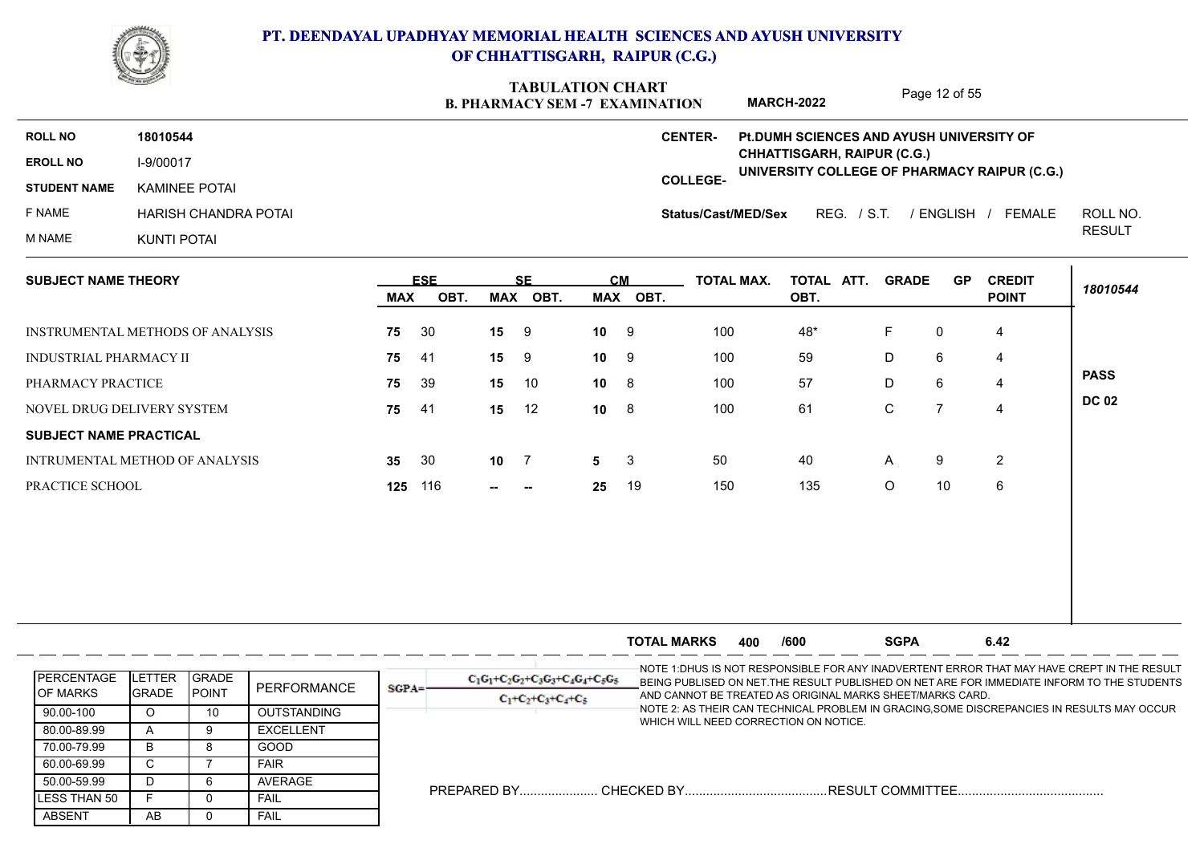# PT. DEENDAYAL UPADHYAY MEMORIAL HEALTH SCIENCES AND AYUSH UNIVERSITY OF CHHATTISGARH, RAIPUR (C.G.)

**TABULATION CHART**
**B. PHARMACY SEM -7 EXAMINATION** **MARCH-2022**

| | |
|---|---|
| **ROLL NO** | **18010544** |
| **EROLL NO** | I-9/00017 |
| **STUDENT NAME** | KAMINEE POTAI |
| F NAME | HARISH CHANDRA POTAI |
| M NAME | KUNTI POTAI |

**CENTER-** Pt.DUMH SCIENCES AND AYUSH UNIVERSITY OF CHHATTISGARH, RAIPUR (C.G.)
**COLLEGE-** UNIVERSITY COLLEGE OF PHARMACY RAIPUR (C.G.)

**Status/Cast/MED/Sex** REG. / S.T. / ENGLISH / FEMALE

ROLL NO. RESULT

| SUBJECT NAME THEORY | ESE MAX | ESE OBT. | SE MAX | SE OBT. | CM MAX | CM OBT. | TOTAL MAX. | TOTAL OBT. | ATT. | GRADE | GP | CREDIT POINT | 18010544 |
|---|---|---|---|---|---|---|---|---|---|---|---|---|---|
| INSTRUMENTAL METHODS OF ANALYSIS | 75 | 30 | 15 | 9 | 10 | 9 | 100 | 48* | | F | 0 | 4 | |
| INDUSTRIAL PHARMACY II | 75 | 41 | 15 | 9 | 10 | 9 | 100 | 59 | | D | 6 | 4 | |
| PHARMACY PRACTICE | 75 | 39 | 15 | 10 | 10 | 8 | 100 | 57 | | D | 6 | 4 | **PASS** |
| NOVEL DRUG DELIVERY SYSTEM | 75 | 41 | 15 | 12 | 10 | 8 | 100 | 61 | | C | 7 | 4 | **DC 02** |
| **SUBJECT NAME PRACTICAL** | | | | | | | | | | | | | |
| INTRUMENTAL METHOD OF ANALYSIS | 35 | 30 | 10 | 7 | 5 | 3 | 50 | 40 | | A | 9 | 2 | |
| PRACTICE SCHOOL | 125 | 116 | -- | -- | 25 | 19 | 150 | 135 | | O | 10 | 6 | |

**TOTAL MARKS** 400 /600 **SGPA** 6.42

| PERCENTAGE OF MARKS | LETTER GRADE | GRADE POINT | PERFORMANCE |
|---|---|---|---|
| 90.00-100 | O | 10 | OUTSTANDING |
| 80.00-89.99 | A | 9 | EXCELLENT |
| 70.00-79.99 | B | 8 | GOOD |
| 60.00-69.99 | C | 7 | FAIR |
| 50.00-59.99 | D | 6 | AVERAGE |
| LESS THAN 50 | F | 0 | FAIL |
| ABSENT | AB | 0 | FAIL |

$$SGPA = \frac{C_1G_1+C_2G_2+C_3G_3+C_4G_4+C_5G_5}{C_1+C_2+C_3+C_4+C_5}$$

NOTE 1:DHUS IS NOT RESPONSIBLE FOR ANY INADVERTENT ERROR THAT MAY HAVE CREPT IN THE RESULT BEING PUBLISED ON NET.THE RESULT PUBLISHED ON NET ARE FOR IMMEDIATE INFORM TO THE STUDENTS AND CANNOT BE TREATED AS ORIGINAL MARKS SHEET/MARKS CARD.
NOTE 2: AS THEIR CAN TECHNICAL PROBLEM IN GRACING,SOME DISCREPANCIES IN RESULTS MAY OCCUR WHICH WILL NEED CORRECTION ON NOTICE.

PREPARED BY...................... CHECKED BY........................................RESULT COMMITTEE.........................................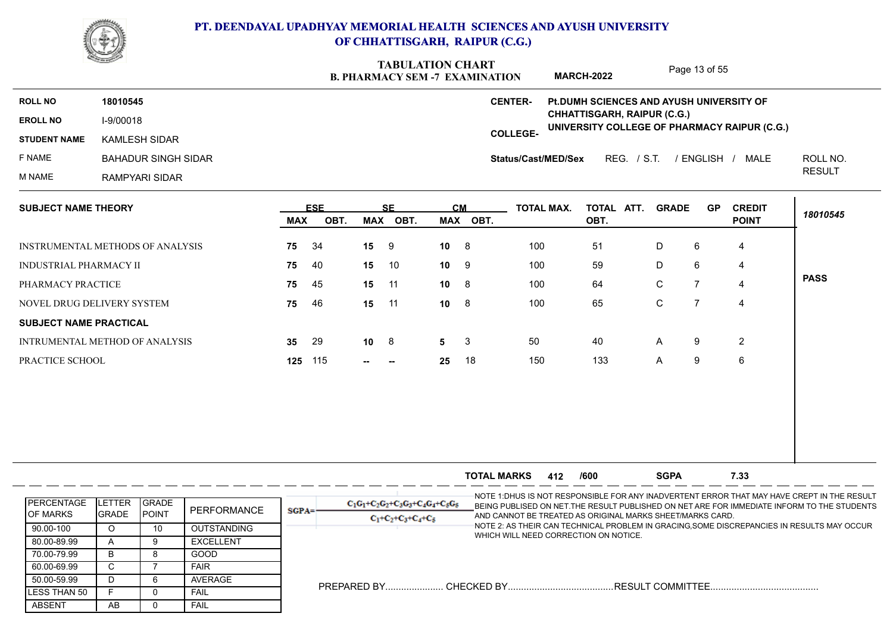# PT. DEENDAYAL UPADHYAY MEMORIAL HEALTH SCIENCES AND AYUSH UNIVERSITY OF CHHATTISGARH, RAIPUR (C.G.)

## TABULATION CHART
**B. PHARMACY SEM -7 EXAMINATION** **MARCH-2022**

| | | | |
|---|---|---|---|
| **ROLL NO** | **18010545** | **CENTER-** | **Pt.DUMH SCIENCES AND AYUSH UNIVERSITY OF CHHATTISGARH, RAIPUR (C.G.)** |
| **EROLL NO** | I-9/00018 | **COLLEGE-** | **UNIVERSITY COLLEGE OF PHARMACY RAIPUR (C.G.)** |
| **STUDENT NAME** | KAMLESH SIDAR | | |
| F NAME | BAHADUR SINGH SIDAR | **Status/Cast/MED/Sex** | REG. / S.T. / ENGLISH / MALE |
| M NAME | RAMPYARI SIDAR | | |

| SUBJECT NAME THEORY | ESE MAX | ESE OBT. | SE MAX | SE OBT. | CM MAX | CM OBT. | TOTAL MAX. | TOTAL OBT. | ATT. | GRADE | GP | CREDIT POINT | ROLL NO. RESULT |
|---|---|---|---|---|---|---|---|---|---|---|---|---|---|
| | | | | | | | | | | | | | *18010545* |
| INSTRUMENTAL METHODS OF ANALYSIS | 75 | 34 | 15 | 9 | 10 | 8 | 100 | 51 | | D | 6 | 4 | |
| INDUSTRIAL PHARMACY II | 75 | 40 | 15 | 10 | 10 | 9 | 100 | 59 | | D | 6 | 4 | |
| PHARMACY PRACTICE | 75 | 45 | 15 | 11 | 10 | 8 | 100 | 64 | | C | 7 | 4 | **PASS** |
| NOVEL DRUG DELIVERY SYSTEM | 75 | 46 | 15 | 11 | 10 | 8 | 100 | 65 | | C | 7 | 4 | |
| **SUBJECT NAME PRACTICAL** | | | | | | | | | | | | | |
| INTRUMENTAL METHOD OF ANALYSIS | 35 | 29 | 10 | 8 | 5 | 3 | 50 | 40 | | A | 9 | 2 | |
| PRACTICE SCHOOL | 125 | 115 | -- | -- | 25 | 18 | 150 | 133 | | A | 9 | 6 | |

**TOTAL MARKS** 412 /600 **SGPA** 7.33

| PERCENTAGE OF MARKS | LETTER GRADE | GRADE POINT | PERFORMANCE |
|---|---|---|---|
| 90.00-100 | O | 10 | OUTSTANDING |
| 80.00-89.99 | A | 9 | EXCELLENT |
| 70.00-79.99 | B | 8 | GOOD |
| 60.00-69.99 | C | 7 | FAIR |
| 50.00-59.99 | D | 6 | AVERAGE |
| LESS THAN 50 | F | 0 | FAIL |
| ABSENT | AB | 0 | FAIL |

$$SGPA = \frac{C_1G_1+C_2G_2+C_3G_3+C_4G_4+C_5G_5}{C_1+C_2+C_3+C_4+C_5}$$

NOTE 1:DHUS IS NOT RESPONSIBLE FOR ANY INADVERTENT ERROR THAT MAY HAVE CREPT IN THE RESULT BEING PUBLISED ON NET.THE RESULT PUBLISHED ON NET ARE FOR IMMEDIATE INFORM TO THE STUDENTS AND CANNOT BE TREATED AS ORIGINAL MARKS SHEET/MARKS CARD.

NOTE 2: AS THEIR CAN TECHNICAL PROBLEM IN GRACING,SOME DISCREPANCIES IN RESULTS MAY OCCUR WHICH WILL NEED CORRECTION ON NOTICE.

PREPARED BY...................... CHECKED BY........................................RESULT COMMITTEE.........................................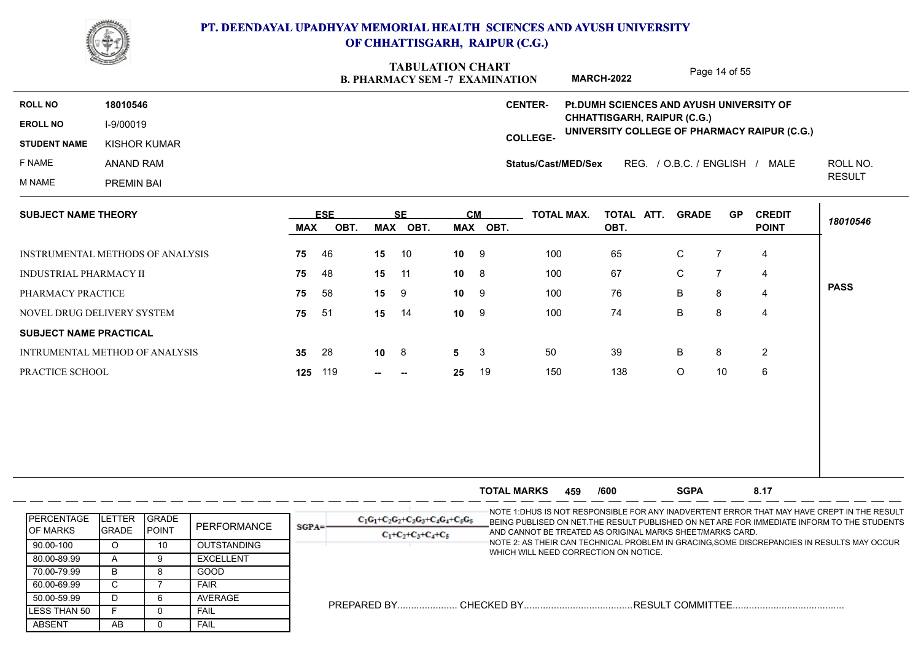# PT. DEENDAYAL UPADHYAY MEMORIAL HEALTH SCIENCES AND AYUSH UNIVERSITY OF CHHATTISGARH, RAIPUR (C.G.)

## TABULATION CHART
**B. PHARMACY SEM -7 EXAMINATION** **MARCH-2022**

| | | | |
|---|---|---|---|
| **ROLL NO** | 18010546 | **CENTER-** | Pt.DUMH SCIENCES AND AYUSH UNIVERSITY OF CHHATTISGARH, RAIPUR (C.G.) |
| **EROLL NO** | I-9/00019 | **COLLEGE-** | UNIVERSITY COLLEGE OF PHARMACY RAIPUR (C.G.) |
| **STUDENT NAME** | KISHOR KUMAR | | |
| F NAME | ANAND RAM | **Status/Cast/MED/Sex** | REG. / O.B.C. / ENGLISH / MALE |
| M NAME | PREMIN BAI | | |

ROLL NO. RESULT

| SUBJECT NAME THEORY | ESE MAX | ESE OBT. | SE MAX | SE OBT. | CM MAX | CM OBT. | TOTAL MAX. | TOTAL OBT. | ATT. | GRADE | GP | CREDIT POINT | 18010546 |
|---|---|---|---|---|---|---|---|---|---|---|---|---|---|
| INSTRUMENTAL METHODS OF ANALYSIS | 75 | 46 | 15 | 10 | 10 | 9 | 100 | 65 | | C | 7 | 4 | |
| INDUSTRIAL PHARMACY II | 75 | 48 | 15 | 11 | 10 | 8 | 100 | 67 | | C | 7 | 4 | |
| PHARMACY PRACTICE | 75 | 58 | 15 | 9 | 10 | 9 | 100 | 76 | | B | 8 | 4 | **PASS** |
| NOVEL DRUG DELIVERY SYSTEM | 75 | 51 | 15 | 14 | 10 | 9 | 100 | 74 | | B | 8 | 4 | |
| **SUBJECT NAME PRACTICAL** | | | | | | | | | | | | | |
| INTRUMENTAL METHOD OF ANALYSIS | 35 | 28 | 10 | 8 | 5 | 3 | 50 | 39 | | B | 8 | 2 | |
| PRACTICE SCHOOL | 125 | 119 | -- | -- | 25 | 19 | 150 | 138 | | O | 10 | 6 | |

**TOTAL MARKS** 459 /600 **SGPA** 8.17

| PERCENTAGE OF MARKS | LETTER GRADE | GRADE POINT | PERFORMANCE |
|---|---|---|---|
| 90.00-100 | O | 10 | OUTSTANDING |
| 80.00-89.99 | A | 9 | EXCELLENT |
| 70.00-79.99 | B | 8 | GOOD |
| 60.00-69.99 | C | 7 | FAIR |
| 50.00-59.99 | D | 6 | AVERAGE |
| LESS THAN 50 | F | 0 | FAIL |
| ABSENT | AB | 0 | FAIL |

$$SGPA = \frac{C_1G_1+C_2G_2+C_3G_3+C_4G_4+C_5G_5}{C_1+C_2+C_3+C_4+C_5}$$

NOTE 1:DHUS IS NOT RESPONSIBLE FOR ANY INADVERTENT ERROR THAT MAY HAVE CREPT IN THE RESULT BEING PUBLISED ON NET.THE RESULT PUBLISHED ON NET ARE FOR IMMEDIATE INFORM TO THE STUDENTS AND CANNOT BE TREATED AS ORIGINAL MARKS SHEET/MARKS CARD.

NOTE 2: AS THEIR CAN TECHNICAL PROBLEM IN GRACING,SOME DISCREPANCIES IN RESULTS MAY OCCUR WHICH WILL NEED CORRECTION ON NOTICE.

PREPARED BY...................... CHECKED BY........................................ RESULT COMMITTEE.........................................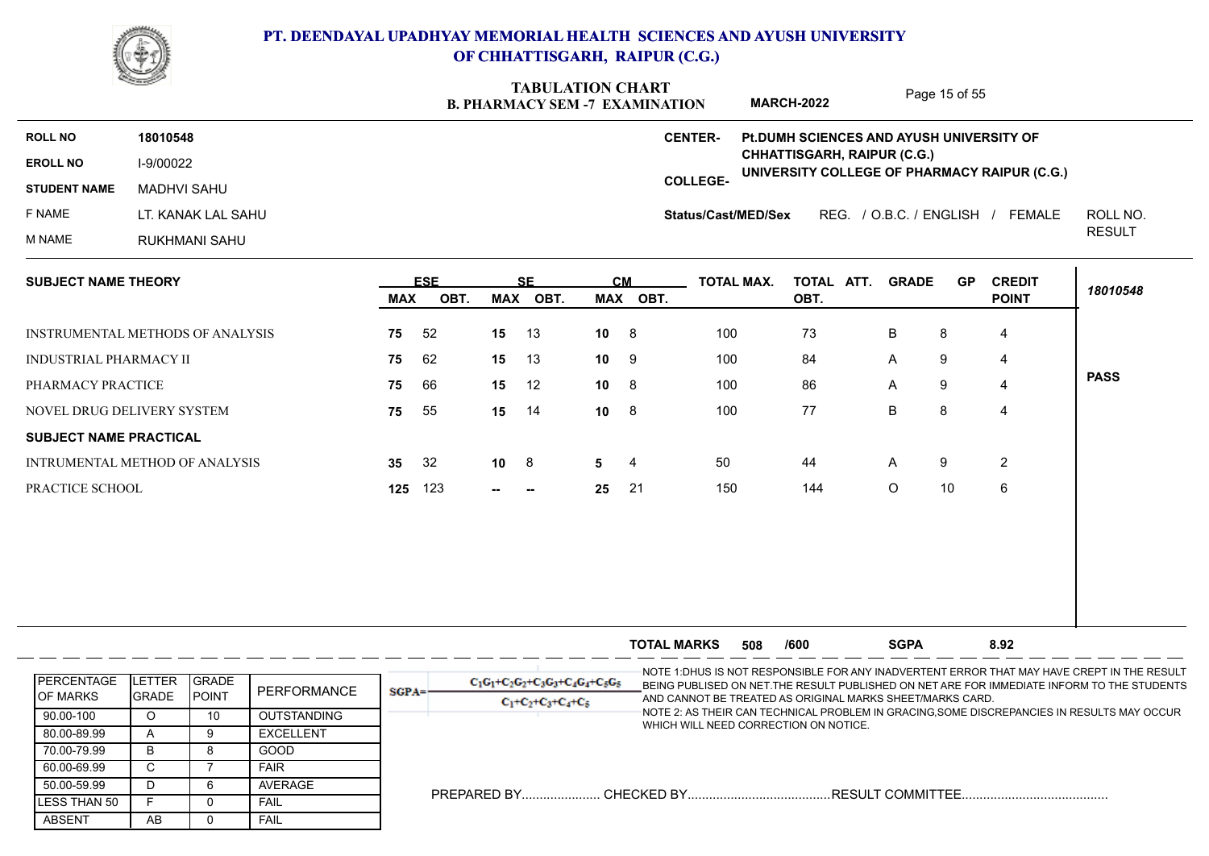# PT. DEENDAYAL UPADHYAY MEMORIAL HEALTH SCIENCES AND AYUSH UNIVERSITY OF CHHATTISGARH, RAIPUR (C.G.)

**TABULATION CHART**
**B. PHARMACY SEM -7 EXAMINATION** **MARCH-2022**

| | | | |
|---|---|---|---|
| **ROLL NO** | **18010548** | **CENTER-** | **Pt.DUMH SCIENCES AND AYUSH UNIVERSITY OF CHHATTISGARH, RAIPUR (C.G.)** |
| **EROLL NO** | I-9/00022 | **COLLEGE-** | **UNIVERSITY COLLEGE OF PHARMACY RAIPUR (C.G.)** |
| **STUDENT NAME** | MADHVI SAHU | | |
| F NAME | LT. KANAK LAL SAHU | **Status/Cast/MED/Sex** | REG. / O.B.C. / ENGLISH / FEMALE |
| M NAME | RUKHMANI SAHU | | |

| SUBJECT NAME THEORY | ESE MAX | ESE OBT. | SE MAX | SE OBT. | CM MAX | CM OBT. | TOTAL MAX. | TOTAL OBT. | ATT. | GRADE | GP | CREDIT POINT | ROLL NO. RESULT: 18010548 |
|---|---|---|---|---|---|---|---|---|---|---|---|---|---|
| INSTRUMENTAL METHODS OF ANALYSIS | 75 | 52 | 15 | 13 | 10 | 8 | 100 | 73 | | B | 8 | 4 | |
| INDUSTRIAL PHARMACY II | 75 | 62 | 15 | 13 | 10 | 9 | 100 | 84 | | A | 9 | 4 | |
| PHARMACY PRACTICE | 75 | 66 | 15 | 12 | 10 | 8 | 100 | 86 | | A | 9 | 4 | **PASS** |
| NOVEL DRUG DELIVERY SYSTEM | 75 | 55 | 15 | 14 | 10 | 8 | 100 | 77 | | B | 8 | 4 | |
| **SUBJECT NAME PRACTICAL** | | | | | | | | | | | | | |
| INTRUMENTAL METHOD OF ANALYSIS | 35 | 32 | 10 | 8 | 5 | 4 | 50 | 44 | | A | 9 | 2 | |
| PRACTICE SCHOOL | 125 | 123 | -- | -- | 25 | 21 | 150 | 144 | | O | 10 | 6 | |

**TOTAL MARKS** 508 /600 **SGPA** 8.92

| PERCENTAGE OF MARKS | LETTER GRADE | GRADE POINT | PERFORMANCE |
|---|---|---|---|
| 90.00-100 | O | 10 | OUTSTANDING |
| 80.00-89.99 | A | 9 | EXCELLENT |
| 70.00-79.99 | B | 8 | GOOD |
| 60.00-69.99 | C | 7 | FAIR |
| 50.00-59.99 | D | 6 | AVERAGE |
| LESS THAN 50 | F | 0 | FAIL |
| ABSENT | AB | 0 | FAIL |

$$SGPA = \frac{C_1G_1+C_2G_2+C_3G_3+C_4G_4+C_5G_5}{C_1+C_2+C_3+C_4+C_5}$$

NOTE 1:DHUS IS NOT RESPONSIBLE FOR ANY INADVERTENT ERROR THAT MAY HAVE CREPT IN THE RESULT BEING PUBLISED ON NET.THE RESULT PUBLISHED ON NET ARE FOR IMMEDIATE INFORM TO THE STUDENTS AND CANNOT BE TREATED AS ORIGINAL MARKS SHEET/MARKS CARD.
NOTE 2: AS THEIR CAN TECHNICAL PROBLEM IN GRACING,SOME DISCREPANCIES IN RESULTS MAY OCCUR WHICH WILL NEED CORRECTION ON NOTICE.

PREPARED BY...................... CHECKED BY........................................RESULT COMMITTEE.........................................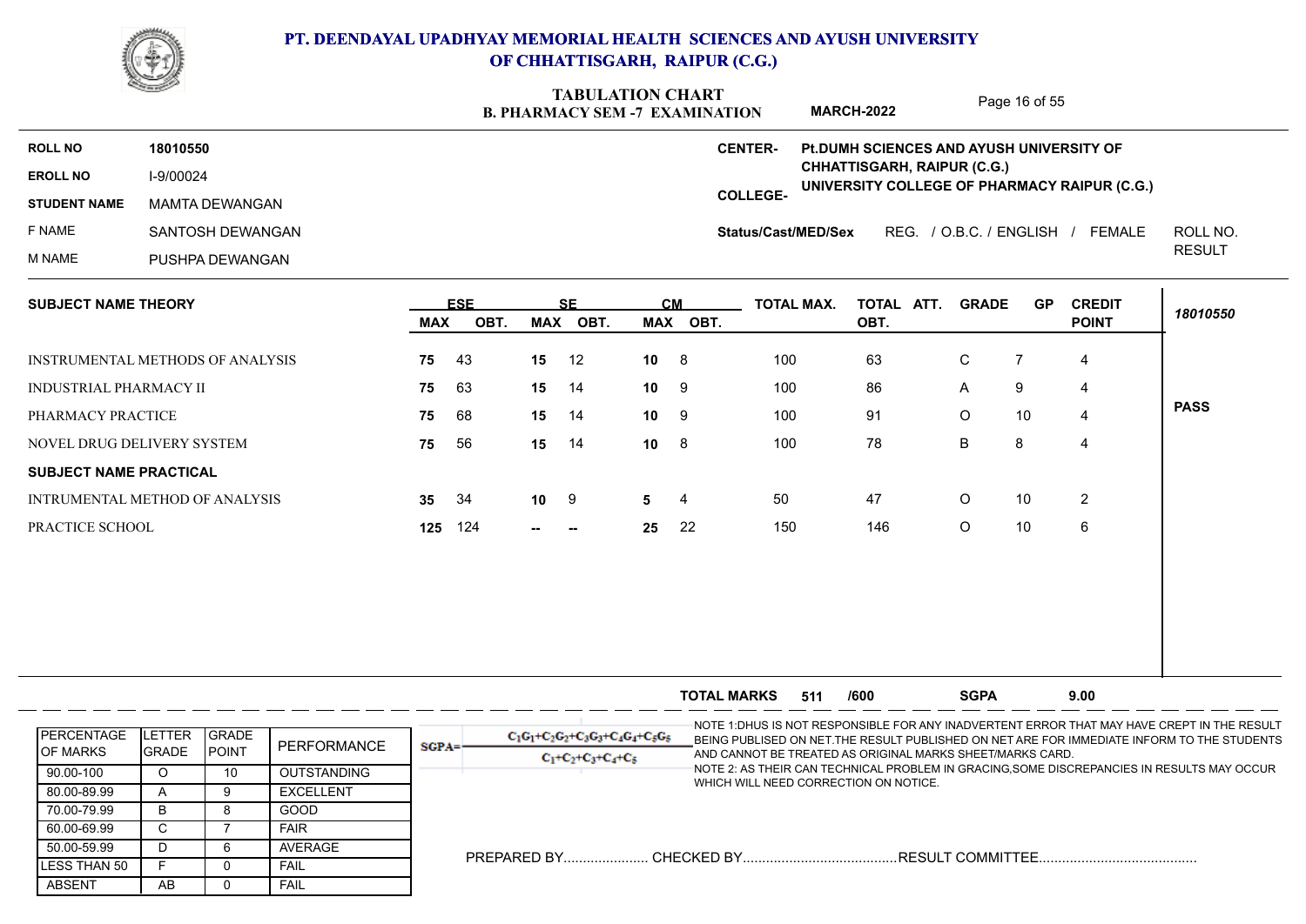# PT. DEENDAYAL UPADHYAY MEMORIAL HEALTH SCIENCES AND AYUSH UNIVERSITY OF CHHATTISGARH, RAIPUR (C.G.)

## TABULATION CHART
**B. PHARMACY SEM -7 EXAMINATION** **MARCH-2022**

| | | | |
|---|---|---|---|
| **ROLL NO** | **18010550** | **CENTER-** | **Pt.DUMH SCIENCES AND AYUSH UNIVERSITY OF CHHATTISGARH, RAIPUR (C.G.)** |
| **EROLL NO** | I-9/00024 | **COLLEGE-** | **UNIVERSITY COLLEGE OF PHARMACY RAIPUR (C.G.)** |
| **STUDENT NAME** | MAMTA DEWANGAN | | |
| F NAME | SANTOSH DEWANGAN | **Status/Cast/MED/Sex** | REG. / O.B.C. / ENGLISH / FEMALE |
| M NAME | PUSHPA DEWANGAN | | |

| SUBJECT NAME THEORY | ESE MAX | ESE OBT. | SE MAX | SE OBT. | CM MAX | CM OBT. | TOTAL MAX. | TOTAL OBT. | ATT. | GRADE | GP | CREDIT POINT | ROLL NO. RESULT |
|---|---|---|---|---|---|---|---|---|---|---|---|---|---|
| INSTRUMENTAL METHODS OF ANALYSIS | 75 | 43 | 15 | 12 | 10 | 8 | 100 | 63 | | C | 7 | 4 | 18010550 |
| INDUSTRIAL PHARMACY II | 75 | 63 | 15 | 14 | 10 | 9 | 100 | 86 | | A | 9 | 4 | |
| PHARMACY PRACTICE | 75 | 68 | 15 | 14 | 10 | 9 | 100 | 91 | | O | 10 | 4 | **PASS** |
| NOVEL DRUG DELIVERY SYSTEM | 75 | 56 | 15 | 14 | 10 | 8 | 100 | 78 | | B | 8 | 4 | |
| **SUBJECT NAME PRACTICAL** | | | | | | | | | | | | | |
| INTRUMENTAL METHOD OF ANALYSIS | 35 | 34 | 10 | 9 | 5 | 4 | 50 | 47 | | O | 10 | 2 | |
| PRACTICE SCHOOL | 125 | 124 | -- | -- | 25 | 22 | 150 | 146 | | O | 10 | 6 | |

**TOTAL MARKS** 511 /600 **SGPA** 9.00

| PERCENTAGE OF MARKS | LETTER GRADE | GRADE POINT | PERFORMANCE |
|---|---|---|---|
| 90.00-100 | O | 10 | OUTSTANDING |
| 80.00-89.99 | A | 9 | EXCELLENT |
| 70.00-79.99 | B | 8 | GOOD |
| 60.00-69.99 | C | 7 | FAIR |
| 50.00-59.99 | D | 6 | AVERAGE |
| LESS THAN 50 | F | 0 | FAIL |
| ABSENT | AB | 0 | FAIL |

$$SGPA = \frac{C_1G_1+C_2G_2+C_3G_3+C_4G_4+C_5G_5}{C_1+C_2+C_3+C_4+C_5}$$

NOTE 1:DHUS IS NOT RESPONSIBLE FOR ANY INADVERTENT ERROR THAT MAY HAVE CREPT IN THE RESULT BEING PUBLISED ON NET.THE RESULT PUBLISHED ON NET ARE FOR IMMEDIATE INFORM TO THE STUDENTS AND CANNOT BE TREATED AS ORIGINAL MARKS SHEET/MARKS CARD.

NOTE 2: AS THEIR CAN TECHNICAL PROBLEM IN GRACING,SOME DISCREPANCIES IN RESULTS MAY OCCUR WHICH WILL NEED CORRECTION ON NOTICE.

PREPARED BY...................... CHECKED BY........................................RESULT COMMITTEE.........................................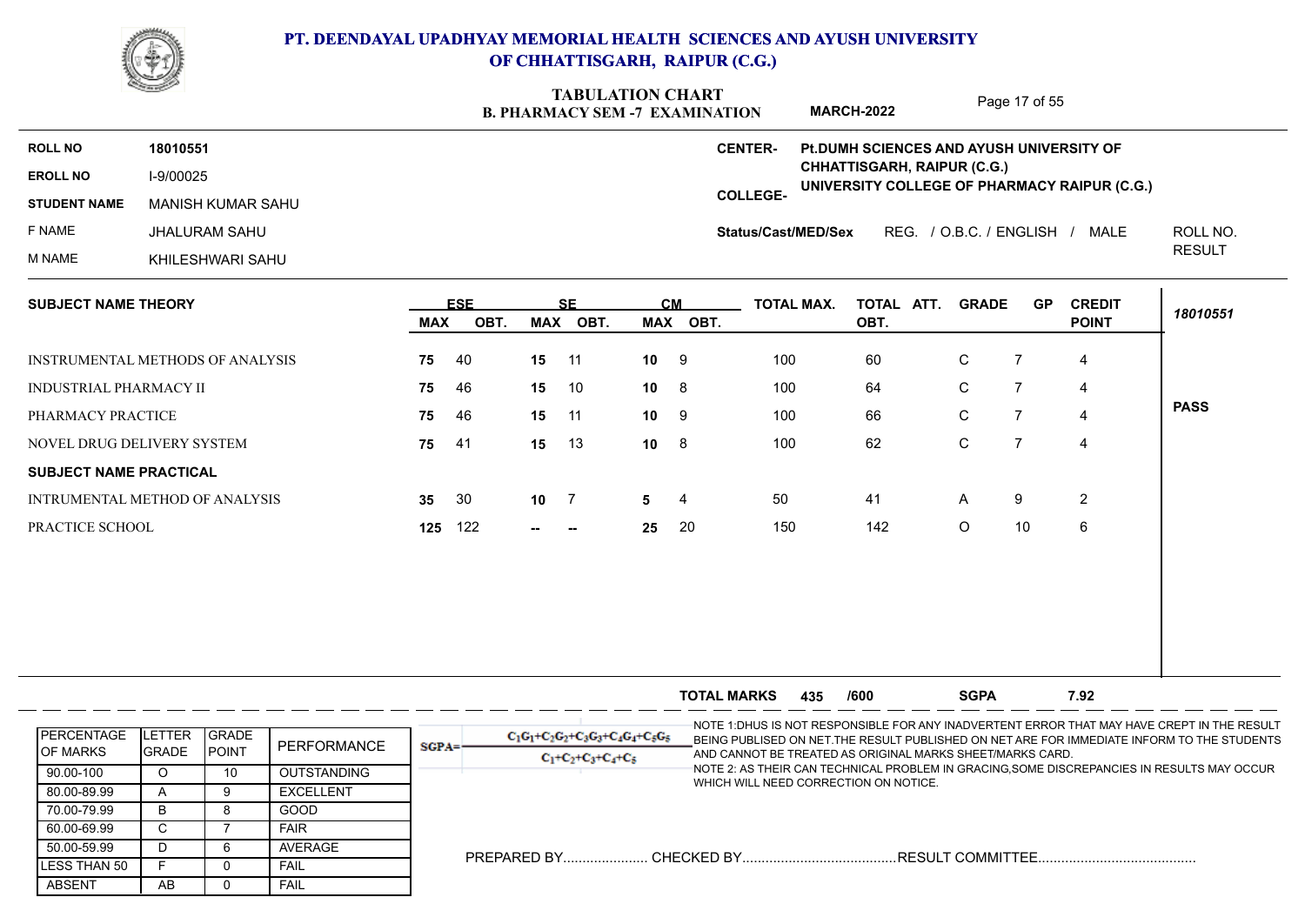# PT. DEENDAYAL UPADHYAY MEMORIAL HEALTH SCIENCES AND AYUSH UNIVERSITY OF CHHATTISGARH, RAIPUR (C.G.)

**TABULATION CHART**
**B. PHARMACY SEM -7 EXAMINATION** **MARCH-2022**

| | | | |
|---|---|---|---|
| **ROLL NO** | 18010551 | **CENTER-** | Pt.DUMH SCIENCES AND AYUSH UNIVERSITY OF CHHATTISGARH, RAIPUR (C.G.) |
| **EROLL NO** | I-9/00025 | **COLLEGE-** | UNIVERSITY COLLEGE OF PHARMACY RAIPUR (C.G.) |
| **STUDENT NAME** | MANISH KUMAR SAHU | | |
| F NAME | JHALURAM SAHU | **Status/Cast/MED/Sex** | REG. / O.B.C. / ENGLISH / MALE |
| M NAME | KHILESHWARI SAHU | | |

| SUBJECT NAME THEORY | ESE MAX | ESE OBT. | SE MAX | SE OBT. | CM MAX | CM OBT. | TOTAL MAX. | TOTAL OBT. | ATT. | GRADE | GP | CREDIT POINT | ROLL NO. RESULT 18010551 |
|---|---|---|---|---|---|---|---|---|---|---|---|---|---|
| INSTRUMENTAL METHODS OF ANALYSIS | 75 | 40 | 15 | 11 | 10 | 9 | 100 | 60 | | C | 7 | 4 | |
| INDUSTRIAL PHARMACY II | 75 | 46 | 15 | 10 | 10 | 8 | 100 | 64 | | C | 7 | 4 | |
| PHARMACY PRACTICE | 75 | 46 | 15 | 11 | 10 | 9 | 100 | 66 | | C | 7 | 4 | **PASS** |
| NOVEL DRUG DELIVERY SYSTEM | 75 | 41 | 15 | 13 | 10 | 8 | 100 | 62 | | C | 7 | 4 | |
| **SUBJECT NAME PRACTICAL** | | | | | | | | | | | | | |
| INTRUMENTAL METHOD OF ANALYSIS | 35 | 30 | 10 | 7 | 5 | 4 | 50 | 41 | | A | 9 | 2 | |
| PRACTICE SCHOOL | 125 | 122 | -- | -- | 25 | 20 | 150 | 142 | | O | 10 | 6 | |

**TOTAL MARKS** 435 /600 **SGPA** 7.92

| PERCENTAGE OF MARKS | LETTER GRADE | GRADE POINT | PERFORMANCE |
|---|---|---|---|
| 90.00-100 | O | 10 | OUTSTANDING |
| 80.00-89.99 | A | 9 | EXCELLENT |
| 70.00-79.99 | B | 8 | GOOD |
| 60.00-69.99 | C | 7 | FAIR |
| 50.00-59.99 | D | 6 | AVERAGE |
| LESS THAN 50 | F | 0 | FAIL |
| ABSENT | AB | 0 | FAIL |

$$SGPA = \frac{C_1G_1+C_2G_2+C_3G_3+C_4G_4+C_5G_5}{C_1+C_2+C_3+C_4+C_5}$$

NOTE 1:DHUS IS NOT RESPONSIBLE FOR ANY INADVERTENT ERROR THAT MAY HAVE CREPT IN THE RESULT BEING PUBLISED ON NET.THE RESULT PUBLISHED ON NET ARE FOR IMMEDIATE INFORM TO THE STUDENTS AND CANNOT BE TREATED AS ORIGINAL MARKS SHEET/MARKS CARD.
NOTE 2: AS THEIR CAN TECHNICAL PROBLEM IN GRACING,SOME DISCREPANCIES IN RESULTS MAY OCCUR WHICH WILL NEED CORRECTION ON NOTICE.

PREPARED BY...................... CHECKED BY........................................RESULT COMMITTEE.........................................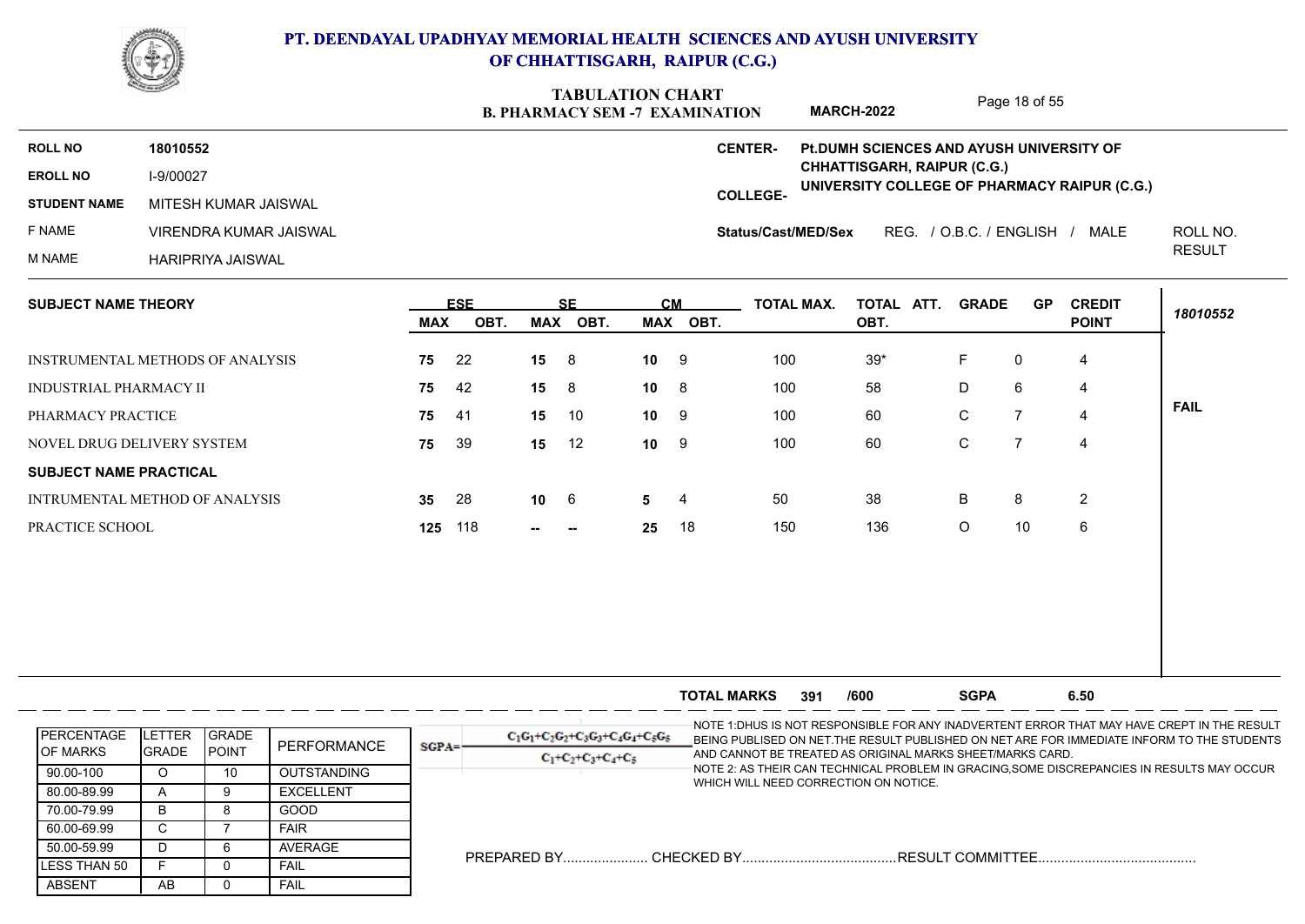# PT. DEENDAYAL UPADHYAY MEMORIAL HEALTH SCIENCES AND AYUSH UNIVERSITY OF CHHATTISGARH, RAIPUR (C.G.)

## TABULATION CHART
**B. PHARMACY SEM -7 EXAMINATION** **MARCH-2022**

**ROLL NO** 18010552
**EROLL NO** I-9/00027
**STUDENT NAME** MITESH KUMAR JAISWAL
F NAME VIRENDRA KUMAR JAISWAL
M NAME HARIPRIYA JAISWAL

**CENTER-** **Pt.DUMH SCIENCES AND AYUSH UNIVERSITY OF CHHATTISGARH, RAIPUR (C.G.)**
**COLLEGE-** **UNIVERSITY COLLEGE OF PHARMACY RAIPUR (C.G.)**
**Status/Cast/MED/Sex** REG. / O.B.C. / ENGLISH / MALE

| SUBJECT NAME THEORY | ESE MAX | ESE OBT. | SE MAX | SE OBT. | CM MAX | CM OBT. | TOTAL MAX. | TOTAL OBT. | ATT. | GRADE | GP | CREDIT POINT | ROLL NO. RESULT |
|---|---|---|---|---|---|---|---|---|---|---|---|---|---|
| | | | | | | | | | | | | | 18010552 |
| INSTRUMENTAL METHODS OF ANALYSIS | 75 | 22 | 15 | 8 | 10 | 9 | 100 | 39* | | F | 0 | 4 | |
| INDUSTRIAL PHARMACY II | 75 | 42 | 15 | 8 | 10 | 8 | 100 | 58 | | D | 6 | 4 | |
| PHARMACY PRACTICE | 75 | 41 | 15 | 10 | 10 | 9 | 100 | 60 | | C | 7 | 4 | FAIL |
| NOVEL DRUG DELIVERY SYSTEM | 75 | 39 | 15 | 12 | 10 | 9 | 100 | 60 | | C | 7 | 4 | |
| **SUBJECT NAME PRACTICAL** | | | | | | | | | | | | | |
| INTRUMENTAL METHOD OF ANALYSIS | 35 | 28 | 10 | 6 | 5 | 4 | 50 | 38 | | B | 8 | 2 | |
| PRACTICE SCHOOL | 125 | 118 | -- | -- | 25 | 18 | 150 | 136 | | O | 10 | 6 | |

**TOTAL MARKS** 391 /600 **SGPA** 6.50

| PERCENTAGE OF MARKS | LETTER GRADE | GRADE POINT | PERFORMANCE |
|---|---|---|---|
| 90.00-100 | O | 10 | OUTSTANDING |
| 80.00-89.99 | A | 9 | EXCELLENT |
| 70.00-79.99 | B | 8 | GOOD |
| 60.00-69.99 | C | 7 | FAIR |
| 50.00-59.99 | D | 6 | AVERAGE |
| LESS THAN 50 | F | 0 | FAIL |
| ABSENT | AB | 0 | FAIL |

$$SGPA = \frac{C_1G_1+C_2G_2+C_3G_3+C_4G_4+C_5G_5}{C_1+C_2+C_3+C_4+C_5}$$

NOTE 1:DHUS IS NOT RESPONSIBLE FOR ANY INADVERTENT ERROR THAT MAY HAVE CREPT IN THE RESULT BEING PUBLISED ON NET.THE RESULT PUBLISHED ON NET ARE FOR IMMEDIATE INFORM TO THE STUDENTS AND CANNOT BE TREATED AS ORIGINAL MARKS SHEET/MARKS CARD.
NOTE 2: AS THEIR CAN TECHNICAL PROBLEM IN GRACING,SOME DISCREPANCIES IN RESULTS MAY OCCUR WHICH WILL NEED CORRECTION ON NOTICE.

PREPARED BY...................... CHECKED BY........................................RESULT COMMITTEE.........................................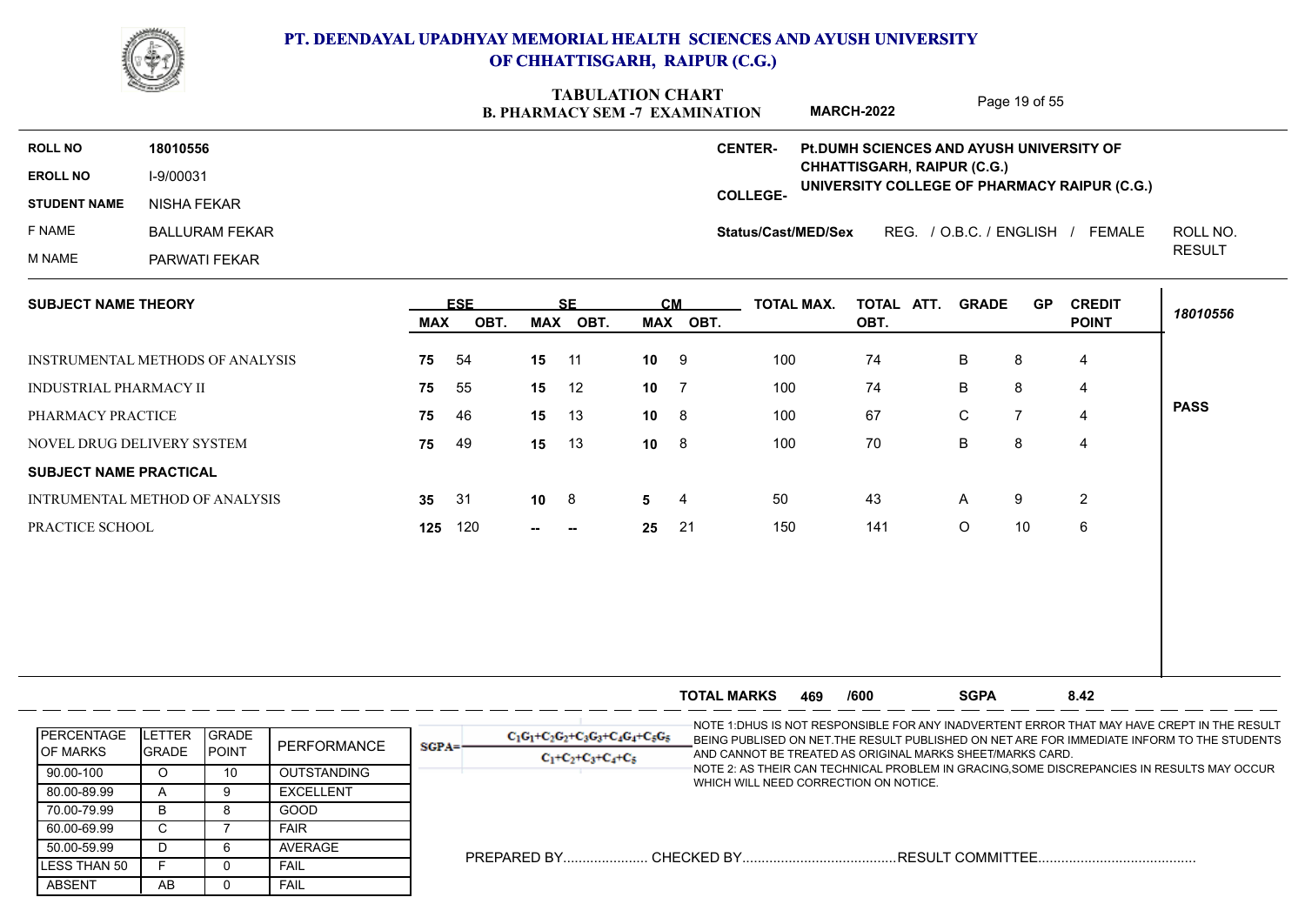# PT. DEENDAYAL UPADHYAY MEMORIAL HEALTH SCIENCES AND AYUSH UNIVERSITY OF CHHATTISGARH, RAIPUR (C.G.)

**TABULATION CHART**
**B. PHARMACY SEM -7 EXAMINATION** **MARCH-2022**

| | | | |
|---|---|---|---|
| **ROLL NO** | 18010556 | **CENTER-** | Pt.DUMH SCIENCES AND AYUSH UNIVERSITY OF CHHATTISGARH, RAIPUR (C.G.) |
| **EROLL NO** | I-9/00031 | **COLLEGE-** | UNIVERSITY COLLEGE OF PHARMACY RAIPUR (C.G.) |
| **STUDENT NAME** | NISHA FEKAR | | |
| F NAME | BALLURAM FEKAR | **Status/Cast/MED/Sex** | REG. / O.B.C. / ENGLISH / FEMALE |
| M NAME | PARWATI FEKAR | | |

| SUBJECT NAME THEORY | ESE MAX | ESE OBT. | SE MAX | SE OBT. | CM MAX | CM OBT. | TOTAL MAX. | TOTAL OBT. | ATT. | GRADE | GP | CREDIT POINT | ROLL NO. RESULT |
|---|---|---|---|---|---|---|---|---|---|---|---|---|---|
| INSTRUMENTAL METHODS OF ANALYSIS | 75 | 54 | 15 | 11 | 10 | 9 | 100 | 74 | | B | 8 | 4 | *18010556* |
| INDUSTRIAL PHARMACY II | 75 | 55 | 15 | 12 | 10 | 7 | 100 | 74 | | B | 8 | 4 | |
| PHARMACY PRACTICE | 75 | 46 | 15 | 13 | 10 | 8 | 100 | 67 | | C | 7 | 4 | **PASS** |
| NOVEL DRUG DELIVERY SYSTEM | 75 | 49 | 15 | 13 | 10 | 8 | 100 | 70 | | B | 8 | 4 | |
| **SUBJECT NAME PRACTICAL** | | | | | | | | | | | | | |
| INTRUMENTAL METHOD OF ANALYSIS | 35 | 31 | 10 | 8 | 5 | 4 | 50 | 43 | | A | 9 | 2 | |
| PRACTICE SCHOOL | 125 | 120 | -- | -- | 25 | 21 | 150 | 141 | | O | 10 | 6 | |

**TOTAL MARKS** 469 /600 **SGPA** 8.42

| PERCENTAGE OF MARKS | LETTER GRADE | GRADE POINT | PERFORMANCE |
|---|---|---|---|
| 90.00-100 | O | 10 | OUTSTANDING |
| 80.00-89.99 | A | 9 | EXCELLENT |
| 70.00-79.99 | B | 8 | GOOD |
| 60.00-69.99 | C | 7 | FAIR |
| 50.00-59.99 | D | 6 | AVERAGE |
| LESS THAN 50 | F | 0 | FAIL |
| ABSENT | AB | 0 | FAIL |

$$SGPA = \frac{C_1G_1+C_2G_2+C_3G_3+C_4G_4+C_5G_5}{C_1+C_2+C_3+C_4+C_5}$$

NOTE 1:DHUS IS NOT RESPONSIBLE FOR ANY INADVERTENT ERROR THAT MAY HAVE CREPT IN THE RESULT BEING PUBLISED ON NET.THE RESULT PUBLISHED ON NET ARE FOR IMMEDIATE INFORM TO THE STUDENTS AND CANNOT BE TREATED AS ORIGINAL MARKS SHEET/MARKS CARD.

NOTE 2: AS THEIR CAN TECHNICAL PROBLEM IN GRACING,SOME DISCREPANCIES IN RESULTS MAY OCCUR WHICH WILL NEED CORRECTION ON NOTICE.

PREPARED BY...................... CHECKED BY........................................RESULT COMMITTEE.........................................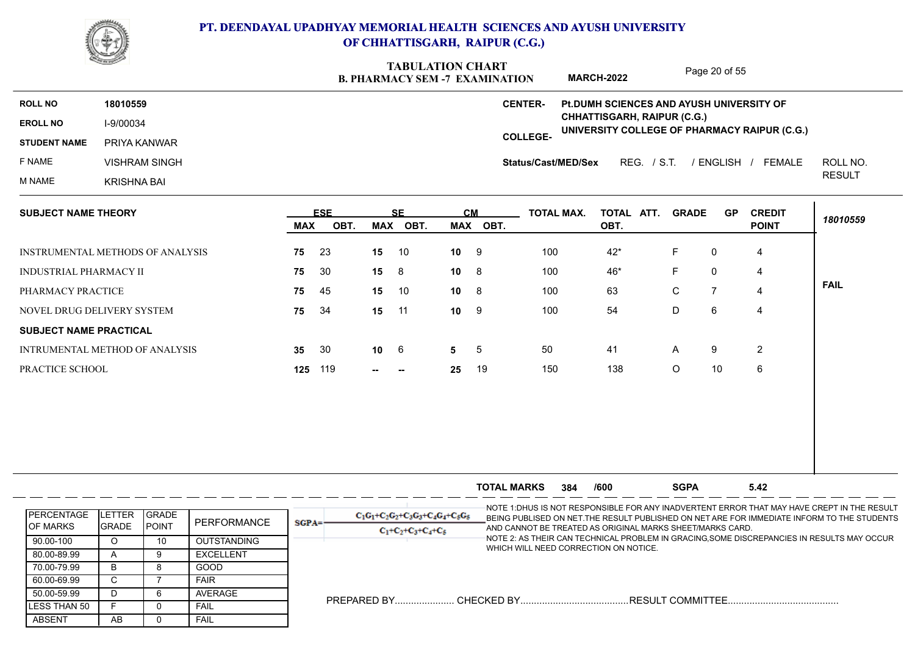# PT. DEENDAYAL UPADHYAY MEMORIAL HEALTH SCIENCES AND AYUSH UNIVERSITY OF CHHATTISGARH, RAIPUR (C.G.)

## TABULATION CHART
**B. PHARMACY SEM -7 EXAMINATION** **MARCH-2022**

| | |
|---|---|
| **ROLL NO** | 18010559 |
| **EROLL NO** | I-9/00034 |
| **STUDENT NAME** | PRIYA KANWAR |
| F NAME | VISHRAM SINGH |
| M NAME | KRISHNA BAI |

**CENTER-** Pt.DUMH SCIENCES AND AYUSH UNIVERSITY OF CHHATTISGARH, RAIPUR (C.G.)

**COLLEGE-** UNIVERSITY COLLEGE OF PHARMACY RAIPUR (C.G.)

**Status/Cast/MED/Sex** REG. / S.T. / ENGLISH / FEMALE

| SUBJECT NAME THEORY | ESE MAX | ESE OBT. | SE MAX | SE OBT. | CM MAX | CM OBT. | TOTAL MAX. | TOTAL OBT. | ATT. | GRADE | GP | CREDIT POINT | ROLL NO. RESULT |
|---|---|---|---|---|---|---|---|---|---|---|---|---|---|
| INSTRUMENTAL METHODS OF ANALYSIS | 75 | 23 | 15 | 10 | 10 | 9 | 100 | 42* | | F | 0 | 4 | 18010559 |
| INDUSTRIAL PHARMACY II | 75 | 30 | 15 | 8 | 10 | 8 | 100 | 46* | | F | 0 | 4 | |
| PHARMACY PRACTICE | 75 | 45 | 15 | 10 | 10 | 8 | 100 | 63 | | C | 7 | 4 | FAIL |
| NOVEL DRUG DELIVERY SYSTEM | 75 | 34 | 15 | 11 | 10 | 9 | 100 | 54 | | D | 6 | 4 | |
| **SUBJECT NAME PRACTICAL** | | | | | | | | | | | | | |
| INTRUMENTAL METHOD OF ANALYSIS | 35 | 30 | 10 | 6 | 5 | 5 | 50 | 41 | | A | 9 | 2 | |
| PRACTICE SCHOOL | 125 | 119 | -- | -- | 25 | 19 | 150 | 138 | | O | 10 | 6 | |

**TOTAL MARKS** 384 /600 **SGPA** 5.42

| PERCENTAGE OF MARKS | LETTER GRADE | GRADE POINT | PERFORMANCE |
|---|---|---|---|
| 90.00-100 | O | 10 | OUTSTANDING |
| 80.00-89.99 | A | 9 | EXCELLENT |
| 70.00-79.99 | B | 8 | GOOD |
| 60.00-69.99 | C | 7 | FAIR |
| 50.00-59.99 | D | 6 | AVERAGE |
| LESS THAN 50 | F | 0 | FAIL |
| ABSENT | AB | 0 | FAIL |

$$SGPA=\frac{C_1G_1+C_2G_2+C_3G_3+C_4G_4+C_5G_5}{C_1+C_2+C_3+C_4+C_5}$$

NOTE 1:DHUS IS NOT RESPONSIBLE FOR ANY INADVERTENT ERROR THAT MAY HAVE CREPT IN THE RESULT BEING PUBLISED ON NET.THE RESULT PUBLISHED ON NET ARE FOR IMMEDIATE INFORM TO THE STUDENTS AND CANNOT BE TREATED AS ORIGINAL MARKS SHEET/MARKS CARD.

NOTE 2: AS THEIR CAN TECHNICAL PROBLEM IN GRACING,SOME DISCREPANCIES IN RESULTS MAY OCCUR WHICH WILL NEED CORRECTION ON NOTICE.

PREPARED BY...................... CHECKED BY........................................ RESULT COMMITTEE.........................................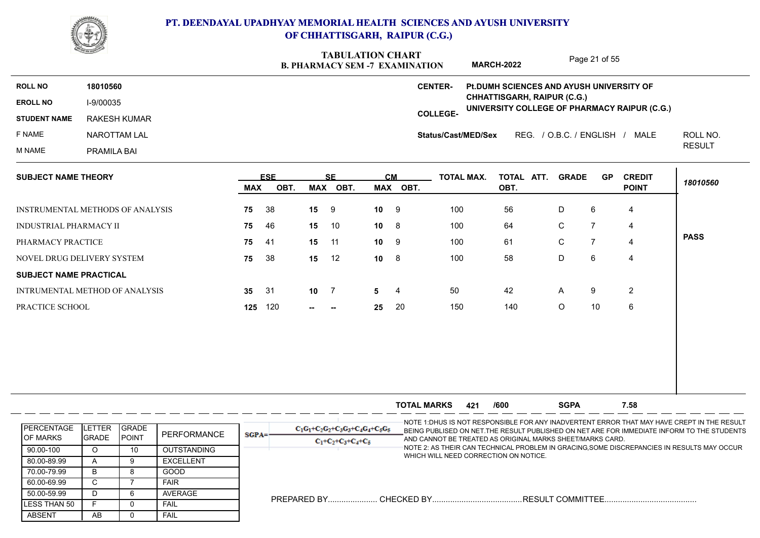# PT. DEENDAYAL UPADHYAY MEMORIAL HEALTH SCIENCES AND AYUSH UNIVERSITY OF CHHATTISGARH, RAIPUR (C.G.)

## TABULATION CHART
**B. PHARMACY SEM -7 EXAMINATION** **MARCH-2022**

| | | | |
|---|---|---|---|
| **ROLL NO** | 18010560 | **CENTER-** | **Pt.DUMH SCIENCES AND AYUSH UNIVERSITY OF CHHATTISGARH, RAIPUR (C.G.)** |
| **EROLL NO** | I-9/00035 | **COLLEGE-** | **UNIVERSITY COLLEGE OF PHARMACY RAIPUR (C.G.)** |
| **STUDENT NAME** | RAKESH KUMAR | | |
| F NAME | NAROTTAM LAL | **Status/Cast/MED/Sex** | REG. / O.B.C. / ENGLISH / MALE |
| M NAME | PRAMILA BAI | | |

| SUBJECT NAME THEORY | ESE MAX | ESE OBT. | SE MAX | SE OBT. | CM MAX | CM OBT. | TOTAL MAX. | TOTAL OBT. | ATT. | GRADE | GP | CREDIT POINT | ROLL NO. RESULT |
|---|---|---|---|---|---|---|---|---|---|---|---|---|---|
| INSTRUMENTAL METHODS OF ANALYSIS | 75 | 38 | 15 | 9 | 10 | 9 | 100 | 56 | | D | 6 | 4 | 18010560 |
| INDUSTRIAL PHARMACY II | 75 | 46 | 15 | 10 | 10 | 8 | 100 | 64 | | C | 7 | 4 | |
| PHARMACY PRACTICE | 75 | 41 | 15 | 11 | 10 | 9 | 100 | 61 | | C | 7 | 4 | PASS |
| NOVEL DRUG DELIVERY SYSTEM | 75 | 38 | 15 | 12 | 10 | 8 | 100 | 58 | | D | 6 | 4 | |
| **SUBJECT NAME PRACTICAL** | | | | | | | | | | | | | |
| INTRUMENTAL METHOD OF ANALYSIS | 35 | 31 | 10 | 7 | 5 | 4 | 50 | 42 | | A | 9 | 2 | |
| PRACTICE SCHOOL | 125 | 120 | -- | -- | 25 | 20 | 150 | 140 | | O | 10 | 6 | |

**TOTAL MARKS** 421 /600 **SGPA** 7.58

| PERCENTAGE OF MARKS | LETTER GRADE | GRADE POINT | PERFORMANCE |
|---|---|---|---|
| 90.00-100 | O | 10 | OUTSTANDING |
| 80.00-89.99 | A | 9 | EXCELLENT |
| 70.00-79.99 | B | 8 | GOOD |
| 60.00-69.99 | C | 7 | FAIR |
| 50.00-59.99 | D | 6 | AVERAGE |
| LESS THAN 50 | F | 0 | FAIL |
| ABSENT | AB | 0 | FAIL |

$$SGPA = \frac{C_1G_1+C_2G_2+C_3G_3+C_4G_4+C_5G_5}{C_1+C_2+C_3+C_4+C_5}$$

NOTE 1:DHUS IS NOT RESPONSIBLE FOR ANY INADVERTENT ERROR THAT MAY HAVE CREPT IN THE RESULT BEING PUBLISED ON NET.THE RESULT PUBLISHED ON NET ARE FOR IMMEDIATE INFORM TO THE STUDENTS AND CANNOT BE TREATED AS ORIGINAL MARKS SHEET/MARKS CARD.

NOTE 2: AS THEIR CAN TECHNICAL PROBLEM IN GRACING,SOME DISCREPANCIES IN RESULTS MAY OCCUR WHICH WILL NEED CORRECTION ON NOTICE.

PREPARED BY...................... CHECKED BY........................................ RESULT COMMITTEE.........................................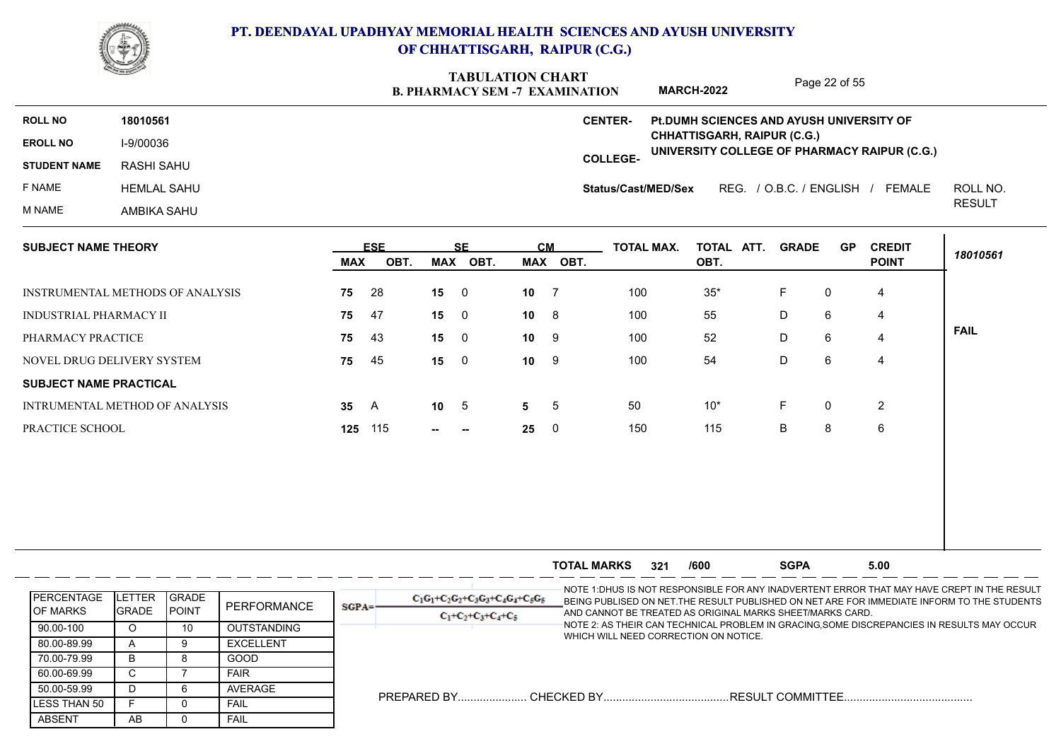# PT. DEENDAYAL UPADHYAY MEMORIAL HEALTH SCIENCES AND AYUSH UNIVERSITY OF CHHATTISGARH, RAIPUR (C.G.)

**TABULATION CHART**
**B. PHARMACY SEM -7 EXAMINATION** **MARCH-2022**

| | | | |
|---|---|---|---|
| **ROLL NO** | **18010561** | **CENTER-** | **Pt.DUMH SCIENCES AND AYUSH UNIVERSITY OF CHHATTISGARH, RAIPUR (C.G.)** |
| **EROLL NO** | I-9/00036 | **COLLEGE-** | **UNIVERSITY COLLEGE OF PHARMACY RAIPUR (C.G.)** |
| **STUDENT NAME** | RASHI SAHU | | |
| F NAME | HEMLAL SAHU | **Status/Cast/MED/Sex** | REG. / O.B.C. / ENGLISH / FEMALE |
| M NAME | AMBIKA SAHU | | |

| SUBJECT NAME THEORY | ESE MAX | ESE OBT. | SE MAX | SE OBT. | CM MAX | CM OBT. | TOTAL MAX. | TOTAL OBT. | ATT. | GRADE | GP | CREDIT POINT | ROLL NO. RESULT |
|---|---|---|---|---|---|---|---|---|---|---|---|---|---|
| INSTRUMENTAL METHODS OF ANALYSIS | 75 | 28 | 15 | 0 | 10 | 7 | 100 | 35* | | F | 0 | 4 | 18010561 |
| INDUSTRIAL PHARMACY II | 75 | 47 | 15 | 0 | 10 | 8 | 100 | 55 | | D | 6 | 4 | |
| PHARMACY PRACTICE | 75 | 43 | 15 | 0 | 10 | 9 | 100 | 52 | | D | 6 | 4 | **FAIL** |
| NOVEL DRUG DELIVERY SYSTEM | 75 | 45 | 15 | 0 | 10 | 9 | 100 | 54 | | D | 6 | 4 | |
| **SUBJECT NAME PRACTICAL** | | | | | | | | | | | | | |
| INTRUMENTAL METHOD OF ANALYSIS | 35 | A | 10 | 5 | 5 | 5 | 50 | 10* | | F | 0 | 2 | |
| PRACTICE SCHOOL | 125 | 115 | -- | -- | 25 | 0 | 150 | 115 | | B | 8 | 6 | |

**TOTAL MARKS** 321 /600 **SGPA** 5.00

| PERCENTAGE OF MARKS | LETTER GRADE | GRADE POINT | PERFORMANCE |
|---|---|---|---|
| 90.00-100 | O | 10 | OUTSTANDING |
| 80.00-89.99 | A | 9 | EXCELLENT |
| 70.00-79.99 | B | 8 | GOOD |
| 60.00-69.99 | C | 7 | FAIR |
| 50.00-59.99 | D | 6 | AVERAGE |
| LESS THAN 50 | F | 0 | FAIL |
| ABSENT | AB | 0 | FAIL |

$$SGPA = \frac{C_1G_1+C_2G_2+C_3G_3+C_4G_4+C_5G_5}{C_1+C_2+C_3+C_4+C_5}$$

NOTE 1:DHUS IS NOT RESPONSIBLE FOR ANY INADVERTENT ERROR THAT MAY HAVE CREPT IN THE RESULT BEING PUBLISED ON NET.THE RESULT PUBLISHED ON NET ARE FOR IMMEDIATE INFORM TO THE STUDENTS AND CANNOT BE TREATED AS ORIGINAL MARKS SHEET/MARKS CARD.
NOTE 2: AS THEIR CAN TECHNICAL PROBLEM IN GRACING,SOME DISCREPANCIES IN RESULTS MAY OCCUR WHICH WILL NEED CORRECTION ON NOTICE.

PREPARED BY...................... CHECKED BY........................................RESULT COMMITTEE.........................................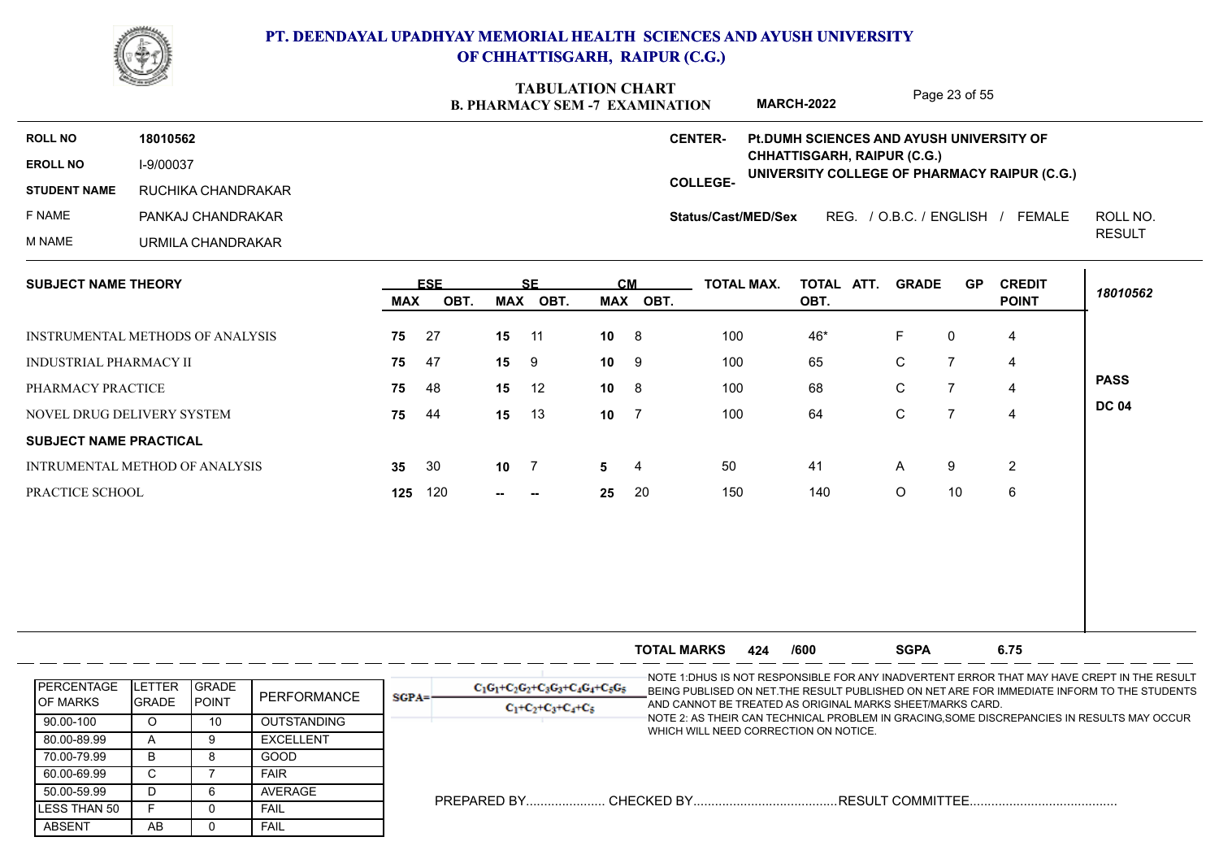**PT. DEENDAYAL UPADHYAY MEMORIAL HEALTH SCIENCES AND AYUSH UNIVERSITY OF CHHATTISGARH, RAIPUR (C.G.)**

**TABULATION CHART**
**B. PHARMACY SEM -7 EXAMINATION** **MARCH-2022**

| | | | |
|---|---|---|---|
| **ROLL NO** | 18010562 | **CENTER-** | Pt.DUMH SCIENCES AND AYUSH UNIVERSITY OF CHHATTISGARH, RAIPUR (C.G.) |
| **EROLL NO** | I-9/00037 | **COLLEGE-** | UNIVERSITY COLLEGE OF PHARMACY RAIPUR (C.G.) |
| **STUDENT NAME** | RUCHIKA CHANDRAKAR | | |
| F NAME | PANKAJ CHANDRAKAR | **Status/Cast/MED/Sex** | REG. / O.B.C. / ENGLISH / FEMALE |
| M NAME | URMILA CHANDRAKAR | | |

| SUBJECT NAME THEORY | ESE MAX | ESE OBT. | SE MAX | SE OBT. | CM MAX | CM OBT. | TOTAL MAX. | TOTAL OBT. | ATT. | GRADE | GP | CREDIT POINT | ROLL NO. RESULT 18010562 |
|---|---|---|---|---|---|---|---|---|---|---|---|---|---|
| INSTRUMENTAL METHODS OF ANALYSIS | 75 | 27 | 15 | 11 | 10 | 8 | 100 | 46* | | F | 0 | 4 | |
| INDUSTRIAL PHARMACY II | 75 | 47 | 15 | 9 | 10 | 9 | 100 | 65 | | C | 7 | 4 | |
| PHARMACY PRACTICE | 75 | 48 | 15 | 12 | 10 | 8 | 100 | 68 | | C | 7 | 4 | PASS |
| NOVEL DRUG DELIVERY SYSTEM | 75 | 44 | 15 | 13 | 10 | 7 | 100 | 64 | | C | 7 | 4 | DC 04 |
| **SUBJECT NAME PRACTICAL** | | | | | | | | | | | | | |
| INTRUMENTAL METHOD OF ANALYSIS | 35 | 30 | 10 | 7 | 5 | 4 | 50 | 41 | | A | 9 | 2 | |
| PRACTICE SCHOOL | 125 | 120 | -- | -- | 25 | 20 | 150 | 140 | | O | 10 | 6 | |

**TOTAL MARKS** 424 /600 **SGPA** 6.75

| PERCENTAGE OF MARKS | LETTER GRADE | GRADE POINT | PERFORMANCE |
|---|---|---|---|
| 90.00-100 | O | 10 | OUTSTANDING |
| 80.00-89.99 | A | 9 | EXCELLENT |
| 70.00-79.99 | B | 8 | GOOD |
| 60.00-69.99 | C | 7 | FAIR |
| 50.00-59.99 | D | 6 | AVERAGE |
| LESS THAN 50 | F | 0 | FAIL |
| ABSENT | AB | 0 | FAIL |

$$SGPA = \frac{C_1G_1+C_2G_2+C_3G_3+C_4G_4+C_5G_5}{C_1+C_2+C_3+C_4+C_5}$$

NOTE 1:DHUS IS NOT RESPONSIBLE FOR ANY INADVERTENT ERROR THAT MAY HAVE CREPT IN THE RESULT BEING PUBLISED ON NET.THE RESULT PUBLISHED ON NET ARE FOR IMMEDIATE INFORM TO THE STUDENTS AND CANNOT BE TREATED AS ORIGINAL MARKS SHEET/MARKS CARD.
NOTE 2: AS THEIR CAN TECHNICAL PROBLEM IN GRACING,SOME DISCREPANCIES IN RESULTS MAY OCCUR WHICH WILL NEED CORRECTION ON NOTICE.

PREPARED BY...................... CHECKED BY........................................RESULT COMMITTEE.........................................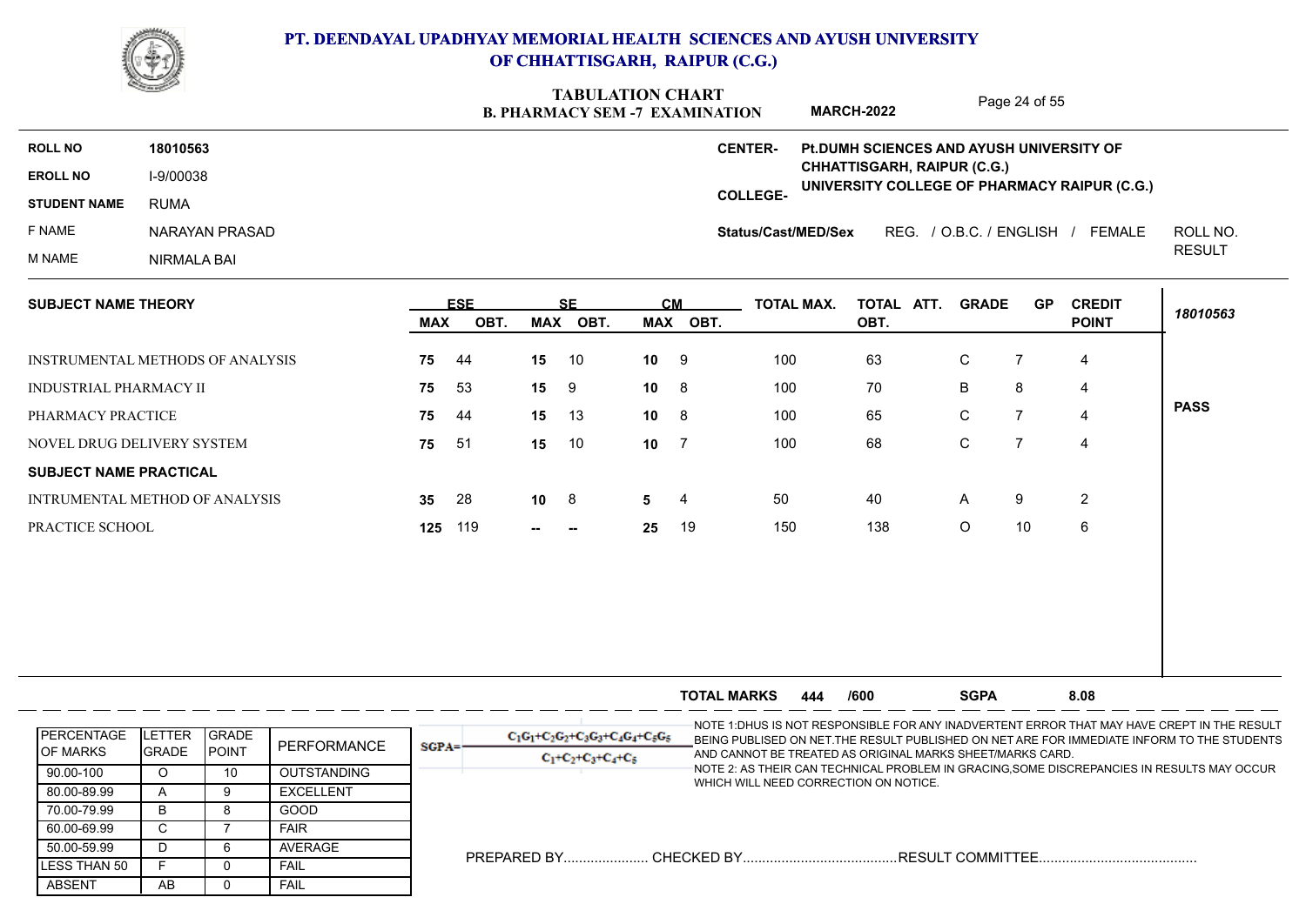# PT. DEENDAYAL UPADHYAY MEMORIAL HEALTH SCIENCES AND AYUSH UNIVERSITY OF CHHATTISGARH, RAIPUR (C.G.)

**TABULATION CHART**
**B. PHARMACY SEM -7 EXAMINATION** **MARCH-2022**

**ROLL NO** 18010563
**EROLL NO** I-9/00038
**STUDENT NAME** RUMA
F NAME NARAYAN PRASAD
M NAME NIRMALA BAI

**CENTER-** Pt.DUMH SCIENCES AND AYUSH UNIVERSITY OF CHHATTISGARH, RAIPUR (C.G.)
**COLLEGE-** UNIVERSITY COLLEGE OF PHARMACY RAIPUR (C.G.)
**Status/Cast/MED/Sex** REG. / O.B.C. / ENGLISH / FEMALE

ROLL NO. RESULT

| SUBJECT NAME THEORY | ESE MAX | ESE OBT. | SE MAX | SE OBT. | CM MAX | CM OBT. | TOTAL MAX. | TOTAL OBT. | ATT. | GRADE | GP | CREDIT POINT | 18010563 |
|---|---|---|---|---|---|---|---|---|---|---|---|---|---|
| INSTRUMENTAL METHODS OF ANALYSIS | 75 | 44 | 15 | 10 | 10 | 9 | 100 | 63 | | C | 7 | 4 | |
| INDUSTRIAL PHARMACY II | 75 | 53 | 15 | 9 | 10 | 8 | 100 | 70 | | B | 8 | 4 | |
| PHARMACY PRACTICE | 75 | 44 | 15 | 13 | 10 | 8 | 100 | 65 | | C | 7 | 4 | PASS |
| NOVEL DRUG DELIVERY SYSTEM | 75 | 51 | 15 | 10 | 10 | 7 | 100 | 68 | | C | 7 | 4 | |
| **SUBJECT NAME PRACTICAL** | | | | | | | | | | | | | |
| INTRUMENTAL METHOD OF ANALYSIS | 35 | 28 | 10 | 8 | 5 | 4 | 50 | 40 | | A | 9 | 2 | |
| PRACTICE SCHOOL | 125 | 119 | -- | -- | 25 | 19 | 150 | 138 | | O | 10 | 6 | |

**TOTAL MARKS** 444 /600 **SGPA** 8.08

| PERCENTAGE OF MARKS | LETTER GRADE | GRADE POINT | PERFORMANCE |
|---|---|---|---|
| 90.00-100 | O | 10 | OUTSTANDING |
| 80.00-89.99 | A | 9 | EXCELLENT |
| 70.00-79.99 | B | 8 | GOOD |
| 60.00-69.99 | C | 7 | FAIR |
| 50.00-59.99 | D | 6 | AVERAGE |
| LESS THAN 50 | F | 0 | FAIL |
| ABSENT | AB | 0 | FAIL |

$$SGPA = \frac{C_1G_1+C_2G_2+C_3G_3+C_4G_4+C_5G_5}{C_1+C_2+C_3+C_4+C_5}$$

NOTE 1:DHUS IS NOT RESPONSIBLE FOR ANY INADVERTENT ERROR THAT MAY HAVE CREPT IN THE RESULT BEING PUBLISED ON NET.THE RESULT PUBLISHED ON NET ARE FOR IMMEDIATE INFORM TO THE STUDENTS AND CANNOT BE TREATED AS ORIGINAL MARKS SHEET/MARKS CARD.
NOTE 2: AS THEIR CAN TECHNICAL PROBLEM IN GRACING,SOME DISCREPANCIES IN RESULTS MAY OCCUR WHICH WILL NEED CORRECTION ON NOTICE.

PREPARED BY...................... CHECKED BY........................................RESULT COMMITTEE.........................................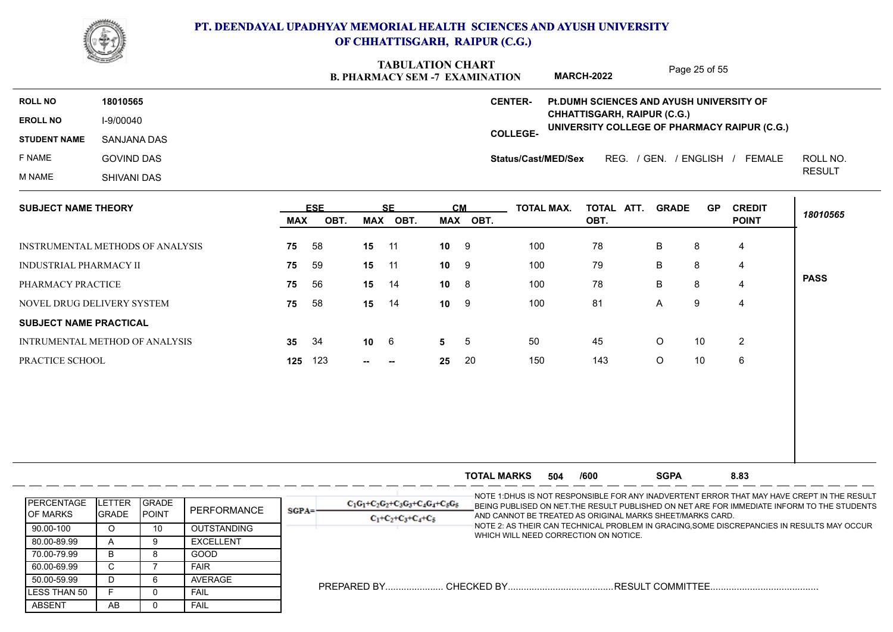# PT. DEENDAYAL UPADHYAY MEMORIAL HEALTH SCIENCES AND AYUSH UNIVERSITY OF CHHATTISGARH, RAIPUR (C.G.)

## TABULATION CHART
**B. PHARMACY SEM -7 EXAMINATION** **MARCH-2022**

| | |
|---|---|
| **ROLL NO** | 18010565 |
| **EROLL NO** | I-9/00040 |
| **STUDENT NAME** | SANJANA DAS |
| F NAME | GOVIND DAS |
| M NAME | SHIVANI DAS |

**CENTER-** Pt.DUMH SCIENCES AND AYUSH UNIVERSITY OF CHHATTISGARH, RAIPUR (C.G.)

**COLLEGE-** UNIVERSITY COLLEGE OF PHARMACY RAIPUR (C.G.)

**Status/Cast/MED/Sex** REG. / GEN. / ENGLISH / FEMALE

| SUBJECT NAME THEORY | ESE MAX | ESE OBT. | SE MAX | SE OBT. | CM MAX | CM OBT. | TOTAL MAX. | TOTAL OBT. | ATT. | GRADE | GP | CREDIT POINT |
|---|---|---|---|---|---|---|---|---|---|---|---|---|
| INSTRUMENTAL METHODS OF ANALYSIS | 75 | 58 | 15 | 11 | 10 | 9 | 100 | 78 | | B | 8 | 4 |
| INDUSTRIAL PHARMACY II | 75 | 59 | 15 | 11 | 10 | 9 | 100 | 79 | | B | 8 | 4 |
| PHARMACY PRACTICE | 75 | 56 | 15 | 14 | 10 | 8 | 100 | 78 | | B | 8 | 4 |
| NOVEL DRUG DELIVERY SYSTEM | 75 | 58 | 15 | 14 | 10 | 9 | 100 | 81 | | A | 9 | 4 |
| **SUBJECT NAME PRACTICAL** | | | | | | | | | | | | |
| INTRUMENTAL METHOD OF ANALYSIS | 35 | 34 | 10 | 6 | 5 | 5 | 50 | 45 | | O | 10 | 2 |
| PRACTICE SCHOOL | 125 | 123 | -- | -- | 25 | 20 | 150 | 143 | | O | 10 | 6 |

| ROLL NO. | RESULT |
|---|---|
| 18010565 | PASS |

**TOTAL MARKS** 504 /600 **SGPA** 8.83

| PERCENTAGE OF MARKS | LETTER GRADE | GRADE POINT | PERFORMANCE |
|---|---|---|---|
| 90.00-100 | O | 10 | OUTSTANDING |
| 80.00-89.99 | A | 9 | EXCELLENT |
| 70.00-79.99 | B | 8 | GOOD |
| 60.00-69.99 | C | 7 | FAIR |
| 50.00-59.99 | D | 6 | AVERAGE |
| LESS THAN 50 | F | 0 | FAIL |
| ABSENT | AB | 0 | FAIL |

$$SGPA = \frac{C_1G_1+C_2G_2+C_3G_3+C_4G_4+C_5G_5}{C_1+C_2+C_3+C_4+C_5}$$

NOTE 1:DHUS IS NOT RESPONSIBLE FOR ANY INADVERTENT ERROR THAT MAY HAVE CREPT IN THE RESULT BEING PUBLISED ON NET.THE RESULT PUBLISHED ON NET ARE FOR IMMEDIATE INFORM TO THE STUDENTS AND CANNOT BE TREATED AS ORIGINAL MARKS SHEET/MARKS CARD.

NOTE 2: AS THEIR CAN TECHNICAL PROBLEM IN GRACING,SOME DISCREPANCIES IN RESULTS MAY OCCUR WHICH WILL NEED CORRECTION ON NOTICE.

PREPARED BY...................... CHECKED BY........................................ RESULT COMMITTEE.........................................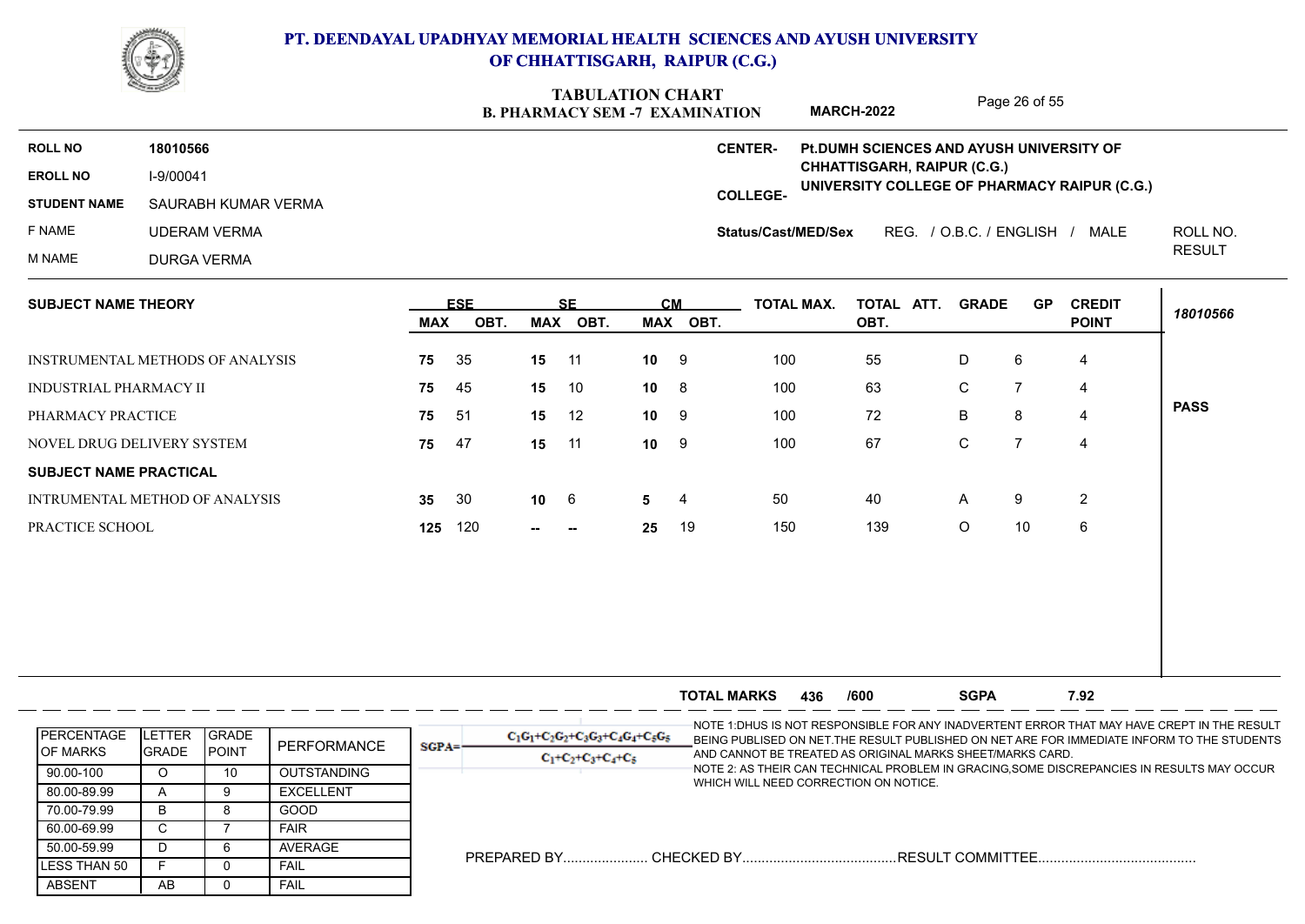# PT. DEENDAYAL UPADHYAY MEMORIAL HEALTH SCIENCES AND AYUSH UNIVERSITY OF CHHATTISGARH, RAIPUR (C.G.)

## TABULATION CHART
**B. PHARMACY SEM -7 EXAMINATION** **MARCH-2022**

| | | | |
|---|---|---|---|
| **ROLL NO** | 18010566 | **CENTER-** | Pt.DUMH SCIENCES AND AYUSH UNIVERSITY OF CHHATTISGARH, RAIPUR (C.G.) |
| **EROLL NO** | I-9/00041 | **COLLEGE-** | UNIVERSITY COLLEGE OF PHARMACY RAIPUR (C.G.) |
| **STUDENT NAME** | SAURABH KUMAR VERMA | | |
| F NAME | UDERAM VERMA | **Status/Cast/MED/Sex** | REG. / O.B.C. / ENGLISH / MALE |
| M NAME | DURGA VERMA | | |

ROLL NO. RESULT

| SUBJECT NAME THEORY | ESE MAX | ESE OBT. | SE MAX | SE OBT. | CM MAX | CM OBT. | TOTAL MAX. | TOTAL OBT. | ATT. | GRADE | GP | CREDIT POINT | 18010566 |
|---|---|---|---|---|---|---|---|---|---|---|---|---|---|
| INSTRUMENTAL METHODS OF ANALYSIS | 75 | 35 | 15 | 11 | 10 | 9 | 100 | 55 | | D | 6 | 4 | |
| INDUSTRIAL PHARMACY II | 75 | 45 | 15 | 10 | 10 | 8 | 100 | 63 | | C | 7 | 4 | |
| PHARMACY PRACTICE | 75 | 51 | 15 | 12 | 10 | 9 | 100 | 72 | | B | 8 | 4 | PASS |
| NOVEL DRUG DELIVERY SYSTEM | 75 | 47 | 15 | 11 | 10 | 9 | 100 | 67 | | C | 7 | 4 | |
| **SUBJECT NAME PRACTICAL** | | | | | | | | | | | | | |
| INTRUMENTAL METHOD OF ANALYSIS | 35 | 30 | 10 | 6 | 5 | 4 | 50 | 40 | | A | 9 | 2 | |
| PRACTICE SCHOOL | 125 | 120 | -- | -- | 25 | 19 | 150 | 139 | | O | 10 | 6 | |

**TOTAL MARKS** 436 /600 **SGPA** 7.92

| PERCENTAGE OF MARKS | LETTER GRADE | GRADE POINT | PERFORMANCE |
|---|---|---|---|
| 90.00-100 | O | 10 | OUTSTANDING |
| 80.00-89.99 | A | 9 | EXCELLENT |
| 70.00-79.99 | B | 8 | GOOD |
| 60.00-69.99 | C | 7 | FAIR |
| 50.00-59.99 | D | 6 | AVERAGE |
| LESS THAN 50 | F | 0 | FAIL |
| ABSENT | AB | 0 | FAIL |

$$SGPA = \frac{C_1G_1+C_2G_2+C_3G_3+C_4G_4+C_5G_5}{C_1+C_2+C_3+C_4+C_5}$$

NOTE 1:DHUS IS NOT RESPONSIBLE FOR ANY INADVERTENT ERROR THAT MAY HAVE CREPT IN THE RESULT BEING PUBLISED ON NET.THE RESULT PUBLISHED ON NET ARE FOR IMMEDIATE INFORM TO THE STUDENTS AND CANNOT BE TREATED AS ORIGINAL MARKS SHEET/MARKS CARD.

NOTE 2: AS THEIR CAN TECHNICAL PROBLEM IN GRACING,SOME DISCREPANCIES IN RESULTS MAY OCCUR WHICH WILL NEED CORRECTION ON NOTICE.

PREPARED BY...................... CHECKED BY........................................RESULT COMMITTEE.........................................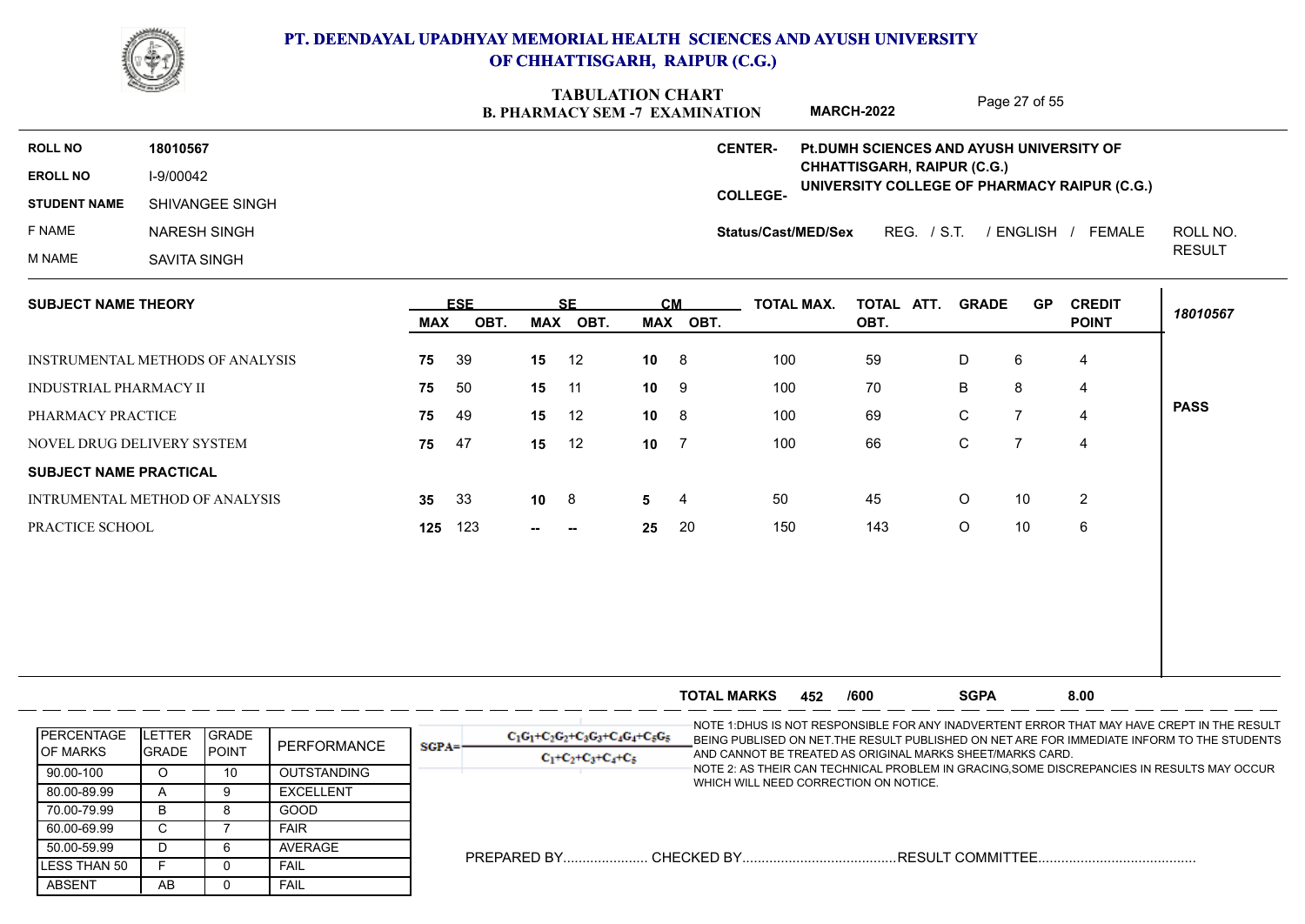# PT. DEENDAYAL UPADHYAY MEMORIAL HEALTH SCIENCES AND AYUSH UNIVERSITY OF CHHATTISGARH, RAIPUR (C.G.)

## TABULATION CHART
**B. PHARMACY SEM -7 EXAMINATION** **MARCH-2022**

| | | | |
|---|---|---|---|
| **ROLL NO** | 18010567 | **CENTER-** | Pt.DUMH SCIENCES AND AYUSH UNIVERSITY OF CHHATTISGARH, RAIPUR (C.G.) |
| **EROLL NO** | I-9/00042 | **COLLEGE-** | UNIVERSITY COLLEGE OF PHARMACY RAIPUR (C.G.) |
| **STUDENT NAME** | SHIVANGEE SINGH | | |
| F NAME | NARESH SINGH | **Status/Cast/MED/Sex** | REG. / S.T. / ENGLISH / FEMALE |
| M NAME | SAVITA SINGH | | |

ROLL NO. RESULT

| SUBJECT NAME THEORY | ESE MAX | ESE OBT. | SE MAX | SE OBT. | CM MAX | CM OBT. | TOTAL MAX. | TOTAL OBT. | ATT. | GRADE | GP | CREDIT POINT | 18010567 |
|---|---|---|---|---|---|---|---|---|---|---|---|---|---|
| INSTRUMENTAL METHODS OF ANALYSIS | 75 | 39 | 15 | 12 | 10 | 8 | 100 | 59 | | D | 6 | 4 | |
| INDUSTRIAL PHARMACY II | 75 | 50 | 15 | 11 | 10 | 9 | 100 | 70 | | B | 8 | 4 | |
| PHARMACY PRACTICE | 75 | 49 | 15 | 12 | 10 | 8 | 100 | 69 | | C | 7 | 4 | PASS |
| NOVEL DRUG DELIVERY SYSTEM | 75 | 47 | 15 | 12 | 10 | 7 | 100 | 66 | | C | 7 | 4 | |
| **SUBJECT NAME PRACTICAL** | | | | | | | | | | | | | |
| INTRUMENTAL METHOD OF ANALYSIS | 35 | 33 | 10 | 8 | 5 | 4 | 50 | 45 | | O | 10 | 2 | |
| PRACTICE SCHOOL | 125 | 123 | -- | -- | 25 | 20 | 150 | 143 | | O | 10 | 6 | |

**TOTAL MARKS** 452 /600 **SGPA** 8.00

| PERCENTAGE OF MARKS | LETTER GRADE | GRADE POINT | PERFORMANCE |
|---|---|---|---|
| 90.00-100 | O | 10 | OUTSTANDING |
| 80.00-89.99 | A | 9 | EXCELLENT |
| 70.00-79.99 | B | 8 | GOOD |
| 60.00-69.99 | C | 7 | FAIR |
| 50.00-59.99 | D | 6 | AVERAGE |
| LESS THAN 50 | F | 0 | FAIL |
| ABSENT | AB | 0 | FAIL |

$$SGPA = \frac{C_1G_1+C_2G_2+C_3G_3+C_4G_4+C_5G_5}{C_1+C_2+C_3+C_4+C_5}$$

NOTE 1:DHUS IS NOT RESPONSIBLE FOR ANY INADVERTENT ERROR THAT MAY HAVE CREPT IN THE RESULT BEING PUBLISED ON NET.THE RESULT PUBLISHED ON NET ARE FOR IMMEDIATE INFORM TO THE STUDENTS AND CANNOT BE TREATED AS ORIGINAL MARKS SHEET/MARKS CARD.

NOTE 2: AS THEIR CAN TECHNICAL PROBLEM IN GRACING,SOME DISCREPANCIES IN RESULTS MAY OCCUR WHICH WILL NEED CORRECTION ON NOTICE.

PREPARED BY...................... CHECKED BY........................................RESULT COMMITTEE.........................................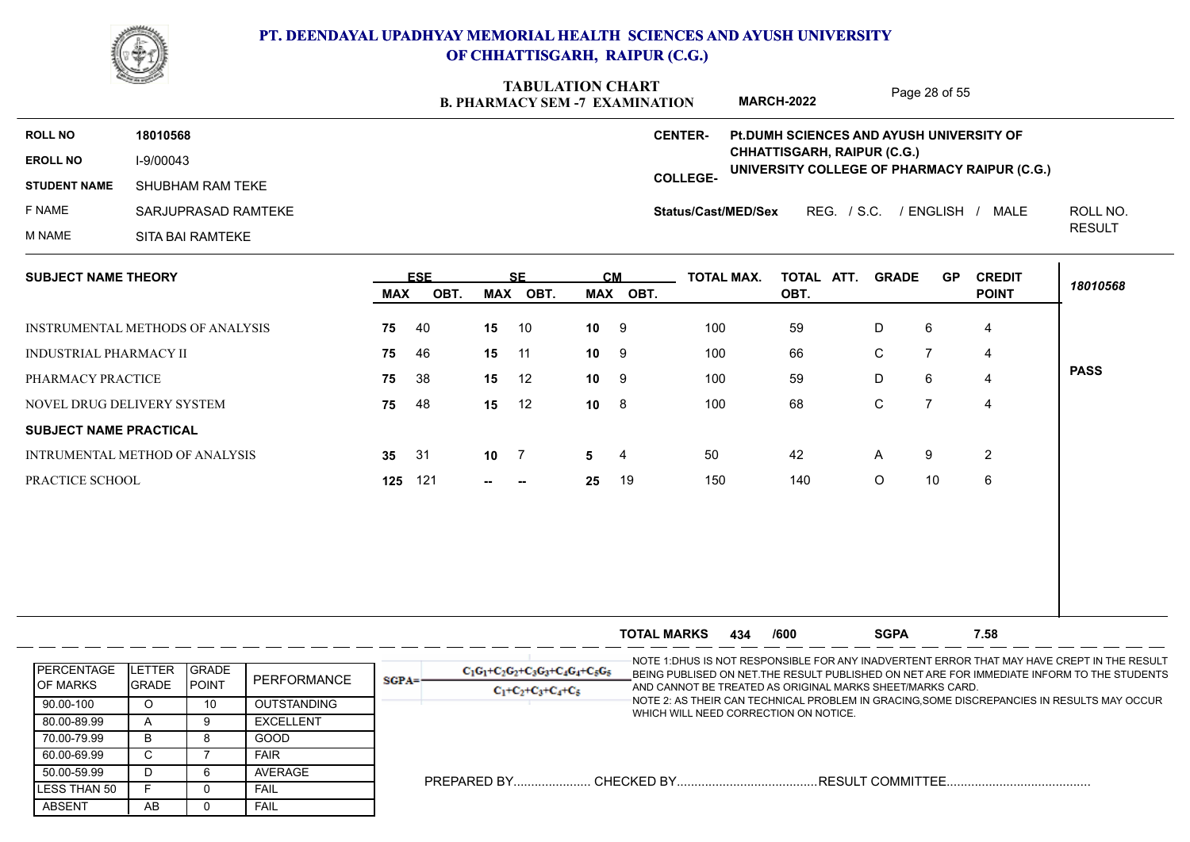# PT. DEENDAYAL UPADHYAY MEMORIAL HEALTH SCIENCES AND AYUSH UNIVERSITY OF CHHATTISGARH, RAIPUR (C.G.)

**TABULATION CHART**
**B. PHARMACY SEM -7 EXAMINATION** **MARCH-2022**

| | | | |
|---|---|---|---|
| **ROLL NO** | **18010568** | **CENTER-** | **Pt.DUMH SCIENCES AND AYUSH UNIVERSITY OF CHHATTISGARH, RAIPUR (C.G.)** |
| **EROLL NO** | I-9/00043 | **COLLEGE-** | **UNIVERSITY COLLEGE OF PHARMACY RAIPUR (C.G.)** |
| **STUDENT NAME** | SHUBHAM RAM TEKE | | |
| F NAME | SARJUPRASAD RAMTEKE | **Status/Cast/MED/Sex** | REG. / S.C. / ENGLISH / MALE |
| M NAME | SITA BAI RAMTEKE | | |

| SUBJECT NAME THEORY | ESE MAX | ESE OBT. | SE MAX | SE OBT. | CM MAX | CM OBT. | TOTAL MAX. | TOTAL OBT. | ATT. | GRADE | GP | CREDIT POINT | ROLL NO. RESULT 18010568 |
|---|---|---|---|---|---|---|---|---|---|---|---|---|---|
| INSTRUMENTAL METHODS OF ANALYSIS | 75 | 40 | 15 | 10 | 10 | 9 | 100 | 59 | | D | 6 | 4 | |
| INDUSTRIAL PHARMACY II | 75 | 46 | 15 | 11 | 10 | 9 | 100 | 66 | | C | 7 | 4 | |
| PHARMACY PRACTICE | 75 | 38 | 15 | 12 | 10 | 9 | 100 | 59 | | D | 6 | 4 | **PASS** |
| NOVEL DRUG DELIVERY SYSTEM | 75 | 48 | 15 | 12 | 10 | 8 | 100 | 68 | | C | 7 | 4 | |
| **SUBJECT NAME PRACTICAL** | | | | | | | | | | | | | |
| INTRUMENTAL METHOD OF ANALYSIS | 35 | 31 | 10 | 7 | 5 | 4 | 50 | 42 | | A | 9 | 2 | |
| PRACTICE SCHOOL | 125 | 121 | -- | -- | 25 | 19 | 150 | 140 | | O | 10 | 6 | |

**TOTAL MARKS** 434 /600 **SGPA** 7.58

| PERCENTAGE OF MARKS | LETTER GRADE | GRADE POINT | PERFORMANCE |
|---|---|---|---|
| 90.00-100 | O | 10 | OUTSTANDING |
| 80.00-89.99 | A | 9 | EXCELLENT |
| 70.00-79.99 | B | 8 | GOOD |
| 60.00-69.99 | C | 7 | FAIR |
| 50.00-59.99 | D | 6 | AVERAGE |
| LESS THAN 50 | F | 0 | FAIL |
| ABSENT | AB | 0 | FAIL |

$$SGPA=\frac{C_1G_1+C_2G_2+C_3G_3+C_4G_4+C_5G_5}{C_1+C_2+C_3+C_4+C_5}$$

NOTE 1:DHUS IS NOT RESPONSIBLE FOR ANY INADVERTENT ERROR THAT MAY HAVE CREPT IN THE RESULT BEING PUBLISED ON NET.THE RESULT PUBLISHED ON NET ARE FOR IMMEDIATE INFORM TO THE STUDENTS AND CANNOT BE TREATED AS ORIGINAL MARKS SHEET/MARKS CARD.
NOTE 2: AS THEIR CAN TECHNICAL PROBLEM IN GRACING,SOME DISCREPANCIES IN RESULTS MAY OCCUR WHICH WILL NEED CORRECTION ON NOTICE.

PREPARED BY...................... CHECKED BY........................................RESULT COMMITTEE.........................................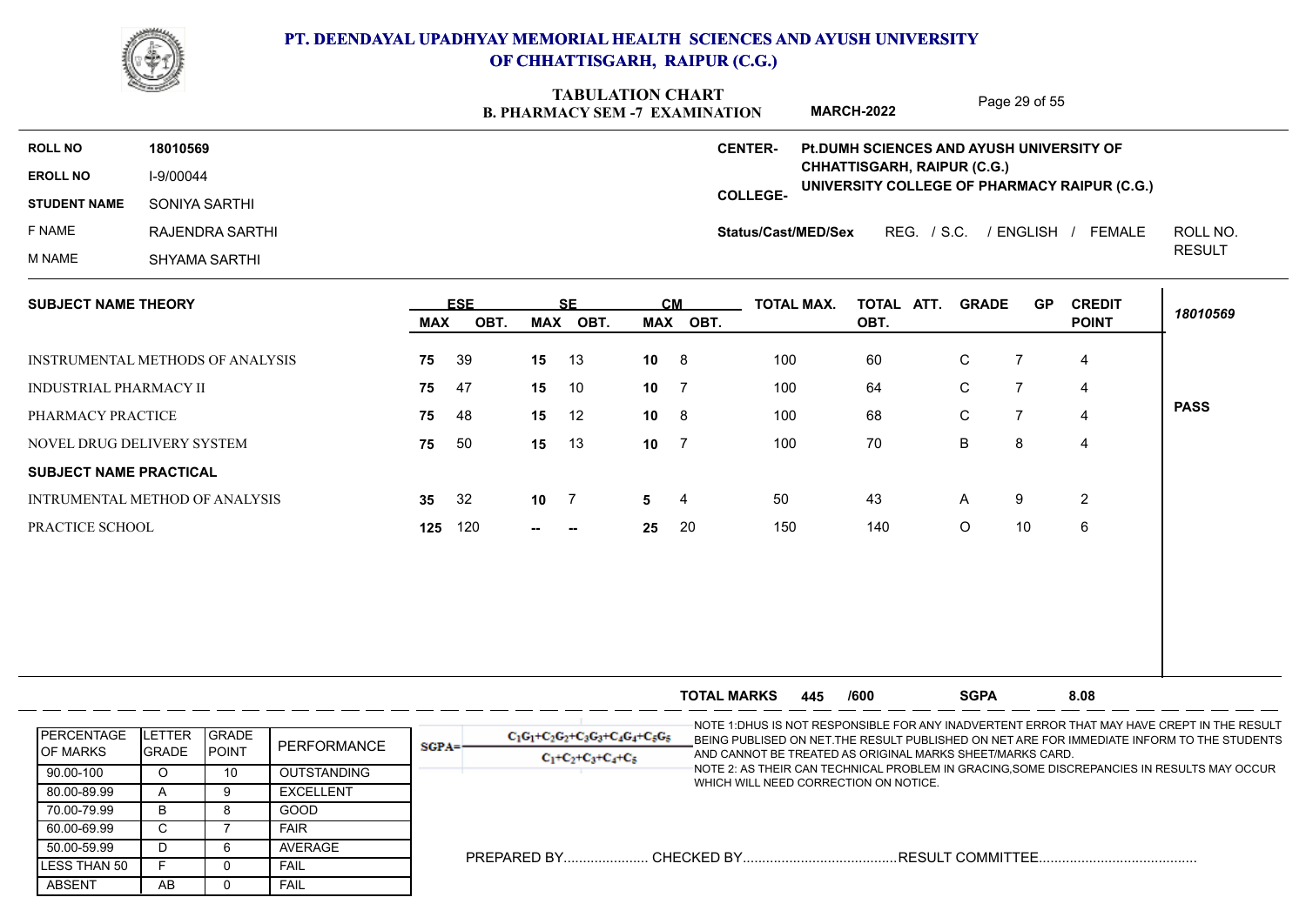# PT. DEENDAYAL UPADHYAY MEMORIAL HEALTH SCIENCES AND AYUSH UNIVERSITY OF CHHATTISGARH, RAIPUR (C.G.)

## TABULATION CHART
**B. PHARMACY SEM -7 EXAMINATION** — **MARCH-2022**

| | | | |
|---|---|---|---|
| **ROLL NO** | 18010569 | **CENTER-** | **Pt.DUMH SCIENCES AND AYUSH UNIVERSITY OF CHHATTISGARH, RAIPUR (C.G.)** |
| **EROLL NO** | I-9/00044 | **COLLEGE-** | **UNIVERSITY COLLEGE OF PHARMACY RAIPUR (C.G.)** |
| **STUDENT NAME** | SONIYA SARTHI | | |
| F NAME | RAJENDRA SARTHI | **Status/Cast/MED/Sex** | REG. / S.C. / ENGLISH / FEMALE |
| M NAME | SHYAMA SARTHI | | |

| SUBJECT NAME THEORY | ESE | | SE | | CM | | TOTAL MAX. | TOTAL OBT. | ATT. | GRADE | GP | CREDIT POINT | ROLL NO. RESULT |
|---|---|---|---|---|---|---|---|---|---|---|---|---|---|
| | MAX | OBT. | MAX | OBT. | MAX | OBT. | | | | | | | 18010569 |
| INSTRUMENTAL METHODS OF ANALYSIS | 75 | 39 | 15 | 13 | 10 | 8 | 100 | 60 | | C | 7 | 4 | |
| INDUSTRIAL PHARMACY II | 75 | 47 | 15 | 10 | 10 | 7 | 100 | 64 | | C | 7 | 4 | |
| PHARMACY PRACTICE | 75 | 48 | 15 | 12 | 10 | 8 | 100 | 68 | | C | 7 | 4 | PASS |
| NOVEL DRUG DELIVERY SYSTEM | 75 | 50 | 15 | 13 | 10 | 7 | 100 | 70 | | B | 8 | 4 | |
| **SUBJECT NAME PRACTICAL** | | | | | | | | | | | | | |
| INTRUMENTAL METHOD OF ANALYSIS | 35 | 32 | 10 | 7 | 5 | 4 | 50 | 43 | | A | 9 | 2 | |
| PRACTICE SCHOOL | 125 | 120 | -- | -- | 25 | 20 | 150 | 140 | | O | 10 | 6 | |

**TOTAL MARKS** 445 /600 **SGPA** 8.08

| PERCENTAGE OF MARKS | LETTER GRADE | GRADE POINT | PERFORMANCE |
|---|---|---|---|
| 90.00-100 | O | 10 | OUTSTANDING |
| 80.00-89.99 | A | 9 | EXCELLENT |
| 70.00-79.99 | B | 8 | GOOD |
| 60.00-69.99 | C | 7 | FAIR |
| 50.00-59.99 | D | 6 | AVERAGE |
| LESS THAN 50 | F | 0 | FAIL |
| ABSENT | AB | 0 | FAIL |

$$SGPA = \frac{C_1G_1+C_2G_2+C_3G_3+C_4G_4+C_5G_5}{C_1+C_2+C_3+C_4+C_5}$$

NOTE 1:DHUS IS NOT RESPONSIBLE FOR ANY INADVERTENT ERROR THAT MAY HAVE CREPT IN THE RESULT BEING PUBLISED ON NET.THE RESULT PUBLISHED ON NET ARE FOR IMMEDIATE INFORM TO THE STUDENTS AND CANNOT BE TREATED AS ORIGINAL MARKS SHEET/MARKS CARD.

NOTE 2: AS THEIR CAN TECHNICAL PROBLEM IN GRACING,SOME DISCREPANCIES IN RESULTS MAY OCCUR WHICH WILL NEED CORRECTION ON NOTICE.

PREPARED BY...................... CHECKED BY........................................RESULT COMMITTEE.........................................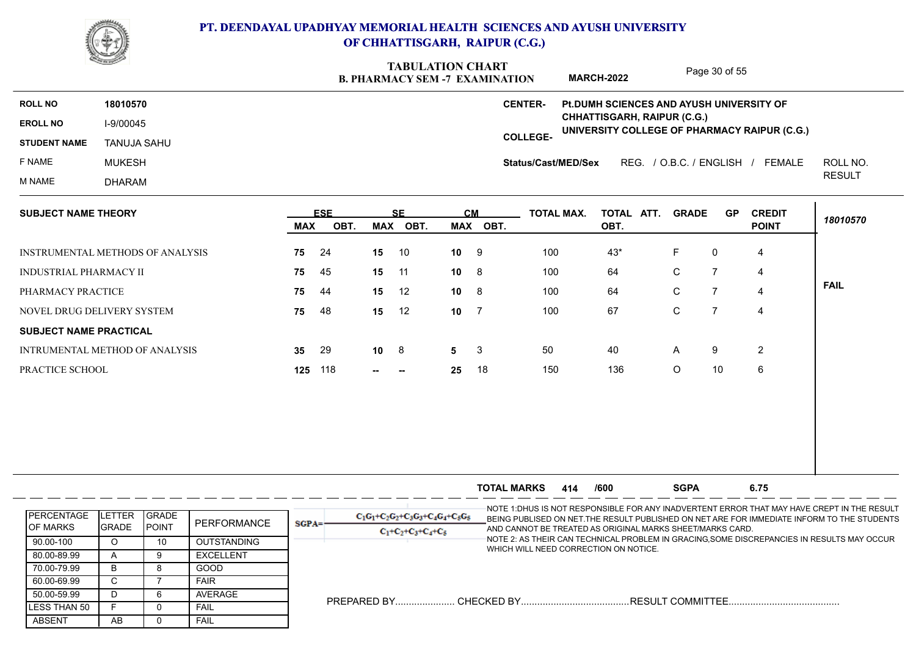# PT. DEENDAYAL UPADHYAY MEMORIAL HEALTH SCIENCES AND AYUSH UNIVERSITY OF CHHATTISGARH, RAIPUR (C.G.)

## TABULATION CHART
**B. PHARMACY SEM -7 EXAMINATION** **MARCH-2022**

| | |
|---|---|
| **ROLL NO** | **18010570** |
| **EROLL NO** | I-9/00045 |
| **STUDENT NAME** | TANUJA SAHU |
| F NAME | MUKESH |
| M NAME | DHARAM |

**CENTER-** Pt.DUMH SCIENCES AND AYUSH UNIVERSITY OF CHHATTISGARH, RAIPUR (C.G.)

**COLLEGE-** UNIVERSITY COLLEGE OF PHARMACY RAIPUR (C.G.)

**Status/Cast/MED/Sex** REG. / O.B.C. / ENGLISH / FEMALE

ROLL NO. RESULT

| SUBJECT NAME THEORY | ESE MAX | ESE OBT. | SE MAX | SE OBT. | CM MAX | CM OBT. | TOTAL MAX. | TOTAL OBT. | ATT. | GRADE | GP | CREDIT POINT | 18010570 |
|---|---|---|---|---|---|---|---|---|---|---|---|---|---|
| INSTRUMENTAL METHODS OF ANALYSIS | 75 | 24 | 15 | 10 | 10 | 9 | 100 | 43* | | F | 0 | 4 | |
| INDUSTRIAL PHARMACY II | 75 | 45 | 15 | 11 | 10 | 8 | 100 | 64 | | C | 7 | 4 | |
| PHARMACY PRACTICE | 75 | 44 | 15 | 12 | 10 | 8 | 100 | 64 | | C | 7 | 4 | **FAIL** |
| NOVEL DRUG DELIVERY SYSTEM | 75 | 48 | 15 | 12 | 10 | 7 | 100 | 67 | | C | 7 | 4 | |
| **SUBJECT NAME PRACTICAL** | | | | | | | | | | | | | |
| INTRUMENTAL METHOD OF ANALYSIS | 35 | 29 | 10 | 8 | 5 | 3 | 50 | 40 | | A | 9 | 2 | |
| PRACTICE SCHOOL | 125 | 118 | -- | -- | 25 | 18 | 150 | 136 | | O | 10 | 6 | |

**TOTAL MARKS** 414 /600 **SGPA** 6.75

| PERCENTAGE OF MARKS | LETTER GRADE | GRADE POINT | PERFORMANCE |
|---|---|---|---|
| 90.00-100 | O | 10 | OUTSTANDING |
| 80.00-89.99 | A | 9 | EXCELLENT |
| 70.00-79.99 | B | 8 | GOOD |
| 60.00-69.99 | C | 7 | FAIR |
| 50.00-59.99 | D | 6 | AVERAGE |
| LESS THAN 50 | F | 0 | FAIL |
| ABSENT | AB | 0 | FAIL |

$$SGPA = \frac{C_1G_1+C_2G_2+C_3G_3+C_4G_4+C_5G_5}{C_1+C_2+C_3+C_4+C_5}$$

NOTE 1:DHUS IS NOT RESPONSIBLE FOR ANY INADVERTENT ERROR THAT MAY HAVE CREPT IN THE RESULT BEING PUBLISED ON NET.THE RESULT PUBLISHED ON NET ARE FOR IMMEDIATE INFORM TO THE STUDENTS AND CANNOT BE TREATED AS ORIGINAL MARKS SHEET/MARKS CARD.

NOTE 2: AS THEIR CAN TECHNICAL PROBLEM IN GRACING,SOME DISCREPANCIES IN RESULTS MAY OCCUR WHICH WILL NEED CORRECTION ON NOTICE.

PREPARED BY...................... CHECKED BY........................................ RESULT COMMITTEE.........................................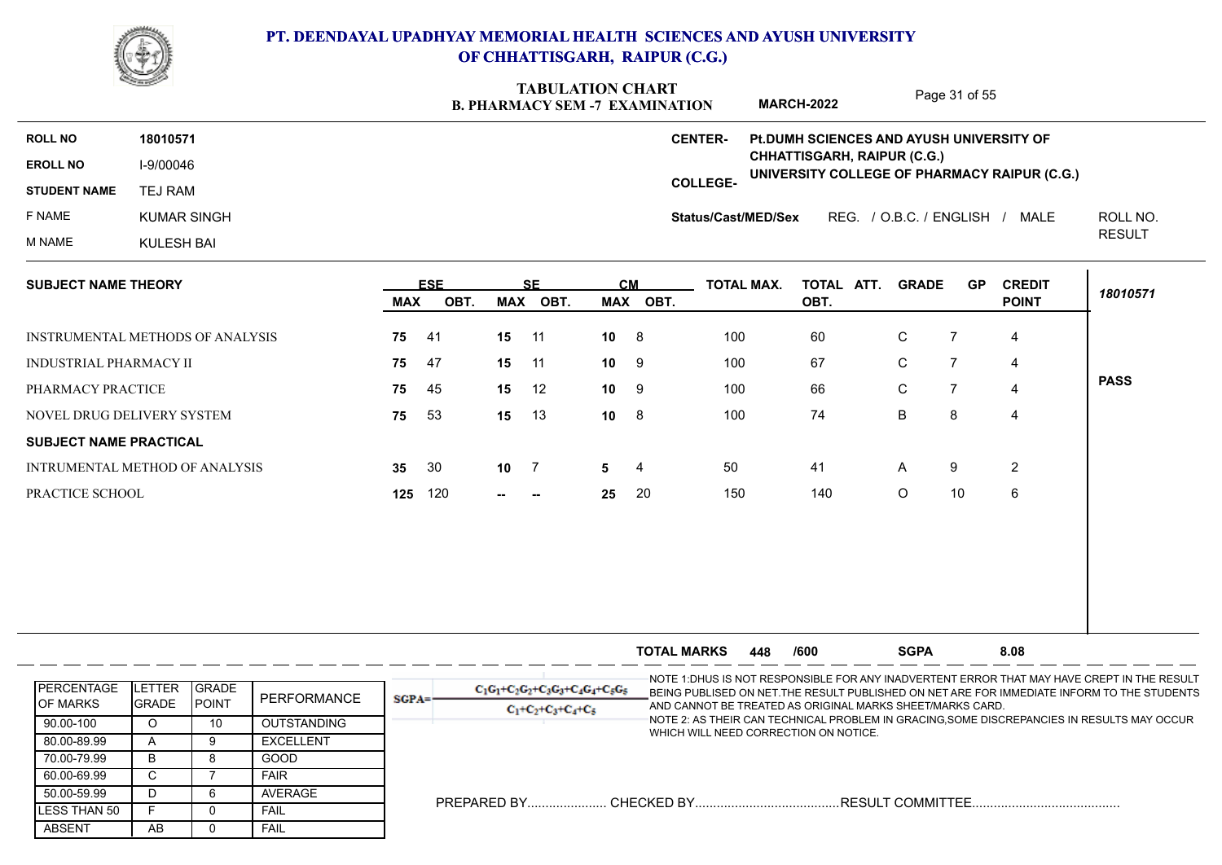# PT. DEENDAYAL UPADHYAY MEMORIAL HEALTH SCIENCES AND AYUSH UNIVERSITY OF CHHATTISGARH, RAIPUR (C.G.)

## TABULATION CHART
**B. PHARMACY SEM -7 EXAMINATION** **MARCH-2022**

| | | | |
|---|---|---|---|
| **ROLL NO** | 18010571 | **CENTER-** | Pt.DUMH SCIENCES AND AYUSH UNIVERSITY OF CHHATTISGARH, RAIPUR (C.G.) |
| **EROLL NO** | I-9/00046 | **COLLEGE-** | UNIVERSITY COLLEGE OF PHARMACY RAIPUR (C.G.) |
| **STUDENT NAME** | TEJ RAM | | |
| F NAME | KUMAR SINGH | **Status/Cast/MED/Sex** | REG. / O.B.C. / ENGLISH / MALE |
| M NAME | KULESH BAI | | |

| SUBJECT NAME THEORY | ESE MAX | ESE OBT. | SE MAX | SE OBT. | CM MAX | CM OBT. | TOTAL MAX. | TOTAL OBT. | ATT. | GRADE | GP | CREDIT POINT | ROLL NO. RESULT 18010571 |
|---|---|---|---|---|---|---|---|---|---|---|---|---|---|
| INSTRUMENTAL METHODS OF ANALYSIS | 75 | 41 | 15 | 11 | 10 | 8 | 100 | 60 | | C | 7 | 4 | |
| INDUSTRIAL PHARMACY II | 75 | 47 | 15 | 11 | 10 | 9 | 100 | 67 | | C | 7 | 4 | |
| PHARMACY PRACTICE | 75 | 45 | 15 | 12 | 10 | 9 | 100 | 66 | | C | 7 | 4 | PASS |
| NOVEL DRUG DELIVERY SYSTEM | 75 | 53 | 15 | 13 | 10 | 8 | 100 | 74 | | B | 8 | 4 | |
| **SUBJECT NAME PRACTICAL** | | | | | | | | | | | | | |
| INTRUMENTAL METHOD OF ANALYSIS | 35 | 30 | 10 | 7 | 5 | 4 | 50 | 41 | | A | 9 | 2 | |
| PRACTICE SCHOOL | 125 | 120 | -- | -- | 25 | 20 | 150 | 140 | | O | 10 | 6 | |

**TOTAL MARKS** 448 /600 **SGPA** 8.08

| PERCENTAGE OF MARKS | LETTER GRADE | GRADE POINT | PERFORMANCE |
|---|---|---|---|
| 90.00-100 | O | 10 | OUTSTANDING |
| 80.00-89.99 | A | 9 | EXCELLENT |
| 70.00-79.99 | B | 8 | GOOD |
| 60.00-69.99 | C | 7 | FAIR |
| 50.00-59.99 | D | 6 | AVERAGE |
| LESS THAN 50 | F | 0 | FAIL |
| ABSENT | AB | 0 | FAIL |

$$SGPA = \frac{C_1G_1+C_2G_2+C_3G_3+C_4G_4+C_5G_5}{C_1+C_2+C_3+C_4+C_5}$$

NOTE 1:DHUS IS NOT RESPONSIBLE FOR ANY INADVERTENT ERROR THAT MAY HAVE CREPT IN THE RESULT BEING PUBLISED ON NET.THE RESULT PUBLISHED ON NET ARE FOR IMMEDIATE INFORM TO THE STUDENTS AND CANNOT BE TREATED AS ORIGINAL MARKS SHEET/MARKS CARD.
NOTE 2: AS THEIR CAN TECHNICAL PROBLEM IN GRACING,SOME DISCREPANCIES IN RESULTS MAY OCCUR WHICH WILL NEED CORRECTION ON NOTICE.

PREPARED BY...................... CHECKED BY........................................RESULT COMMITTEE.........................................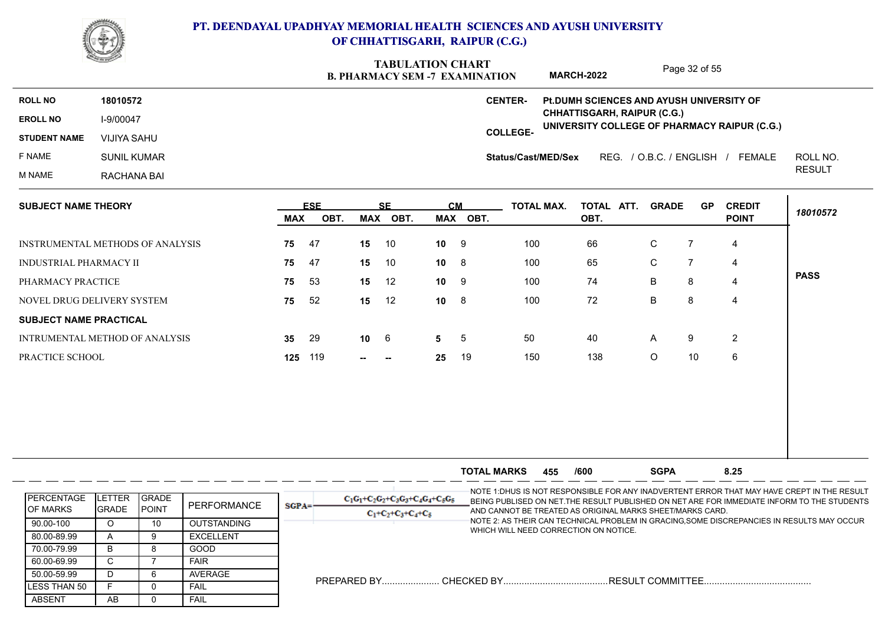# PT. DEENDAYAL UPADHYAY MEMORIAL HEALTH SCIENCES AND AYUSH UNIVERSITY OF CHHATTISGARH, RAIPUR (C.G.)

## TABULATION CHART
**B. PHARMACY SEM -7 EXAMINATION** **MARCH-2022**

| | | | |
|---|---|---|---|
| **ROLL NO** | **18010572** | **CENTER-** | **Pt.DUMH SCIENCES AND AYUSH UNIVERSITY OF CHHATTISGARH, RAIPUR (C.G.)** |
| **EROLL NO** | I-9/00047 | **COLLEGE-** | **UNIVERSITY COLLEGE OF PHARMACY RAIPUR (C.G.)** |
| **STUDENT NAME** | VIJIYA SAHU | | |
| F NAME | SUNIL KUMAR | **Status/Cast/MED/Sex** | REG. / O.B.C. / ENGLISH / FEMALE |
| M NAME | RACHANA BAI | | |

| SUBJECT NAME THEORY | ESE MAX | ESE OBT. | SE MAX | SE OBT. | CM MAX | CM OBT. | TOTAL MAX. | TOTAL OBT. | ATT. | GRADE | GP | CREDIT POINT | ROLL NO. RESULT |
|---|---|---|---|---|---|---|---|---|---|---|---|---|---|
| | | | | | | | | | | | | | 18010572 |
| INSTRUMENTAL METHODS OF ANALYSIS | 75 | 47 | 15 | 10 | 10 | 9 | 100 | 66 | | C | 7 | 4 | |
| INDUSTRIAL PHARMACY II | 75 | 47 | 15 | 10 | 10 | 8 | 100 | 65 | | C | 7 | 4 | |
| PHARMACY PRACTICE | 75 | 53 | 15 | 12 | 10 | 9 | 100 | 74 | | B | 8 | 4 | PASS |
| NOVEL DRUG DELIVERY SYSTEM | 75 | 52 | 15 | 12 | 10 | 8 | 100 | 72 | | B | 8 | 4 | |
| **SUBJECT NAME PRACTICAL** | | | | | | | | | | | | | |
| INTRUMENTAL METHOD OF ANALYSIS | 35 | 29 | 10 | 6 | 5 | 5 | 50 | 40 | | A | 9 | 2 | |
| PRACTICE SCHOOL | 125 | 119 | -- | -- | 25 | 19 | 150 | 138 | | O | 10 | 6 | |

**TOTAL MARKS** 455 /600 **SGPA** 8.25

| PERCENTAGE OF MARKS | LETTER GRADE | GRADE POINT | PERFORMANCE |
|---|---|---|---|
| 90.00-100 | O | 10 | OUTSTANDING |
| 80.00-89.99 | A | 9 | EXCELLENT |
| 70.00-79.99 | B | 8 | GOOD |
| 60.00-69.99 | C | 7 | FAIR |
| 50.00-59.99 | D | 6 | AVERAGE |
| LESS THAN 50 | F | 0 | FAIL |
| ABSENT | AB | 0 | FAIL |

$$SGPA = \frac{C_1G_1+C_2G_2+C_3G_3+C_4G_4+C_5G_5}{C_1+C_2+C_3+C_4+C_5}$$

NOTE 1:DHUS IS NOT RESPONSIBLE FOR ANY INADVERTENT ERROR THAT MAY HAVE CREPT IN THE RESULT BEING PUBLISED ON NET.THE RESULT PUBLISHED ON NET ARE FOR IMMEDIATE INFORM TO THE STUDENTS AND CANNOT BE TREATED AS ORIGINAL MARKS SHEET/MARKS CARD.

NOTE 2: AS THEIR CAN TECHNICAL PROBLEM IN GRACING,SOME DISCREPANCIES IN RESULTS MAY OCCUR WHICH WILL NEED CORRECTION ON NOTICE.

PREPARED BY...................... CHECKED BY........................................RESULT COMMITTEE.........................................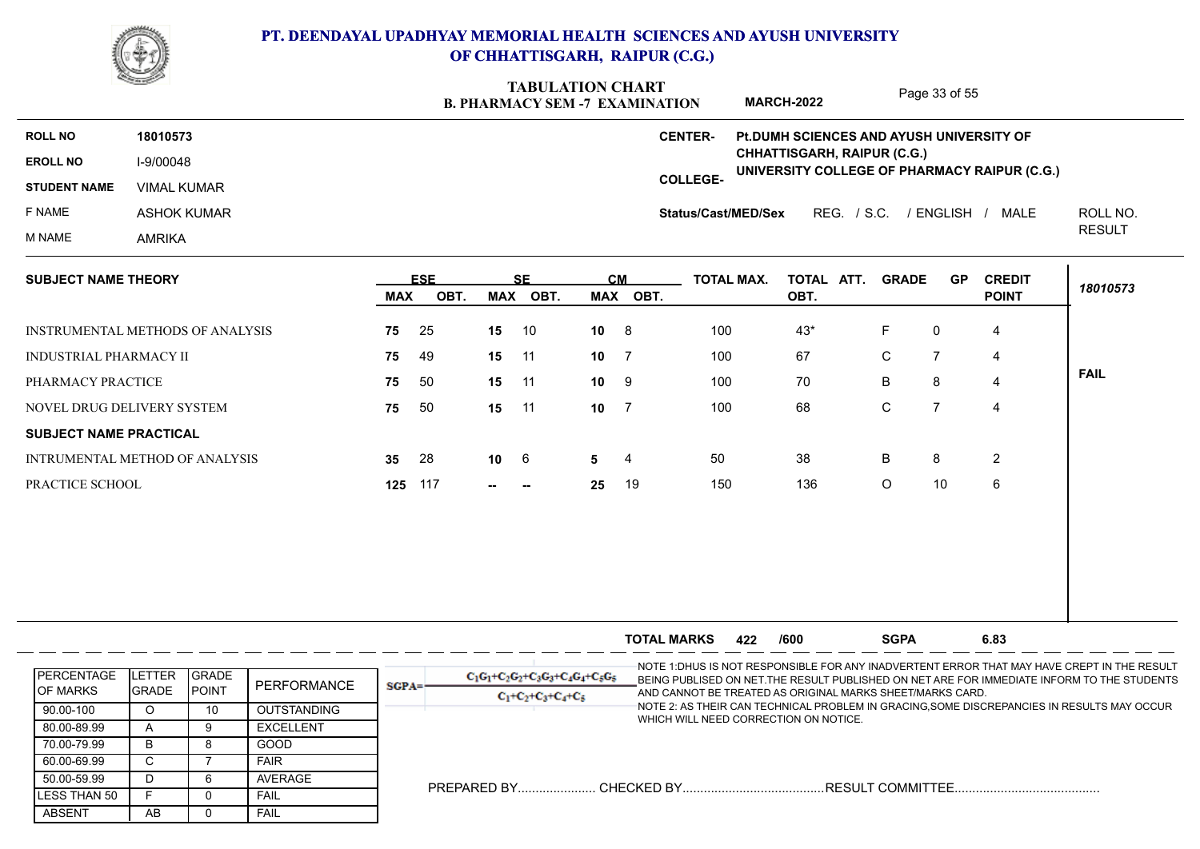**PT. DEENDAYAL UPADHYAY MEMORIAL HEALTH SCIENCES AND AYUSH UNIVERSITY OF CHHATTISGARH, RAIPUR (C.G.)**

**TABULATION CHART**
**B. PHARMACY SEM -7 EXAMINATION** **MARCH-2022**

| | | | |
|---|---|---|---|
| **ROLL NO** | 18010573 | **CENTER-** | Pt.DUMH SCIENCES AND AYUSH UNIVERSITY OF CHHATTISGARH, RAIPUR (C.G.) |
| **EROLL NO** | I-9/00048 | **COLLEGE-** | UNIVERSITY COLLEGE OF PHARMACY RAIPUR (C.G.) |
| **STUDENT NAME** | VIMAL KUMAR | | |
| F NAME | ASHOK KUMAR | **Status/Cast/MED/Sex** | REG. / S.C. / ENGLISH / MALE |
| M NAME | AMRIKA | | |

| SUBJECT NAME THEORY | ESE MAX | ESE OBT. | SE MAX | SE OBT. | CM MAX | CM OBT. | TOTAL MAX. | TOTAL OBT. | ATT. | GRADE | GP | CREDIT POINT | ROLL NO. RESULT |
|---|---|---|---|---|---|---|---|---|---|---|---|---|---|
| INSTRUMENTAL METHODS OF ANALYSIS | 75 | 25 | 15 | 10 | 10 | 8 | 100 | 43* | | F | 0 | 4 | 18010573 |
| INDUSTRIAL PHARMACY II | 75 | 49 | 15 | 11 | 10 | 7 | 100 | 67 | | C | 7 | 4 | |
| PHARMACY PRACTICE | 75 | 50 | 15 | 11 | 10 | 9 | 100 | 70 | | B | 8 | 4 | FAIL |
| NOVEL DRUG DELIVERY SYSTEM | 75 | 50 | 15 | 11 | 10 | 7 | 100 | 68 | | C | 7 | 4 | |
| **SUBJECT NAME PRACTICAL** | | | | | | | | | | | | | |
| INTRUMENTAL METHOD OF ANALYSIS | 35 | 28 | 10 | 6 | 5 | 4 | 50 | 38 | | B | 8 | 2 | |
| PRACTICE SCHOOL | 125 | 117 | -- | -- | 25 | 19 | 150 | 136 | | O | 10 | 6 | |

**TOTAL MARKS** 422 /600 **SGPA** 6.83

| PERCENTAGE OF MARKS | LETTER GRADE | GRADE POINT | PERFORMANCE |
|---|---|---|---|
| 90.00-100 | O | 10 | OUTSTANDING |
| 80.00-89.99 | A | 9 | EXCELLENT |
| 70.00-79.99 | B | 8 | GOOD |
| 60.00-69.99 | C | 7 | FAIR |
| 50.00-59.99 | D | 6 | AVERAGE |
| LESS THAN 50 | F | 0 | FAIL |
| ABSENT | AB | 0 | FAIL |

$$SGPA = \frac{C_1G_1+C_2G_2+C_3G_3+C_4G_4+C_5G_5}{C_1+C_2+C_3+C_4+C_5}$$

NOTE 1:DHUS IS NOT RESPONSIBLE FOR ANY INADVERTENT ERROR THAT MAY HAVE CREPT IN THE RESULT BEING PUBLISED ON NET.THE RESULT PUBLISHED ON NET ARE FOR IMMEDIATE INFORM TO THE STUDENTS AND CANNOT BE TREATED AS ORIGINAL MARKS SHEET/MARKS CARD.
NOTE 2: AS THEIR CAN TECHNICAL PROBLEM IN GRACING,SOME DISCREPANCIES IN RESULTS MAY OCCUR WHICH WILL NEED CORRECTION ON NOTICE.

PREPARED BY...................... CHECKED BY........................................RESULT COMMITTEE.........................................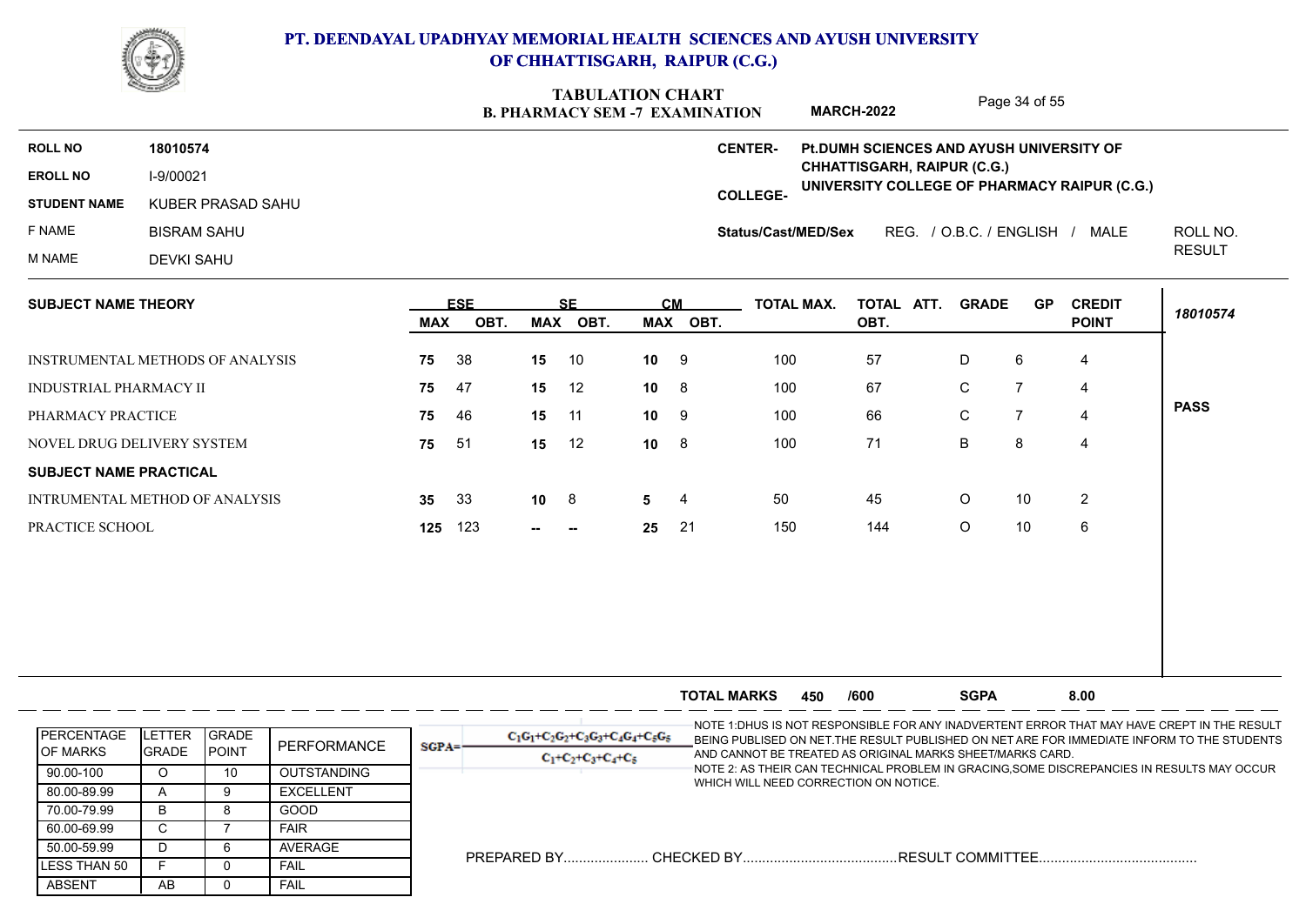# PT. DEENDAYAL UPADHYAY MEMORIAL HEALTH SCIENCES AND AYUSH UNIVERSITY OF CHHATTISGARH, RAIPUR (C.G.)

## TABULATION CHART
**B. PHARMACY SEM -7 EXAMINATION** — **MARCH-2022**

| | | | |
|---|---|---|---|
| **ROLL NO** | **18010574** | **CENTER-** | **Pt.DUMH SCIENCES AND AYUSH UNIVERSITY OF CHHATTISGARH, RAIPUR (C.G.)** |
| **EROLL NO** | I-9/00021 | **COLLEGE-** | **UNIVERSITY COLLEGE OF PHARMACY RAIPUR (C.G.)** |
| **STUDENT NAME** | KUBER PRASAD SAHU | | |
| F NAME | BISRAM SAHU | **Status/Cast/MED/Sex** | REG. / O.B.C. / ENGLISH / MALE |
| M NAME | DEVKI SAHU | | |

| SUBJECT NAME THEORY | ESE MAX | ESE OBT. | SE MAX | SE OBT. | CM MAX | CM OBT. | TOTAL MAX. | TOTAL OBT. | ATT. | GRADE | GP | CREDIT POINT |
|---|---|---|---|---|---|---|---|---|---|---|---|---|
| INSTRUMENTAL METHODS OF ANALYSIS | 75 | 38 | 15 | 10 | 10 | 9 | 100 | 57 | | D | 6 | 4 |
| INDUSTRIAL PHARMACY II | 75 | 47 | 15 | 12 | 10 | 8 | 100 | 67 | | C | 7 | 4 |
| PHARMACY PRACTICE | 75 | 46 | 15 | 11 | 10 | 9 | 100 | 66 | | C | 7 | 4 |
| NOVEL DRUG DELIVERY SYSTEM | 75 | 51 | 15 | 12 | 10 | 8 | 100 | 71 | | B | 8 | 4 |
| **SUBJECT NAME PRACTICAL** | | | | | | | | | | | | |
| INTRUMENTAL METHOD OF ANALYSIS | 35 | 33 | 10 | 8 | 5 | 4 | 50 | 45 | | O | 10 | 2 |
| PRACTICE SCHOOL | 125 | 123 | -- | -- | 25 | 21 | 150 | 144 | | O | 10 | 6 |

| ROLL NO. | RESULT |
|---|---|
| 18010574 | **PASS** |

**TOTAL MARKS** 450 /600 **SGPA** 8.00

| PERCENTAGE OF MARKS | LETTER GRADE | GRADE POINT | PERFORMANCE |
|---|---|---|---|
| 90.00-100 | O | 10 | OUTSTANDING |
| 80.00-89.99 | A | 9 | EXCELLENT |
| 70.00-79.99 | B | 8 | GOOD |
| 60.00-69.99 | C | 7 | FAIR |
| 50.00-59.99 | D | 6 | AVERAGE |
| LESS THAN 50 | F | 0 | FAIL |
| ABSENT | AB | 0 | FAIL |

$$SGPA = \frac{C_1G_1+C_2G_2+C_3G_3+C_4G_4+C_5G_5}{C_1+C_2+C_3+C_4+C_5}$$

NOTE 1:DHUS IS NOT RESPONSIBLE FOR ANY INADVERTENT ERROR THAT MAY HAVE CREPT IN THE RESULT BEING PUBLISED ON NET.THE RESULT PUBLISHED ON NET ARE FOR IMMEDIATE INFORM TO THE STUDENTS AND CANNOT BE TREATED AS ORIGINAL MARKS SHEET/MARKS CARD.

NOTE 2: AS THEIR CAN TECHNICAL PROBLEM IN GRACING,SOME DISCREPANCIES IN RESULTS MAY OCCUR WHICH WILL NEED CORRECTION ON NOTICE.

PREPARED BY...................... CHECKED BY........................................RESULT COMMITTEE.........................................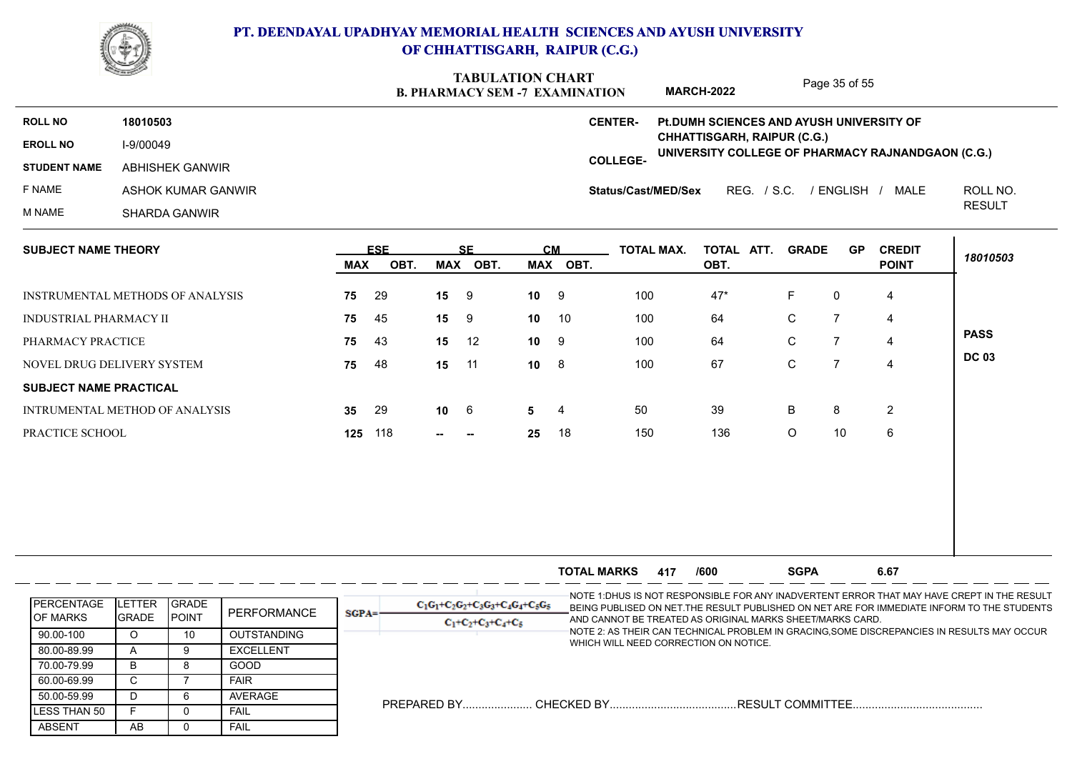# PT. DEENDAYAL UPADHYAY MEMORIAL HEALTH SCIENCES AND AYUSH UNIVERSITY OF CHHATTISGARH, RAIPUR (C.G.)

**TABULATION CHART**
**B. PHARMACY SEM -7 EXAMINATION** **MARCH-2022**

| | | | |
|---|---|---|---|
| **ROLL NO** | **18010503** | **CENTER-** | **Pt.DUMH SCIENCES AND AYUSH UNIVERSITY OF CHHATTISGARH, RAIPUR (C.G.)** |
| **EROLL NO** | I-9/00049 | **COLLEGE-** | **UNIVERSITY COLLEGE OF PHARMACY RAJNANDGAON (C.G.)** |
| **STUDENT NAME** | ABHISHEK GANWIR | | |
| F NAME | ASHOK KUMAR GANWIR | **Status/Cast/MED/Sex** | REG. / S.C. / ENGLISH / MALE |
| M NAME | SHARDA GANWIR | | |

| SUBJECT NAME THEORY | ESE MAX | ESE OBT. | SE MAX | SE OBT. | CM MAX | CM OBT. | TOTAL MAX. | TOTAL OBT. | ATT. | GRADE | GP | CREDIT POINT | ROLL NO. RESULT 18010503 |
|---|---|---|---|---|---|---|---|---|---|---|---|---|---|
| INSTRUMENTAL METHODS OF ANALYSIS | 75 | 29 | 15 | 9 | 10 | 9 | 100 | 47* | | F | 0 | 4 | |
| INDUSTRIAL PHARMACY II | 75 | 45 | 15 | 9 | 10 | 10 | 100 | 64 | | C | 7 | 4 | |
| PHARMACY PRACTICE | 75 | 43 | 15 | 12 | 10 | 9 | 100 | 64 | | C | 7 | 4 | **PASS** |
| NOVEL DRUG DELIVERY SYSTEM | 75 | 48 | 15 | 11 | 10 | 8 | 100 | 67 | | C | 7 | 4 | **DC 03** |
| **SUBJECT NAME PRACTICAL** | | | | | | | | | | | | | |
| INTRUMENTAL METHOD OF ANALYSIS | 35 | 29 | 10 | 6 | 5 | 4 | 50 | 39 | | B | 8 | 2 | |
| PRACTICE SCHOOL | 125 | 118 | -- | -- | 25 | 18 | 150 | 136 | | O | 10 | 6 | |

**TOTAL MARKS** 417 /600 **SGPA** 6.67

| PERCENTAGE OF MARKS | LETTER GRADE | GRADE POINT | PERFORMANCE |
|---|---|---|---|
| 90.00-100 | O | 10 | OUTSTANDING |
| 80.00-89.99 | A | 9 | EXCELLENT |
| 70.00-79.99 | B | 8 | GOOD |
| 60.00-69.99 | C | 7 | FAIR |
| 50.00-59.99 | D | 6 | AVERAGE |
| LESS THAN 50 | F | 0 | FAIL |
| ABSENT | AB | 0 | FAIL |

$$SGPA = \frac{C_1G_1+C_2G_2+C_3G_3+C_4G_4+C_5G_5}{C_1+C_2+C_3+C_4+C_5}$$

NOTE 1:DHUS IS NOT RESPONSIBLE FOR ANY INADVERTENT ERROR THAT MAY HAVE CREPT IN THE RESULT BEING PUBLISED ON NET.THE RESULT PUBLISHED ON NET ARE FOR IMMEDIATE INFORM TO THE STUDENTS AND CANNOT BE TREATED AS ORIGINAL MARKS SHEET/MARKS CARD.

NOTE 2: AS THEIR CAN TECHNICAL PROBLEM IN GRACING,SOME DISCREPANCIES IN RESULTS MAY OCCUR WHICH WILL NEED CORRECTION ON NOTICE.

PREPARED BY...................... CHECKED BY........................................RESULT COMMITTEE.........................................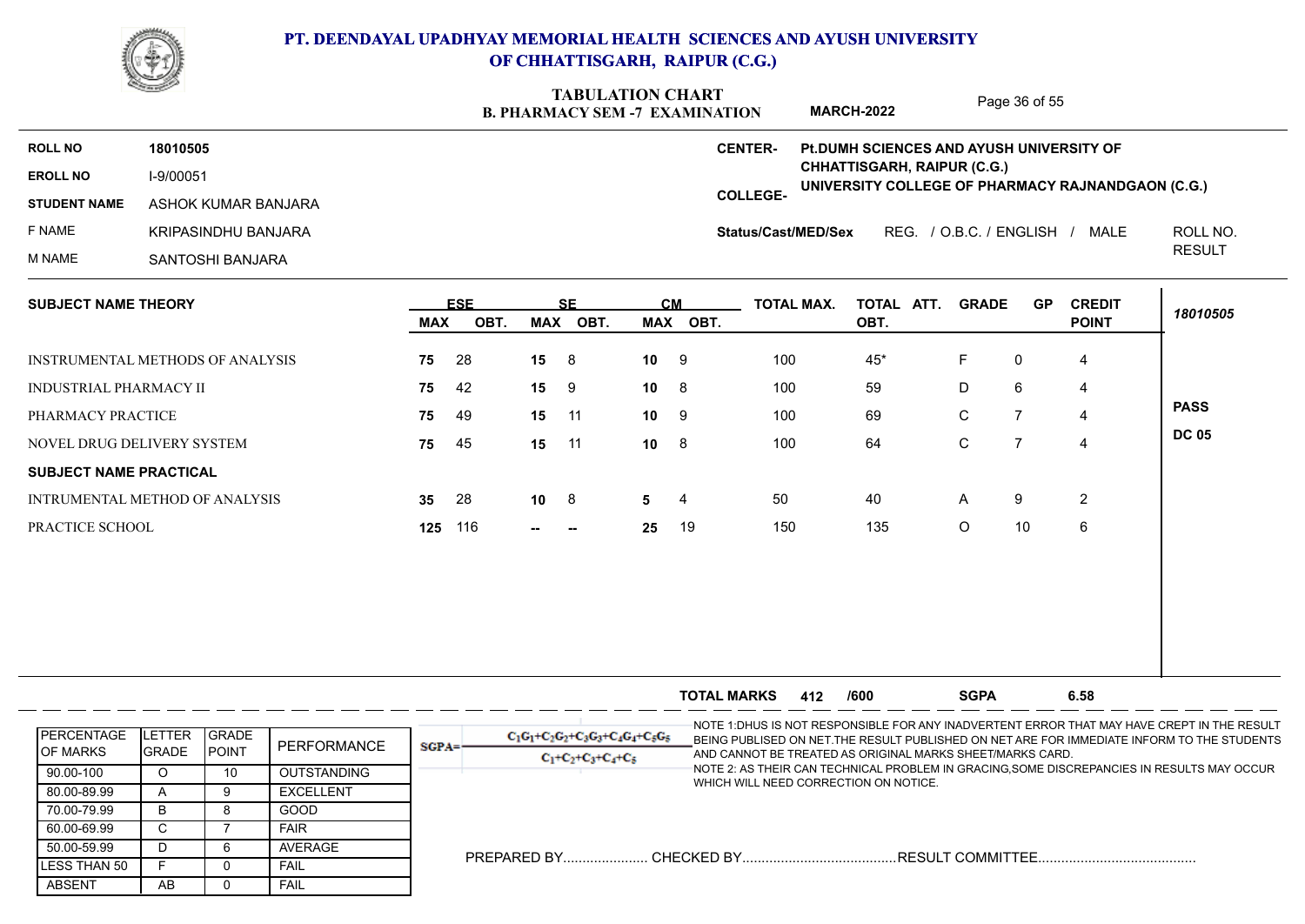# PT. DEENDAYAL UPADHYAY MEMORIAL HEALTH SCIENCES AND AYUSH UNIVERSITY OF CHHATTISGARH, RAIPUR (C.G.)

## TABULATION CHART
**B. PHARMACY SEM -7 EXAMINATION** **MARCH-2022**

| | | | |
|---|---|---|---|
| **ROLL NO** | 18010505 | **CENTER-** | Pt.DUMH SCIENCES AND AYUSH UNIVERSITY OF CHHATTISGARH, RAIPUR (C.G.) |
| **EROLL NO** | I-9/00051 | **COLLEGE-** | UNIVERSITY COLLEGE OF PHARMACY RAJNANDGAON (C.G.) |
| **STUDENT NAME** | ASHOK KUMAR BANJARA | | |
| F NAME | KRIPASINDHU BANJARA | **Status/Cast/MED/Sex** | REG. / O.B.C. / ENGLISH / MALE |
| M NAME | SANTOSHI BANJARA | | |

ROLL NO. RESULT

| SUBJECT NAME THEORY | ESE MAX | ESE OBT. | SE MAX | SE OBT. | CM MAX | CM OBT. | TOTAL MAX. | TOTAL OBT. | ATT. | GRADE | GP | CREDIT POINT | 18010505 |
|---|---|---|---|---|---|---|---|---|---|---|---|---|---|
| INSTRUMENTAL METHODS OF ANALYSIS | 75 | 28 | 15 | 8 | 10 | 9 | 100 | 45* | | F | 0 | 4 | |
| INDUSTRIAL PHARMACY II | 75 | 42 | 15 | 9 | 10 | 8 | 100 | 59 | | D | 6 | 4 | |
| PHARMACY PRACTICE | 75 | 49 | 15 | 11 | 10 | 9 | 100 | 69 | | C | 7 | 4 | **PASS** |
| NOVEL DRUG DELIVERY SYSTEM | 75 | 45 | 15 | 11 | 10 | 8 | 100 | 64 | | C | 7 | 4 | **DC 05** |
| **SUBJECT NAME PRACTICAL** | | | | | | | | | | | | | |
| INTRUMENTAL METHOD OF ANALYSIS | 35 | 28 | 10 | 8 | 5 | 4 | 50 | 40 | | A | 9 | 2 | |
| PRACTICE SCHOOL | 125 | 116 | -- | -- | 25 | 19 | 150 | 135 | | O | 10 | 6 | |

**TOTAL MARKS** 412 /600 **SGPA** 6.58

| PERCENTAGE OF MARKS | LETTER GRADE | GRADE POINT | PERFORMANCE |
|---|---|---|---|
| 90.00-100 | O | 10 | OUTSTANDING |
| 80.00-89.99 | A | 9 | EXCELLENT |
| 70.00-79.99 | B | 8 | GOOD |
| 60.00-69.99 | C | 7 | FAIR |
| 50.00-59.99 | D | 6 | AVERAGE |
| LESS THAN 50 | F | 0 | FAIL |
| ABSENT | AB | 0 | FAIL |

$$SGPA = \frac{C_1G_1+C_2G_2+C_3G_3+C_4G_4+C_5G_5}{C_1+C_2+C_3+C_4+C_5}$$

NOTE 1:DHUS IS NOT RESPONSIBLE FOR ANY INADVERTENT ERROR THAT MAY HAVE CREPT IN THE RESULT BEING PUBLISED ON NET.THE RESULT PUBLISHED ON NET ARE FOR IMMEDIATE INFORM TO THE STUDENTS AND CANNOT BE TREATED AS ORIGINAL MARKS SHEET/MARKS CARD.

NOTE 2: AS THEIR CAN TECHNICAL PROBLEM IN GRACING,SOME DISCREPANCIES IN RESULTS MAY OCCUR WHICH WILL NEED CORRECTION ON NOTICE.

PREPARED BY...................... CHECKED BY........................................RESULT COMMITTEE.........................................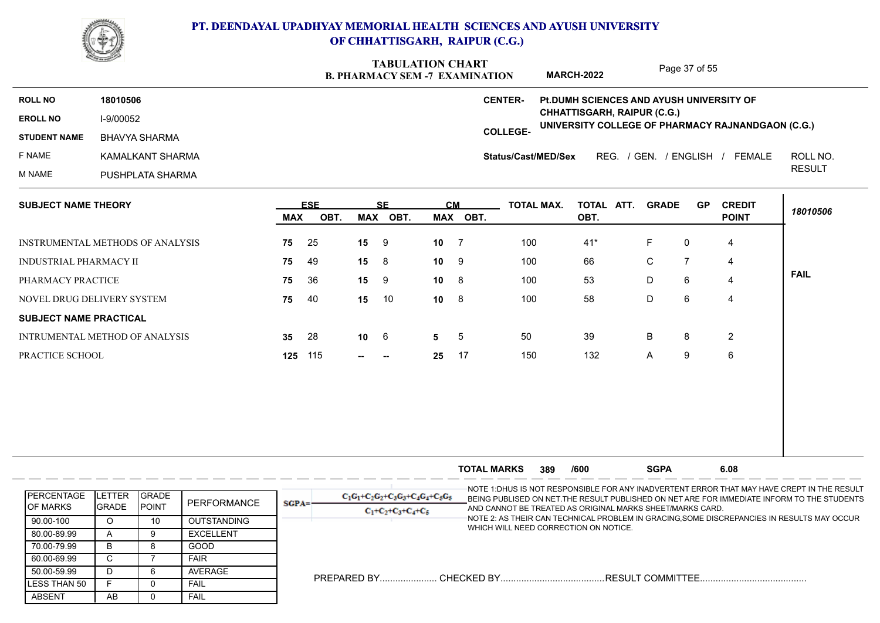# PT. DEENDAYAL UPADHYAY MEMORIAL HEALTH SCIENCES AND AYUSH UNIVERSITY OF CHHATTISGARH, RAIPUR (C.G.)

**TABULATION CHART**
**B. PHARMACY SEM -7 EXAMINATION** **MARCH-2022**

| | | | |
|---|---|---|---|
| **ROLL NO** | **18010506** | **CENTER-** | **Pt.DUMH SCIENCES AND AYUSH UNIVERSITY OF CHHATTISGARH, RAIPUR (C.G.)** |
| **EROLL NO** | I-9/00052 | **COLLEGE-** | **UNIVERSITY COLLEGE OF PHARMACY RAJNANDGAON (C.G.)** |
| **STUDENT NAME** | BHAVYA SHARMA | | |
| F NAME | KAMALKANT SHARMA | **Status/Cast/MED/Sex** | REG. / GEN. / ENGLISH / FEMALE |
| M NAME | PUSHPLATA SHARMA | | |

ROLL NO. RESULT

| SUBJECT NAME THEORY | ESE MAX | ESE OBT. | SE MAX | SE OBT. | CM MAX | CM OBT. | TOTAL MAX. | TOTAL OBT. | ATT. | GRADE | GP | CREDIT POINT | 18010506 |
|---|---|---|---|---|---|---|---|---|---|---|---|---|---|
| INSTRUMENTAL METHODS OF ANALYSIS | 75 | 25 | 15 | 9 | 10 | 7 | 100 | 41* | | F | 0 | 4 | |
| INDUSTRIAL PHARMACY II | 75 | 49 | 15 | 8 | 10 | 9 | 100 | 66 | | C | 7 | 4 | |
| PHARMACY PRACTICE | 75 | 36 | 15 | 9 | 10 | 8 | 100 | 53 | | D | 6 | 4 | FAIL |
| NOVEL DRUG DELIVERY SYSTEM | 75 | 40 | 15 | 10 | 10 | 8 | 100 | 58 | | D | 6 | 4 | |
| **SUBJECT NAME PRACTICAL** | | | | | | | | | | | | | |
| INTRUMENTAL METHOD OF ANALYSIS | 35 | 28 | 10 | 6 | 5 | 5 | 50 | 39 | | B | 8 | 2 | |
| PRACTICE SCHOOL | 125 | 115 | -- | -- | 25 | 17 | 150 | 132 | | A | 9 | 6 | |

**TOTAL MARKS** 389 /600 **SGPA** 6.08

| PERCENTAGE OF MARKS | LETTER GRADE | GRADE POINT | PERFORMANCE |
|---|---|---|---|
| 90.00-100 | O | 10 | OUTSTANDING |
| 80.00-89.99 | A | 9 | EXCELLENT |
| 70.00-79.99 | B | 8 | GOOD |
| 60.00-69.99 | C | 7 | FAIR |
| 50.00-59.99 | D | 6 | AVERAGE |
| LESS THAN 50 | F | 0 | FAIL |
| ABSENT | AB | 0 | FAIL |

$$SGPA = \frac{C_1G_1+C_2G_2+C_3G_3+C_4G_4+C_5G_5}{C_1+C_2+C_3+C_4+C_5}$$

NOTE 1:DHUS IS NOT RESPONSIBLE FOR ANY INADVERTENT ERROR THAT MAY HAVE CREPT IN THE RESULT BEING PUBLISED ON NET.THE RESULT PUBLISHED ON NET ARE FOR IMMEDIATE INFORM TO THE STUDENTS AND CANNOT BE TREATED AS ORIGINAL MARKS SHEET/MARKS CARD.

NOTE 2: AS THEIR CAN TECHNICAL PROBLEM IN GRACING,SOME DISCREPANCIES IN RESULTS MAY OCCUR WHICH WILL NEED CORRECTION ON NOTICE.

PREPARED BY...................... CHECKED BY........................................RESULT COMMITTEE.........................................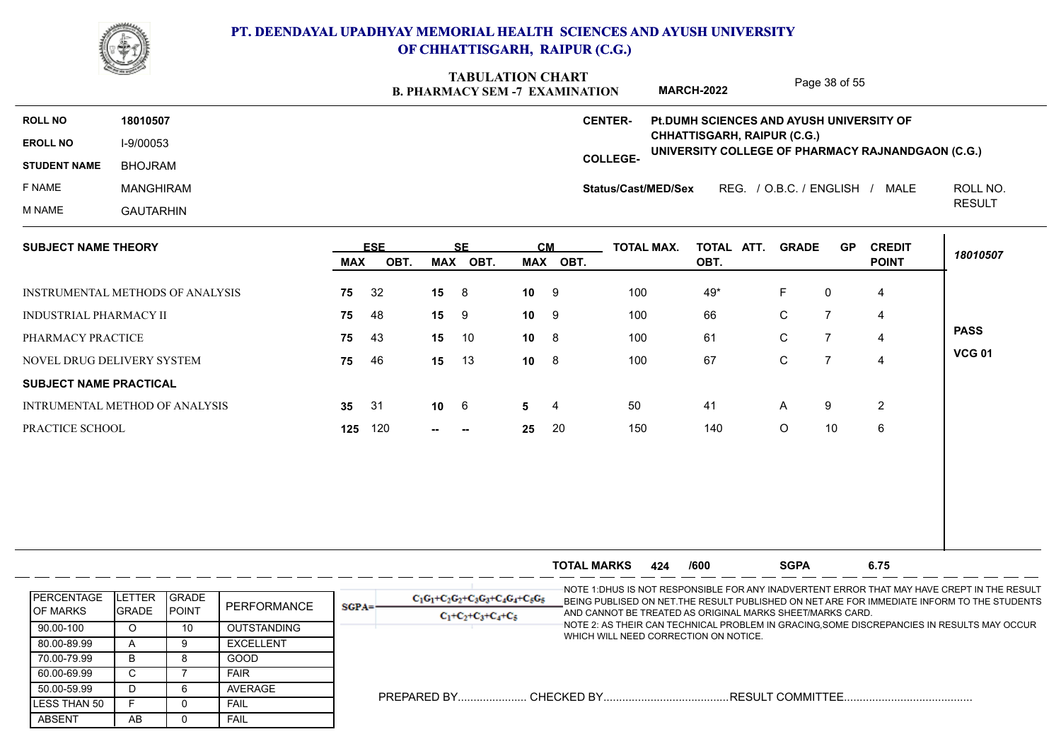# PT. DEENDAYAL UPADHYAY MEMORIAL HEALTH SCIENCES AND AYUSH UNIVERSITY OF CHHATTISGARH, RAIPUR (C.G.)

**TABULATION CHART**
**B. PHARMACY SEM -7 EXAMINATION** **MARCH-2022**

| | | | |
|---|---|---|---|
| **ROLL NO** | **18010507** | **CENTER-** | **Pt.DUMH SCIENCES AND AYUSH UNIVERSITY OF CHHATTISGARH, RAIPUR (C.G.)** |
| **EROLL NO** | I-9/00053 | **COLLEGE-** | **UNIVERSITY COLLEGE OF PHARMACY RAJNANDGAON (C.G.)** |
| **STUDENT NAME** | BHOJRAM | | |
| F NAME | MANGHIRAM | **Status/Cast/MED/Sex** | REG. / O.B.C. / ENGLISH / MALE |
| M NAME | GAUTARHIN | | |

| SUBJECT NAME THEORY | ESE MAX | ESE OBT. | SE MAX | SE OBT. | CM MAX | CM OBT. | TOTAL MAX. | TOTAL OBT. | ATT. | GRADE | GP | CREDIT POINT | ROLL NO. RESULT |
|---|---|---|---|---|---|---|---|---|---|---|---|---|---|
| | | | | | | | | | | | | | **18010507** |
| INSTRUMENTAL METHODS OF ANALYSIS | 75 | 32 | 15 | 8 | 10 | 9 | 100 | 49* | | F | 0 | 4 | |
| INDUSTRIAL PHARMACY II | 75 | 48 | 15 | 9 | 10 | 9 | 100 | 66 | | C | 7 | 4 | |
| PHARMACY PRACTICE | 75 | 43 | 15 | 10 | 10 | 8 | 100 | 61 | | C | 7 | 4 | **PASS** |
| NOVEL DRUG DELIVERY SYSTEM | 75 | 46 | 15 | 13 | 10 | 8 | 100 | 67 | | C | 7 | 4 | **VCG 01** |
| **SUBJECT NAME PRACTICAL** | | | | | | | | | | | | | |
| INTRUMENTAL METHOD OF ANALYSIS | 35 | 31 | 10 | 6 | 5 | 4 | 50 | 41 | | A | 9 | 2 | |
| PRACTICE SCHOOL | 125 | 120 | -- | -- | 25 | 20 | 150 | 140 | | O | 10 | 6 | |

**TOTAL MARKS** 424 /600 **SGPA** 6.75

| PERCENTAGE OF MARKS | LETTER GRADE | GRADE POINT | PERFORMANCE |
|---|---|---|---|
| 90.00-100 | O | 10 | OUTSTANDING |
| 80.00-89.99 | A | 9 | EXCELLENT |
| 70.00-79.99 | B | 8 | GOOD |
| 60.00-69.99 | C | 7 | FAIR |
| 50.00-59.99 | D | 6 | AVERAGE |
| LESS THAN 50 | F | 0 | FAIL |
| ABSENT | AB | 0 | FAIL |

$$SGPA = \frac{C_1G_1+C_2G_2+C_3G_3+C_4G_4+C_5G_5}{C_1+C_2+C_3+C_4+C_5}$$

NOTE 1:DHUS IS NOT RESPONSIBLE FOR ANY INADVERTENT ERROR THAT MAY HAVE CREPT IN THE RESULT BEING PUBLISED ON NET.THE RESULT PUBLISHED ON NET ARE FOR IMMEDIATE INFORM TO THE STUDENTS AND CANNOT BE TREATED AS ORIGINAL MARKS SHEET/MARKS CARD.

NOTE 2: AS THEIR CAN TECHNICAL PROBLEM IN GRACING,SOME DISCREPANCIES IN RESULTS MAY OCCUR WHICH WILL NEED CORRECTION ON NOTICE.

PREPARED BY...................... CHECKED BY........................................RESULT COMMITTEE.........................................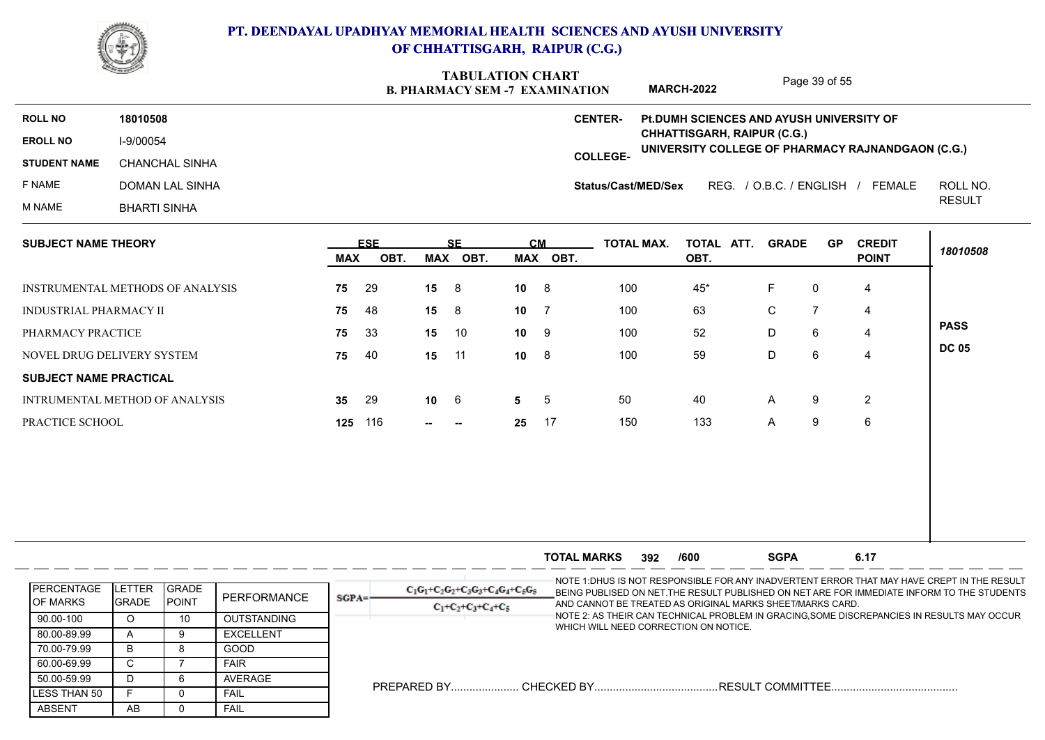# PT. DEENDAYAL UPADHYAY MEMORIAL HEALTH SCIENCES AND AYUSH UNIVERSITY OF CHHATTISGARH, RAIPUR (C.G.)

## TABULATION CHART
**B. PHARMACY SEM -7 EXAMINATION** — **MARCH-2022**

| | | | |
|---|---|---|---|
| **ROLL NO** | 18010508 | **CENTER-** | Pt.DUMH SCIENCES AND AYUSH UNIVERSITY OF CHHATTISGARH, RAIPUR (C.G.) |
| **EROLL NO** | I-9/00054 | **COLLEGE-** | UNIVERSITY COLLEGE OF PHARMACY RAJNANDGAON (C.G.) |
| **STUDENT NAME** | CHANCHAL SINHA | | |
| F NAME | DOMAN LAL SINHA | **Status/Cast/MED/Sex** | REG. / O.B.C. / ENGLISH / FEMALE |
| M NAME | BHARTI SINHA | | |

ROLL NO. RESULT

| SUBJECT NAME THEORY | ESE MAX | ESE OBT. | SE MAX | SE OBT. | CM MAX | CM OBT. | TOTAL MAX. | TOTAL OBT. | ATT. | GRADE | GP | CREDIT POINT | 18010508 |
|---|---|---|---|---|---|---|---|---|---|---|---|---|---|
| INSTRUMENTAL METHODS OF ANALYSIS | 75 | 29 | 15 | 8 | 10 | 8 | 100 | 45* | | F | 0 | 4 | |
| INDUSTRIAL PHARMACY II | 75 | 48 | 15 | 8 | 10 | 7 | 100 | 63 | | C | 7 | 4 | |
| PHARMACY PRACTICE | 75 | 33 | 15 | 10 | 10 | 9 | 100 | 52 | | D | 6 | 4 | **PASS** |
| NOVEL DRUG DELIVERY SYSTEM | 75 | 40 | 15 | 11 | 10 | 8 | 100 | 59 | | D | 6 | 4 | **DC 05** |
| **SUBJECT NAME PRACTICAL** | | | | | | | | | | | | | |
| INTRUMENTAL METHOD OF ANALYSIS | 35 | 29 | 10 | 6 | 5 | 5 | 50 | 40 | | A | 9 | 2 | |
| PRACTICE SCHOOL | 125 | 116 | -- | -- | 25 | 17 | 150 | 133 | | A | 9 | 6 | |

**TOTAL MARKS** 392 /600 **SGPA** 6.17

| PERCENTAGE OF MARKS | LETTER GRADE | GRADE POINT | PERFORMANCE |
|---|---|---|---|
| 90.00-100 | O | 10 | OUTSTANDING |
| 80.00-89.99 | A | 9 | EXCELLENT |
| 70.00-79.99 | B | 8 | GOOD |
| 60.00-69.99 | C | 7 | FAIR |
| 50.00-59.99 | D | 6 | AVERAGE |
| LESS THAN 50 | F | 0 | FAIL |
| ABSENT | AB | 0 | FAIL |

$$SGPA = \frac{C_1G_1+C_2G_2+C_3G_3+C_4G_4+C_5G_5}{C_1+C_2+C_3+C_4+C_5}$$

NOTE 1:DHUS IS NOT RESPONSIBLE FOR ANY INADVERTENT ERROR THAT MAY HAVE CREPT IN THE RESULT BEING PUBLISED ON NET.THE RESULT PUBLISHED ON NET ARE FOR IMMEDIATE INFORM TO THE STUDENTS AND CANNOT BE TREATED AS ORIGINAL MARKS SHEET/MARKS CARD.

NOTE 2: AS THEIR CAN TECHNICAL PROBLEM IN GRACING,SOME DISCREPANCIES IN RESULTS MAY OCCUR WHICH WILL NEED CORRECTION ON NOTICE.

PREPARED BY...................... CHECKED BY........................................RESULT COMMITTEE.........................................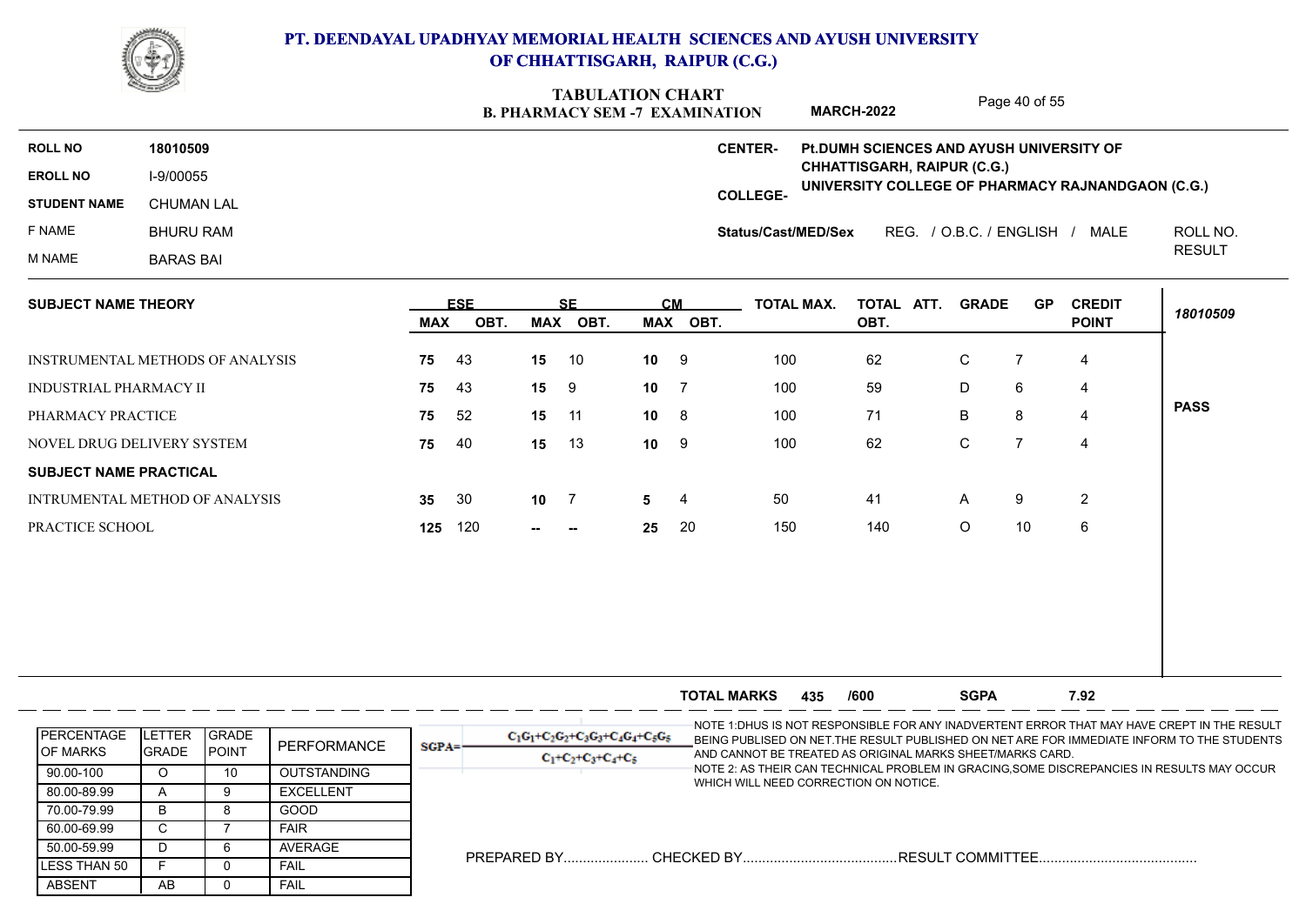# PT. DEENDAYAL UPADHYAY MEMORIAL HEALTH SCIENCES AND AYUSH UNIVERSITY OF CHHATTISGARH, RAIPUR (C.G.)

**TABULATION CHART**
**B. PHARMACY SEM -7 EXAMINATION** **MARCH-2022**

| | | | |
|---|---|---|---|
| **ROLL NO** | 18010509 | **CENTER-** | Pt.DUMH SCIENCES AND AYUSH UNIVERSITY OF CHHATTISGARH, RAIPUR (C.G.) |
| **EROLL NO** | I-9/00055 | **COLLEGE-** | UNIVERSITY COLLEGE OF PHARMACY RAJNANDGAON (C.G.) |
| **STUDENT NAME** | CHUMAN LAL | | |
| F NAME | BHURU RAM | **Status/Cast/MED/Sex** | REG. / O.B.C. / ENGLISH / MALE |
| M NAME | BARAS BAI | | |

| SUBJECT NAME THEORY | ESE MAX | ESE OBT. | SE MAX | SE OBT. | CM MAX | CM OBT. | TOTAL MAX. | TOTAL OBT. | ATT. | GRADE | GP | CREDIT POINT | ROLL NO. RESULT 18010509 |
|---|---|---|---|---|---|---|---|---|---|---|---|---|---|
| INSTRUMENTAL METHODS OF ANALYSIS | 75 | 43 | 15 | 10 | 10 | 9 | 100 | 62 | | C | 7 | 4 | |
| INDUSTRIAL PHARMACY II | 75 | 43 | 15 | 9 | 10 | 7 | 100 | 59 | | D | 6 | 4 | |
| PHARMACY PRACTICE | 75 | 52 | 15 | 11 | 10 | 8 | 100 | 71 | | B | 8 | 4 | PASS |
| NOVEL DRUG DELIVERY SYSTEM | 75 | 40 | 15 | 13 | 10 | 9 | 100 | 62 | | C | 7 | 4 | |
| **SUBJECT NAME PRACTICAL** | | | | | | | | | | | | | |
| INTRUMENTAL METHOD OF ANALYSIS | 35 | 30 | 10 | 7 | 5 | 4 | 50 | 41 | | A | 9 | 2 | |
| PRACTICE SCHOOL | 125 | 120 | -- | -- | 25 | 20 | 150 | 140 | | O | 10 | 6 | |

**TOTAL MARKS** 435 /600 **SGPA** 7.92

| PERCENTAGE OF MARKS | LETTER GRADE | GRADE POINT | PERFORMANCE |
|---|---|---|---|
| 90.00-100 | O | 10 | OUTSTANDING |
| 80.00-89.99 | A | 9 | EXCELLENT |
| 70.00-79.99 | B | 8 | GOOD |
| 60.00-69.99 | C | 7 | FAIR |
| 50.00-59.99 | D | 6 | AVERAGE |
| LESS THAN 50 | F | 0 | FAIL |
| ABSENT | AB | 0 | FAIL |

$$SGPA = \frac{C_1G_1+C_2G_2+C_3G_3+C_4G_4+C_5G_5}{C_1+C_2+C_3+C_4+C_5}$$

NOTE 1:DHUS IS NOT RESPONSIBLE FOR ANY INADVERTENT ERROR THAT MAY HAVE CREPT IN THE RESULT BEING PUBLISED ON NET.THE RESULT PUBLISHED ON NET ARE FOR IMMEDIATE INFORM TO THE STUDENTS AND CANNOT BE TREATED AS ORIGINAL MARKS SHEET/MARKS CARD.

NOTE 2: AS THEIR CAN TECHNICAL PROBLEM IN GRACING,SOME DISCREPANCIES IN RESULTS MAY OCCUR WHICH WILL NEED CORRECTION ON NOTICE.

PREPARED BY...................... CHECKED BY........................................RESULT COMMITTEE.........................................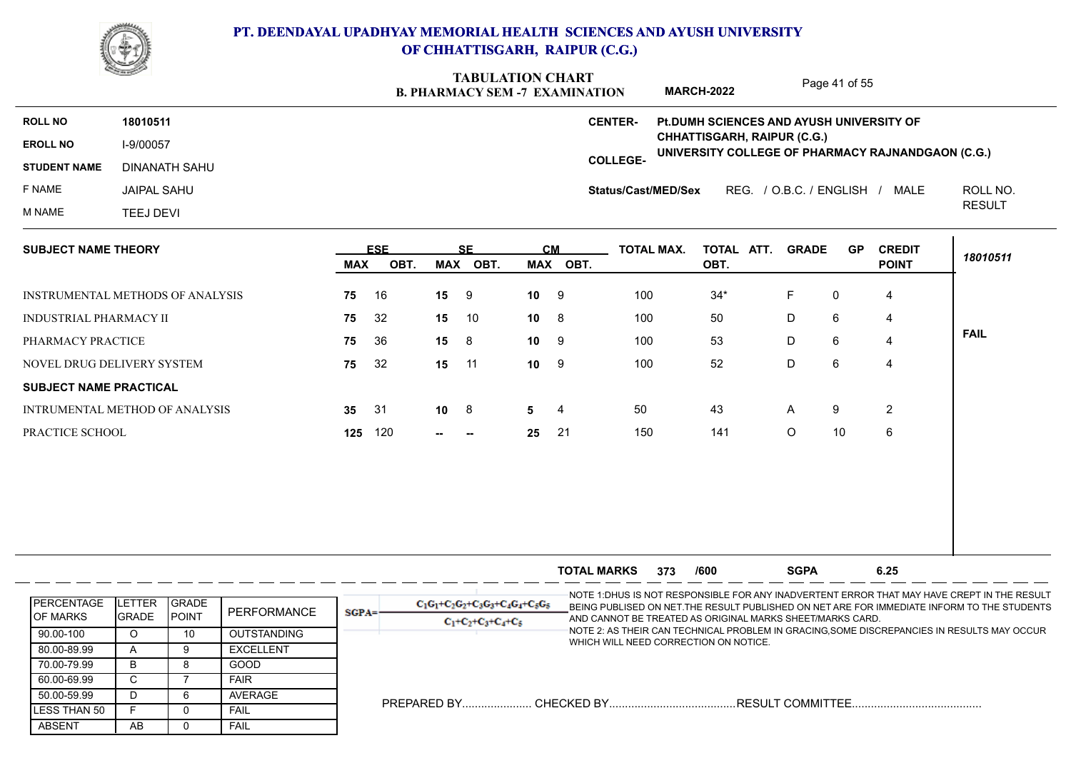# PT. DEENDAYAL UPADHYAY MEMORIAL HEALTH SCIENCES AND AYUSH UNIVERSITY OF CHHATTISGARH, RAIPUR (C.G.)

**TABULATION CHART**
**B. PHARMACY SEM -7 EXAMINATION** **MARCH-2022**

| | | | |
|---|---|---|---|
| **ROLL NO** | 18010511 | **CENTER-** | Pt.DUMH SCIENCES AND AYUSH UNIVERSITY OF CHHATTISGARH, RAIPUR (C.G.) |
| **EROLL NO** | I-9/00057 | **COLLEGE-** | UNIVERSITY COLLEGE OF PHARMACY RAJNANDGAON (C.G.) |
| **STUDENT NAME** | DINANATH SAHU | | |
| F NAME | JAIPAL SAHU | **Status/Cast/MED/Sex** | REG. / O.B.C. / ENGLISH / MALE |
| M NAME | TEEJ DEVI | | |

| SUBJECT NAME THEORY | ESE MAX | ESE OBT. | SE MAX | SE OBT. | CM MAX | CM OBT. | TOTAL MAX. | TOTAL OBT. | ATT. | GRADE | GP | CREDIT POINT | ROLL NO. RESULT |
|---|---|---|---|---|---|---|---|---|---|---|---|---|---|
| | | | | | | | | | | | | | *18010511* |
| INSTRUMENTAL METHODS OF ANALYSIS | 75 | 16 | 15 | 9 | 10 | 9 | 100 | 34* | | F | 0 | 4 | |
| INDUSTRIAL PHARMACY II | 75 | 32 | 15 | 10 | 10 | 8 | 100 | 50 | | D | 6 | 4 | |
| PHARMACY PRACTICE | 75 | 36 | 15 | 8 | 10 | 9 | 100 | 53 | | D | 6 | 4 | **FAIL** |
| NOVEL DRUG DELIVERY SYSTEM | 75 | 32 | 15 | 11 | 10 | 9 | 100 | 52 | | D | 6 | 4 | |
| **SUBJECT NAME PRACTICAL** | | | | | | | | | | | | | |
| INTRUMENTAL METHOD OF ANALYSIS | 35 | 31 | 10 | 8 | 5 | 4 | 50 | 43 | | A | 9 | 2 | |
| PRACTICE SCHOOL | 125 | 120 | -- | -- | 25 | 21 | 150 | 141 | | O | 10 | 6 | |

**TOTAL MARKS** 373 /600 **SGPA** 6.25

| PERCENTAGE OF MARKS | LETTER GRADE | GRADE POINT | PERFORMANCE |
|---|---|---|---|
| 90.00-100 | O | 10 | OUTSTANDING |
| 80.00-89.99 | A | 9 | EXCELLENT |
| 70.00-79.99 | B | 8 | GOOD |
| 60.00-69.99 | C | 7 | FAIR |
| 50.00-59.99 | D | 6 | AVERAGE |
| LESS THAN 50 | F | 0 | FAIL |
| ABSENT | AB | 0 | FAIL |

$$SGPA = \frac{C_1G_1+C_2G_2+C_3G_3+C_4G_4+C_5G_5}{C_1+C_2+C_3+C_4+C_5}$$

NOTE 1:DHUS IS NOT RESPONSIBLE FOR ANY INADVERTENT ERROR THAT MAY HAVE CREPT IN THE RESULT BEING PUBLISED ON NET.THE RESULT PUBLISHED ON NET ARE FOR IMMEDIATE INFORM TO THE STUDENTS AND CANNOT BE TREATED AS ORIGINAL MARKS SHEET/MARKS CARD.

NOTE 2: AS THEIR CAN TECHNICAL PROBLEM IN GRACING,SOME DISCREPANCIES IN RESULTS MAY OCCUR WHICH WILL NEED CORRECTION ON NOTICE.

PREPARED BY...................... CHECKED BY........................................RESULT COMMITTEE.........................................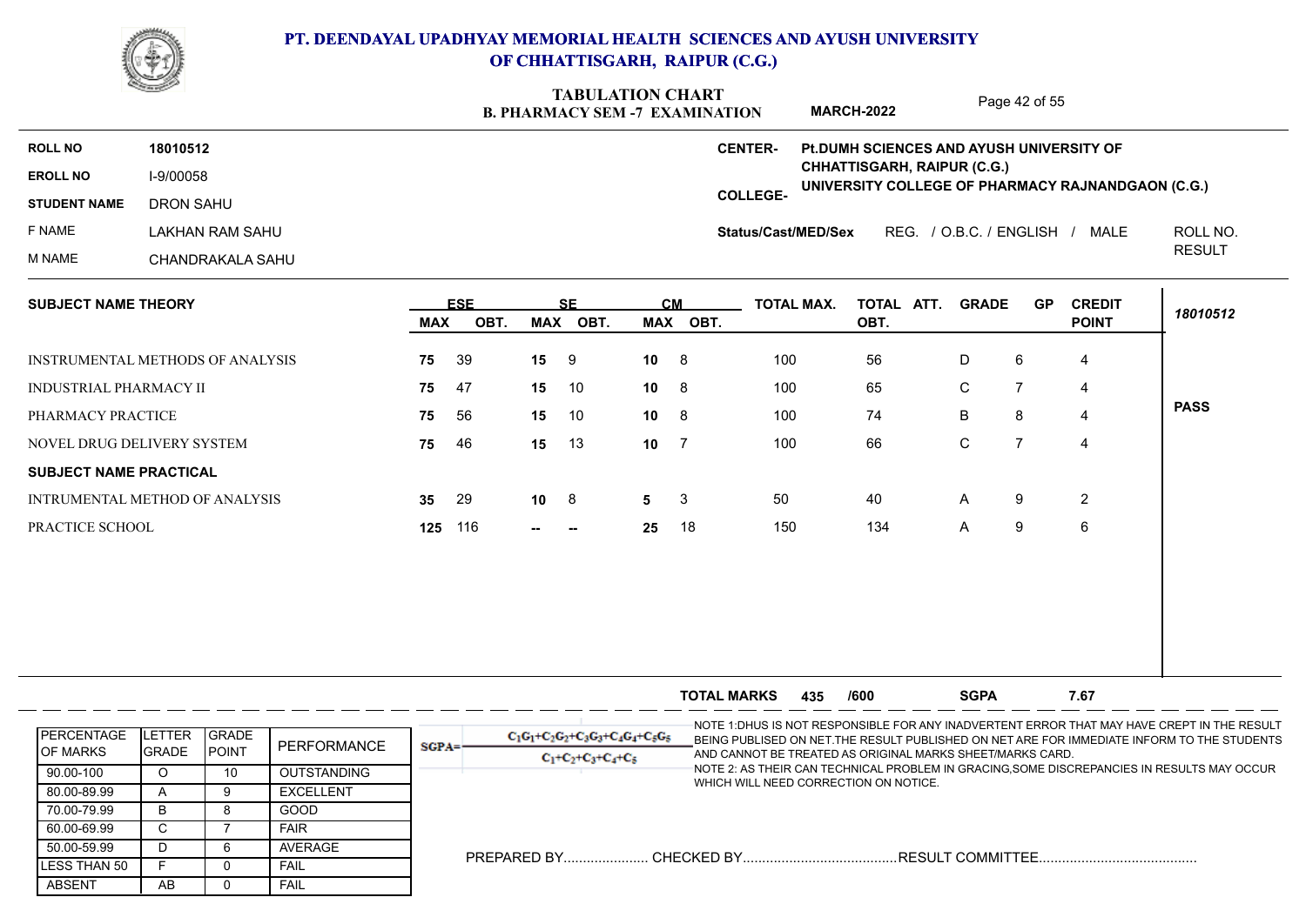# PT. DEENDAYAL UPADHYAY MEMORIAL HEALTH SCIENCES AND AYUSH UNIVERSITY OF CHHATTISGARH, RAIPUR (C.G.)

**TABULATION CHART**
**B. PHARMACY SEM -7 EXAMINATION** **MARCH-2022**

| | | | |
|---|---|---|---|
| **ROLL NO** | 18010512 | **CENTER-** | Pt.DUMH SCIENCES AND AYUSH UNIVERSITY OF CHHATTISGARH, RAIPUR (C.G.) |
| **EROLL NO** | I-9/00058 | **COLLEGE-** | UNIVERSITY COLLEGE OF PHARMACY RAJNANDGAON (C.G.) |
| **STUDENT NAME** | DRON SAHU | | |
| F NAME | LAKHAN RAM SAHU | **Status/Cast/MED/Sex** | REG. / O.B.C. / ENGLISH / MALE |
| M NAME | CHANDRAKALA SAHU | | |

| SUBJECT NAME THEORY | ESE MAX | ESE OBT. | SE MAX | SE OBT. | CM MAX | CM OBT. | TOTAL MAX. | TOTAL OBT. | ATT. | GRADE | GP | CREDIT POINT | ROLL NO. RESULT: 18010512 |
|---|---|---|---|---|---|---|---|---|---|---|---|---|---|
| INSTRUMENTAL METHODS OF ANALYSIS | 75 | 39 | 15 | 9 | 10 | 8 | 100 | 56 | | D | 6 | 4 | |
| INDUSTRIAL PHARMACY II | 75 | 47 | 15 | 10 | 10 | 8 | 100 | 65 | | C | 7 | 4 | |
| PHARMACY PRACTICE | 75 | 56 | 15 | 10 | 10 | 8 | 100 | 74 | | B | 8 | 4 | PASS |
| NOVEL DRUG DELIVERY SYSTEM | 75 | 46 | 15 | 13 | 10 | 7 | 100 | 66 | | C | 7 | 4 | |
| **SUBJECT NAME PRACTICAL** | | | | | | | | | | | | | |
| INTRUMENTAL METHOD OF ANALYSIS | 35 | 29 | 10 | 8 | 5 | 3 | 50 | 40 | | A | 9 | 2 | |
| PRACTICE SCHOOL | 125 | 116 | -- | -- | 25 | 18 | 150 | 134 | | A | 9 | 6 | |

**TOTAL MARKS** 435 /600 **SGPA** 7.67

| PERCENTAGE OF MARKS | LETTER GRADE | GRADE POINT | PERFORMANCE |
|---|---|---|---|
| 90.00-100 | O | 10 | OUTSTANDING |
| 80.00-89.99 | A | 9 | EXCELLENT |
| 70.00-79.99 | B | 8 | GOOD |
| 60.00-69.99 | C | 7 | FAIR |
| 50.00-59.99 | D | 6 | AVERAGE |
| LESS THAN 50 | F | 0 | FAIL |
| ABSENT | AB | 0 | FAIL |

$$SGPA = \frac{C_1G_1+C_2G_2+C_3G_3+C_4G_4+C_5G_5}{C_1+C_2+C_3+C_4+C_5}$$

NOTE 1:DHUS IS NOT RESPONSIBLE FOR ANY INADVERTENT ERROR THAT MAY HAVE CREPT IN THE RESULT BEING PUBLISED ON NET.THE RESULT PUBLISHED ON NET ARE FOR IMMEDIATE INFORM TO THE STUDENTS AND CANNOT BE TREATED AS ORIGINAL MARKS SHEET/MARKS CARD.

NOTE 2: AS THEIR CAN TECHNICAL PROBLEM IN GRACING,SOME DISCREPANCIES IN RESULTS MAY OCCUR WHICH WILL NEED CORRECTION ON NOTICE.

PREPARED BY...................... CHECKED BY........................................RESULT COMMITTEE.........................................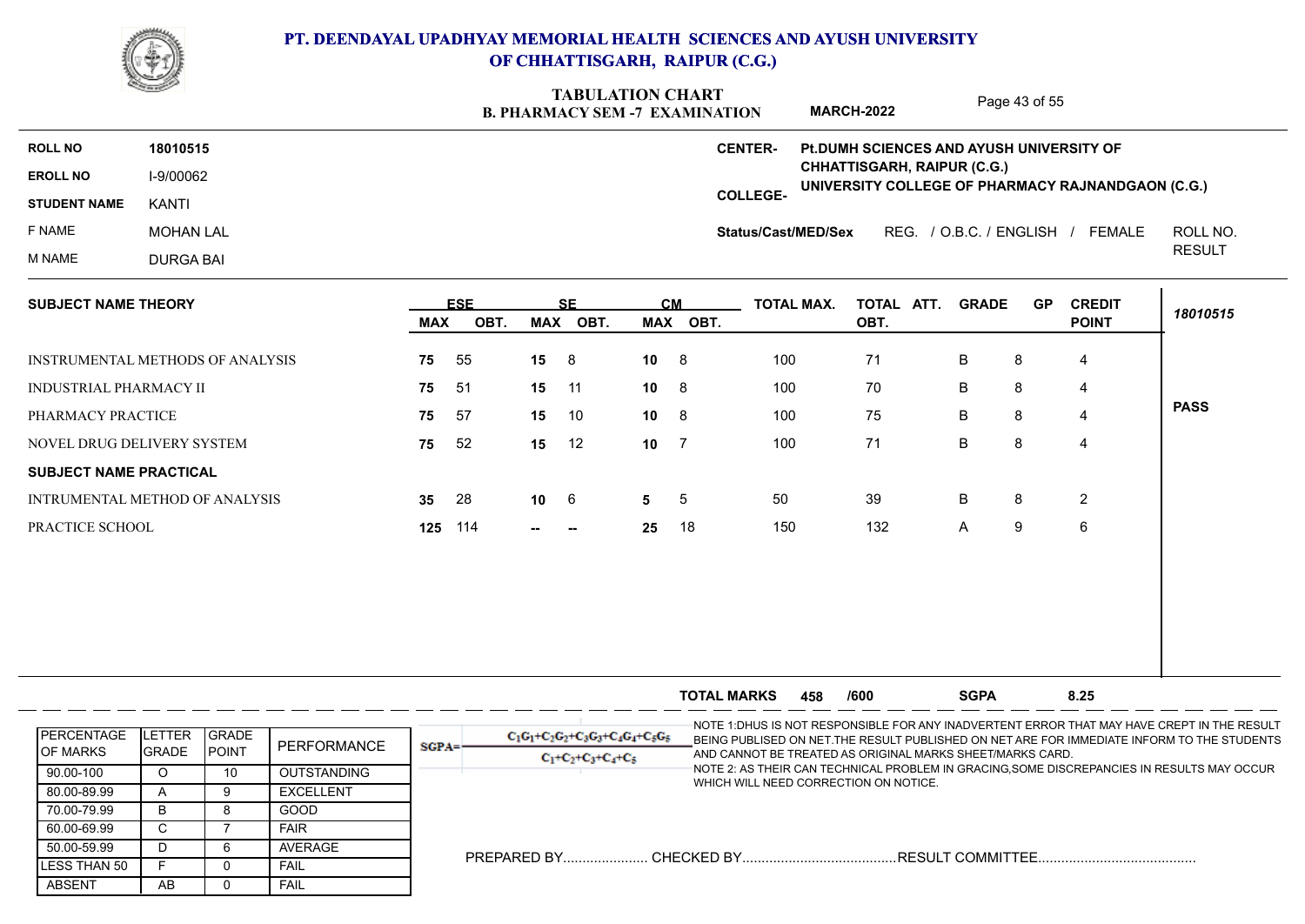# PT. DEENDAYAL UPADHYAY MEMORIAL HEALTH SCIENCES AND AYUSH UNIVERSITY OF CHHATTISGARH, RAIPUR (C.G.)

## TABULATION CHART
**B. PHARMACY SEM -7 EXAMINATION** **MARCH-2022**

| | | | |
|---|---|---|---|
| **ROLL NO** | 18010515 | **CENTER-** | Pt.DUMH SCIENCES AND AYUSH UNIVERSITY OF CHHATTISGARH, RAIPUR (C.G.) |
| **EROLL NO** | I-9/00062 | **COLLEGE-** | UNIVERSITY COLLEGE OF PHARMACY RAJNANDGAON (C.G.) |
| **STUDENT NAME** | KANTI | | |
| F NAME | MOHAN LAL | **Status/Cast/MED/Sex** | REG. / O.B.C. / ENGLISH / FEMALE |
| M NAME | DURGA BAI | | |

| SUBJECT NAME THEORY | ESE MAX | ESE OBT. | SE MAX | SE OBT. | CM MAX | CM OBT. | TOTAL MAX. | TOTAL OBT. | ATT. | GRADE | GP | CREDIT POINT | ROLL NO. RESULT |
|---|---|---|---|---|---|---|---|---|---|---|---|---|---|
| INSTRUMENTAL METHODS OF ANALYSIS | 75 | 55 | 15 | 8 | 10 | 8 | 100 | 71 | | B | 8 | 4 | 18010515 |
| INDUSTRIAL PHARMACY II | 75 | 51 | 15 | 11 | 10 | 8 | 100 | 70 | | B | 8 | 4 | |
| PHARMACY PRACTICE | 75 | 57 | 15 | 10 | 10 | 8 | 100 | 75 | | B | 8 | 4 | PASS |
| NOVEL DRUG DELIVERY SYSTEM | 75 | 52 | 15 | 12 | 10 | 7 | 100 | 71 | | B | 8 | 4 | |
| **SUBJECT NAME PRACTICAL** | | | | | | | | | | | | | |
| INTRUMENTAL METHOD OF ANALYSIS | 35 | 28 | 10 | 6 | 5 | 5 | 50 | 39 | | B | 8 | 2 | |
| PRACTICE SCHOOL | 125 | 114 | -- | -- | 25 | 18 | 150 | 132 | | A | 9 | 6 | |

**TOTAL MARKS** 458 /600 **SGPA** 8.25

| PERCENTAGE OF MARKS | LETTER GRADE | GRADE POINT | PERFORMANCE |
|---|---|---|---|
| 90.00-100 | O | 10 | OUTSTANDING |
| 80.00-89.99 | A | 9 | EXCELLENT |
| 70.00-79.99 | B | 8 | GOOD |
| 60.00-69.99 | C | 7 | FAIR |
| 50.00-59.99 | D | 6 | AVERAGE |
| LESS THAN 50 | F | 0 | FAIL |
| ABSENT | AB | 0 | FAIL |

$$SGPA = \frac{C_1G_1+C_2G_2+C_3G_3+C_4G_4+C_5G_5}{C_1+C_2+C_3+C_4+C_5}$$

NOTE 1:DHUS IS NOT RESPONSIBLE FOR ANY INADVERTENT ERROR THAT MAY HAVE CREPT IN THE RESULT BEING PUBLISED ON NET.THE RESULT PUBLISHED ON NET ARE FOR IMMEDIATE INFORM TO THE STUDENTS AND CANNOT BE TREATED AS ORIGINAL MARKS SHEET/MARKS CARD.

NOTE 2: AS THEIR CAN TECHNICAL PROBLEM IN GRACING,SOME DISCREPANCIES IN RESULTS MAY OCCUR WHICH WILL NEED CORRECTION ON NOTICE.

PREPARED BY...................... CHECKED BY........................................RESULT COMMITTEE.........................................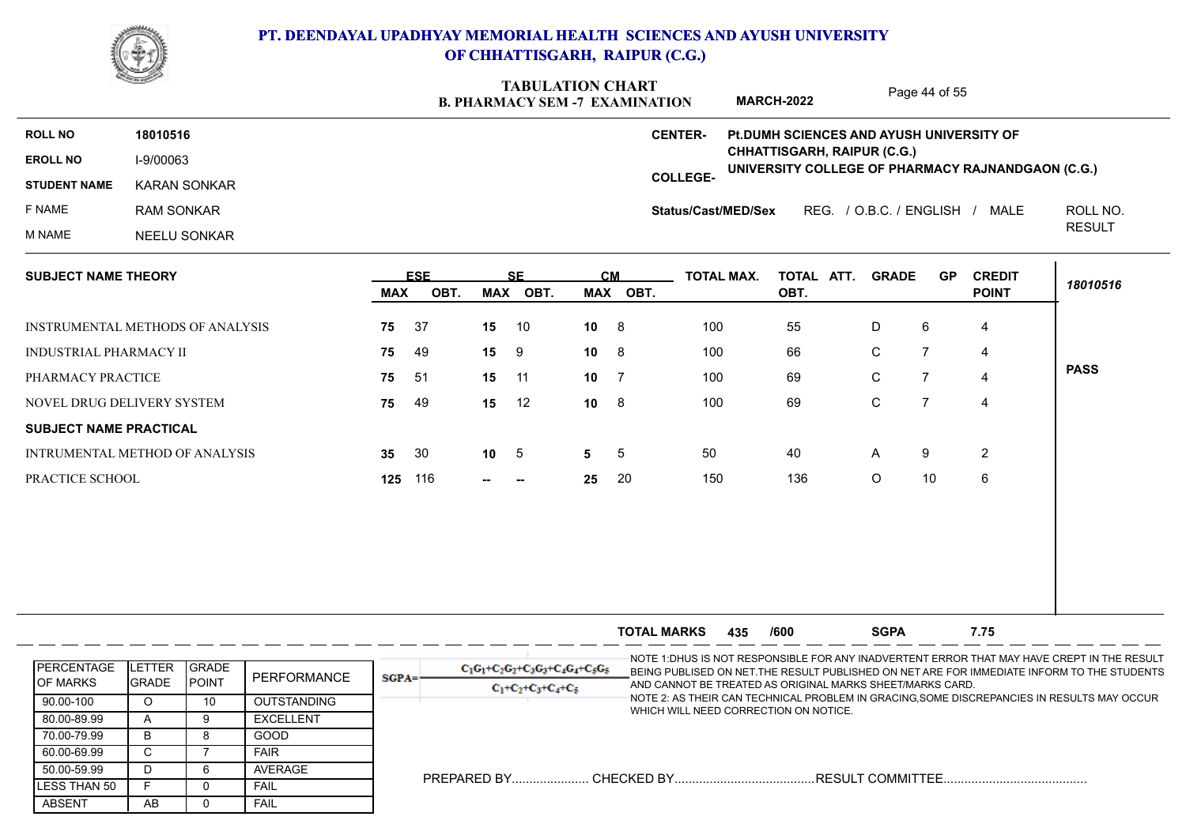# PT. DEENDAYAL UPADHYAY MEMORIAL HEALTH SCIENCES AND AYUSH UNIVERSITY OF CHHATTISGARH, RAIPUR (C.G.)

## TABULATION CHART
**B. PHARMACY SEM -7 EXAMINATION** MARCH-2022

| | | | |
|---|---|---|---|
| **ROLL NO** | 18010516 | **CENTER-** | Pt.DUMH SCIENCES AND AYUSH UNIVERSITY OF CHHATTISGARH, RAIPUR (C.G.) |
| **EROLL NO** | I-9/00063 | **COLLEGE-** | UNIVERSITY COLLEGE OF PHARMACY RAJNANDGAON (C.G.) |
| **STUDENT NAME** | KARAN SONKAR | | |
| F NAME | RAM SONKAR | **Status/Cast/MED/Sex** | REG. / O.B.C. / ENGLISH / MALE |
| M NAME | NEELU SONKAR | | |

| SUBJECT NAME THEORY | ESE MAX | ESE OBT. | SE MAX | SE OBT. | CM MAX | CM OBT. | TOTAL MAX. | TOTAL OBT. | ATT. | GRADE | GP | CREDIT POINT | ROLL NO. RESULT: 18010516 |
|---|---|---|---|---|---|---|---|---|---|---|---|---|---|
| INSTRUMENTAL METHODS OF ANALYSIS | 75 | 37 | 15 | 10 | 10 | 8 | 100 | 55 | | D | 6 | 4 | |
| INDUSTRIAL PHARMACY II | 75 | 49 | 15 | 9 | 10 | 8 | 100 | 66 | | C | 7 | 4 | |
| PHARMACY PRACTICE | 75 | 51 | 15 | 11 | 10 | 7 | 100 | 69 | | C | 7 | 4 | PASS |
| NOVEL DRUG DELIVERY SYSTEM | 75 | 49 | 15 | 12 | 10 | 8 | 100 | 69 | | C | 7 | 4 | |
| **SUBJECT NAME PRACTICAL** | | | | | | | | | | | | | |
| INTRUMENTAL METHOD OF ANALYSIS | 35 | 30 | 10 | 5 | 5 | 5 | 50 | 40 | | A | 9 | 2 | |
| PRACTICE SCHOOL | 125 | 116 | -- | -- | 25 | 20 | 150 | 136 | | O | 10 | 6 | |

**TOTAL MARKS** 435 /600 **SGPA** 7.75

| PERCENTAGE OF MARKS | LETTER GRADE | GRADE POINT | PERFORMANCE |
|---|---|---|---|
| 90.00-100 | O | 10 | OUTSTANDING |
| 80.00-89.99 | A | 9 | EXCELLENT |
| 70.00-79.99 | B | 8 | GOOD |
| 60.00-69.99 | C | 7 | FAIR |
| 50.00-59.99 | D | 6 | AVERAGE |
| LESS THAN 50 | F | 0 | FAIL |
| ABSENT | AB | 0 | FAIL |

$$SGPA = \frac{C_1G_1+C_2G_2+C_3G_3+C_4G_4+C_5G_5}{C_1+C_2+C_3+C_4+C_5}$$

NOTE 1:DHUS IS NOT RESPONSIBLE FOR ANY INADVERTENT ERROR THAT MAY HAVE CREPT IN THE RESULT BEING PUBLISED ON NET.THE RESULT PUBLISHED ON NET ARE FOR IMMEDIATE INFORM TO THE STUDENTS AND CANNOT BE TREATED AS ORIGINAL MARKS SHEET/MARKS CARD.
NOTE 2: AS THEIR CAN TECHNICAL PROBLEM IN GRACING,SOME DISCREPANCIES IN RESULTS MAY OCCUR WHICH WILL NEED CORRECTION ON NOTICE.

PREPARED BY...................... CHECKED BY........................................RESULT COMMITTEE.........................................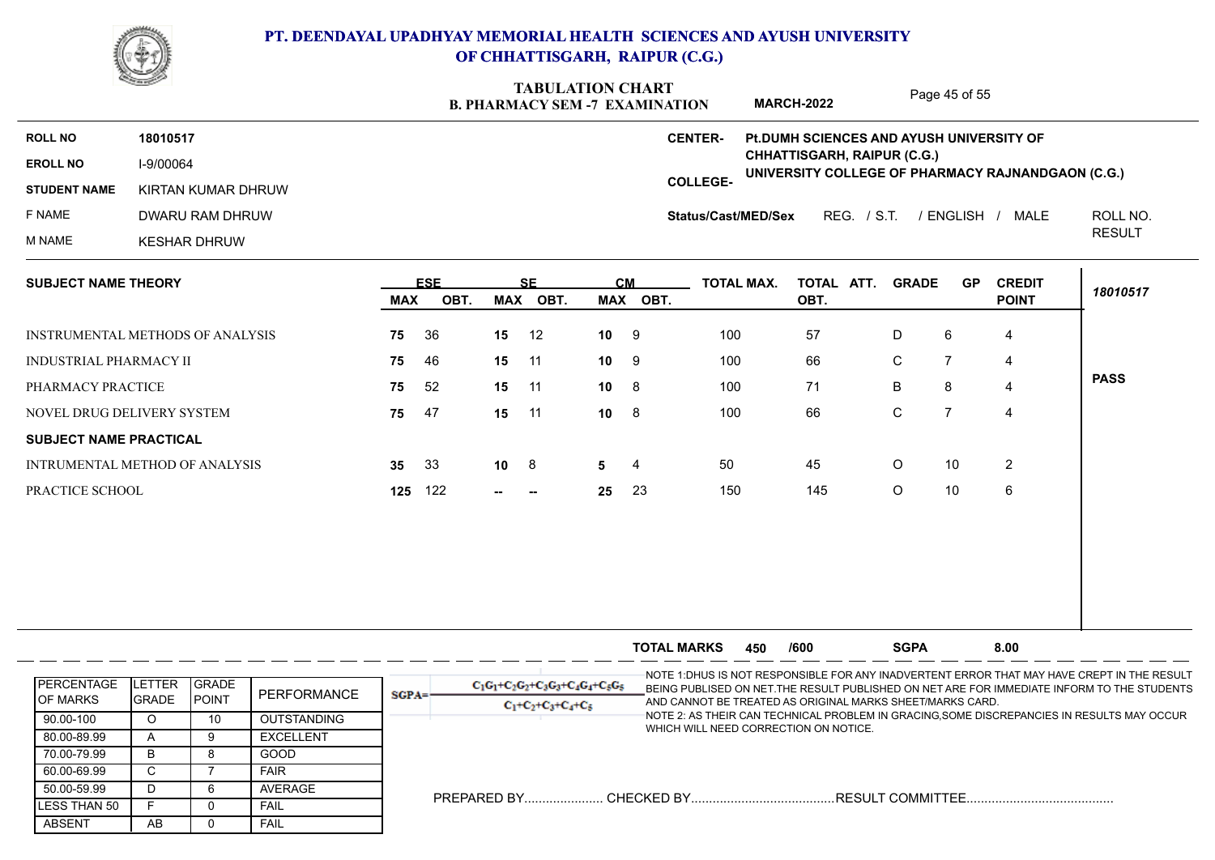# PT. DEENDAYAL UPADHYAY MEMORIAL HEALTH SCIENCES AND AYUSH UNIVERSITY OF CHHATTISGARH, RAIPUR (C.G.)

**TABULATION CHART**
**B. PHARMACY SEM -7 EXAMINATION** **MARCH-2022**

| | | | |
|---|---|---|---|
| **ROLL NO** | **18010517** | **CENTER-** | **Pt.DUMH SCIENCES AND AYUSH UNIVERSITY OF CHHATTISGARH, RAIPUR (C.G.)** |
| **EROLL NO** | I-9/00064 | **COLLEGE-** | **UNIVERSITY COLLEGE OF PHARMACY RAJNANDGAON (C.G.)** |
| **STUDENT NAME** | KIRTAN KUMAR DHRUW | | |
| F NAME | DWARU RAM DHRUW | **Status/Cast/MED/Sex** | REG. / S.T. / ENGLISH / MALE |
| M NAME | KESHAR DHRUW | | |

| SUBJECT NAME THEORY | ESE MAX | ESE OBT. | SE MAX | SE OBT. | CM MAX | CM OBT. | TOTAL MAX. | TOTAL OBT. | ATT. | GRADE | GP | CREDIT POINT | ROLL NO. RESULT: *18010517* |
|---|---|---|---|---|---|---|---|---|---|---|---|---|---|
| INSTRUMENTAL METHODS OF ANALYSIS | 75 | 36 | 15 | 12 | 10 | 9 | 100 | 57 | | D | 6 | 4 | |
| INDUSTRIAL PHARMACY II | 75 | 46 | 15 | 11 | 10 | 9 | 100 | 66 | | C | 7 | 4 | |
| PHARMACY PRACTICE | 75 | 52 | 15 | 11 | 10 | 8 | 100 | 71 | | B | 8 | 4 | **PASS** |
| NOVEL DRUG DELIVERY SYSTEM | 75 | 47 | 15 | 11 | 10 | 8 | 100 | 66 | | C | 7 | 4 | |
| **SUBJECT NAME PRACTICAL** | | | | | | | | | | | | | |
| INTRUMENTAL METHOD OF ANALYSIS | 35 | 33 | 10 | 8 | 5 | 4 | 50 | 45 | | O | 10 | 2 | |
| PRACTICE SCHOOL | 125 | 122 | -- | -- | 25 | 23 | 150 | 145 | | O | 10 | 6 | |

**TOTAL MARKS** 450 /600 **SGPA** 8.00

| PERCENTAGE OF MARKS | LETTER GRADE | GRADE POINT | PERFORMANCE |
|---|---|---|---|
| 90.00-100 | O | 10 | OUTSTANDING |
| 80.00-89.99 | A | 9 | EXCELLENT |
| 70.00-79.99 | B | 8 | GOOD |
| 60.00-69.99 | C | 7 | FAIR |
| 50.00-59.99 | D | 6 | AVERAGE |
| LESS THAN 50 | F | 0 | FAIL |
| ABSENT | AB | 0 | FAIL |

$$SGPA = \frac{C_1G_1+C_2G_2+C_3G_3+C_4G_4+C_5G_5}{C_1+C_2+C_3+C_4+C_5}$$

NOTE 1:DHUS IS NOT RESPONSIBLE FOR ANY INADVERTENT ERROR THAT MAY HAVE CREPT IN THE RESULT BEING PUBLISED ON NET.THE RESULT PUBLISHED ON NET ARE FOR IMMEDIATE INFORM TO THE STUDENTS AND CANNOT BE TREATED AS ORIGINAL MARKS SHEET/MARKS CARD.
NOTE 2: AS THEIR CAN TECHNICAL PROBLEM IN GRACING,SOME DISCREPANCIES IN RESULTS MAY OCCUR WHICH WILL NEED CORRECTION ON NOTICE.

PREPARED BY...................... CHECKED BY........................................RESULT COMMITTEE.........................................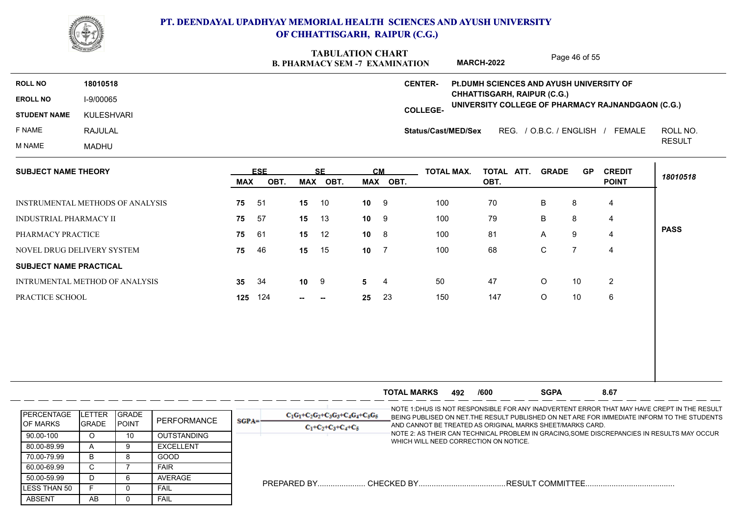# PT. DEENDAYAL UPADHYAY MEMORIAL HEALTH SCIENCES AND AYUSH UNIVERSITY OF CHHATTISGARH, RAIPUR (C.G.)

## TABULATION CHART
**B. PHARMACY SEM -7 EXAMINATION** **MARCH-2022**

| | | | |
|---|---|---|---|
| **ROLL NO** | 18010518 | **CENTER-** | Pt.DUMH SCIENCES AND AYUSH UNIVERSITY OF CHHATTISGARH, RAIPUR (C.G.) |
| **EROLL NO** | I-9/00065 | **COLLEGE-** | UNIVERSITY COLLEGE OF PHARMACY RAJNANDGAON (C.G.) |
| **STUDENT NAME** | KULESHVARI | | |
| F NAME | RAJULAL | **Status/Cast/MED/Sex** | REG. / O.B.C. / ENGLISH / FEMALE |
| M NAME | MADHU | | |

| SUBJECT NAME THEORY | ESE MAX | ESE OBT. | SE MAX | SE OBT. | CM MAX | CM OBT. | TOTAL MAX. | TOTAL OBT. | ATT. | GRADE | GP | CREDIT POINT | ROLL NO. RESULT 18010518 |
|---|---|---|---|---|---|---|---|---|---|---|---|---|---|
| INSTRUMENTAL METHODS OF ANALYSIS | 75 | 51 | 15 | 10 | 10 | 9 | 100 | 70 | | B | 8 | 4 | |
| INDUSTRIAL PHARMACY II | 75 | 57 | 15 | 13 | 10 | 9 | 100 | 79 | | B | 8 | 4 | |
| PHARMACY PRACTICE | 75 | 61 | 15 | 12 | 10 | 8 | 100 | 81 | | A | 9 | 4 | PASS |
| NOVEL DRUG DELIVERY SYSTEM | 75 | 46 | 15 | 15 | 10 | 7 | 100 | 68 | | C | 7 | 4 | |
| **SUBJECT NAME PRACTICAL** | | | | | | | | | | | | | |
| INTRUMENTAL METHOD OF ANALYSIS | 35 | 34 | 10 | 9 | 5 | 4 | 50 | 47 | | O | 10 | 2 | |
| PRACTICE SCHOOL | 125 | 124 | -- | -- | 25 | 23 | 150 | 147 | | O | 10 | 6 | |

**TOTAL MARKS** 492 /600 **SGPA** 8.67

| PERCENTAGE OF MARKS | LETTER GRADE | GRADE POINT | PERFORMANCE |
|---|---|---|---|
| 90.00-100 | O | 10 | OUTSTANDING |
| 80.00-89.99 | A | 9 | EXCELLENT |
| 70.00-79.99 | B | 8 | GOOD |
| 60.00-69.99 | C | 7 | FAIR |
| 50.00-59.99 | D | 6 | AVERAGE |
| LESS THAN 50 | F | 0 | FAIL |
| ABSENT | AB | 0 | FAIL |

$$SGPA = \frac{C_1G_1+C_2G_2+C_3G_3+C_4G_4+C_5G_5}{C_1+C_2+C_3+C_4+C_5}$$

NOTE 1:DHUS IS NOT RESPONSIBLE FOR ANY INADVERTENT ERROR THAT MAY HAVE CREPT IN THE RESULT BEING PUBLISED ON NET.THE RESULT PUBLISHED ON NET ARE FOR IMMEDIATE INFORM TO THE STUDENTS AND CANNOT BE TREATED AS ORIGINAL MARKS SHEET/MARKS CARD.

NOTE 2: AS THEIR CAN TECHNICAL PROBLEM IN GRACING,SOME DISCREPANCIES IN RESULTS MAY OCCUR WHICH WILL NEED CORRECTION ON NOTICE.

PREPARED BY...................... CHECKED BY........................................RESULT COMMITTEE.........................................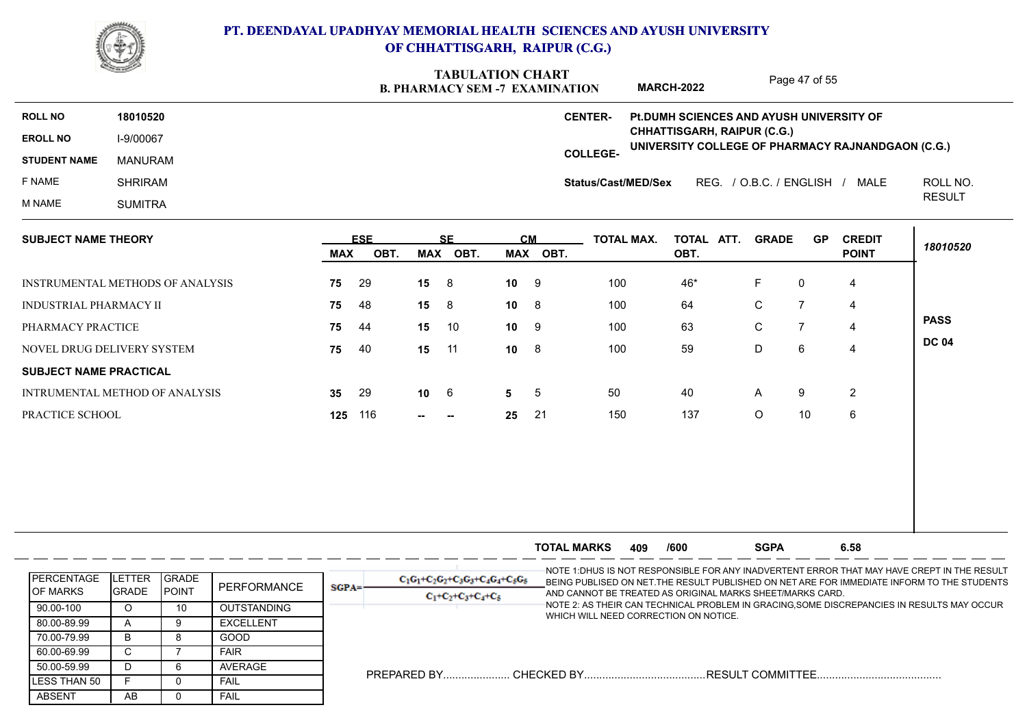# PT. DEENDAYAL UPADHYAY MEMORIAL HEALTH SCIENCES AND AYUSH UNIVERSITY OF CHHATTISGARH, RAIPUR (C.G.)

## TABULATION CHART
**B. PHARMACY SEM -7 EXAMINATION** **MARCH-2022**

| | | | |
|---|---|---|---|
| **ROLL NO** | 18010520 | **CENTER-** | Pt.DUMH SCIENCES AND AYUSH UNIVERSITY OF CHHATTISGARH, RAIPUR (C.G.) |
| **EROLL NO** | I-9/00067 | **COLLEGE-** | UNIVERSITY COLLEGE OF PHARMACY RAJNANDGAON (C.G.) |
| **STUDENT NAME** | MANURAM | | |
| F NAME | SHRIRAM | **Status/Cast/MED/Sex** | REG. / O.B.C. / ENGLISH / MALE |
| M NAME | SUMITRA | | |

| SUBJECT NAME THEORY | ESE MAX | ESE OBT. | SE MAX | SE OBT. | CM MAX | CM OBT. | TOTAL MAX. | TOTAL OBT. | ATT. | GRADE | GP | CREDIT POINT | ROLL NO. RESULT |
|---|---|---|---|---|---|---|---|---|---|---|---|---|---|
| | | | | | | | | | | | | | 18010520 |
| INSTRUMENTAL METHODS OF ANALYSIS | 75 | 29 | 15 | 8 | 10 | 9 | 100 | 46* | | F | 0 | 4 | |
| INDUSTRIAL PHARMACY II | 75 | 48 | 15 | 8 | 10 | 8 | 100 | 64 | | C | 7 | 4 | |
| PHARMACY PRACTICE | 75 | 44 | 15 | 10 | 10 | 9 | 100 | 63 | | C | 7 | 4 | PASS |
| NOVEL DRUG DELIVERY SYSTEM | 75 | 40 | 15 | 11 | 10 | 8 | 100 | 59 | | D | 6 | 4 | DC 04 |
| **SUBJECT NAME PRACTICAL** | | | | | | | | | | | | | |
| INTRUMENTAL METHOD OF ANALYSIS | 35 | 29 | 10 | 6 | 5 | 5 | 50 | 40 | | A | 9 | 2 | |
| PRACTICE SCHOOL | 125 | 116 | -- | -- | 25 | 21 | 150 | 137 | | O | 10 | 6 | |

**TOTAL MARKS** 409 /600 **SGPA** 6.58

| PERCENTAGE OF MARKS | LETTER GRADE | GRADE POINT | PERFORMANCE |
|---|---|---|---|
| 90.00-100 | O | 10 | OUTSTANDING |
| 80.00-89.99 | A | 9 | EXCELLENT |
| 70.00-79.99 | B | 8 | GOOD |
| 60.00-69.99 | C | 7 | FAIR |
| 50.00-59.99 | D | 6 | AVERAGE |
| LESS THAN 50 | F | 0 | FAIL |
| ABSENT | AB | 0 | FAIL |

$$SGPA=\frac{C_1G_1+C_2G_2+C_3G_3+C_4G_4+C_5G_5}{C_1+C_2+C_3+C_4+C_5}$$

NOTE 1:DHUS IS NOT RESPONSIBLE FOR ANY INADVERTENT ERROR THAT MAY HAVE CREPT IN THE RESULT BEING PUBLISED ON NET.THE RESULT PUBLISHED ON NET ARE FOR IMMEDIATE INFORM TO THE STUDENTS AND CANNOT BE TREATED AS ORIGINAL MARKS SHEET/MARKS CARD.

NOTE 2: AS THEIR CAN TECHNICAL PROBLEM IN GRACING,SOME DISCREPANCIES IN RESULTS MAY OCCUR WHICH WILL NEED CORRECTION ON NOTICE.

PREPARED BY...................... CHECKED BY........................................RESULT COMMITTEE.........................................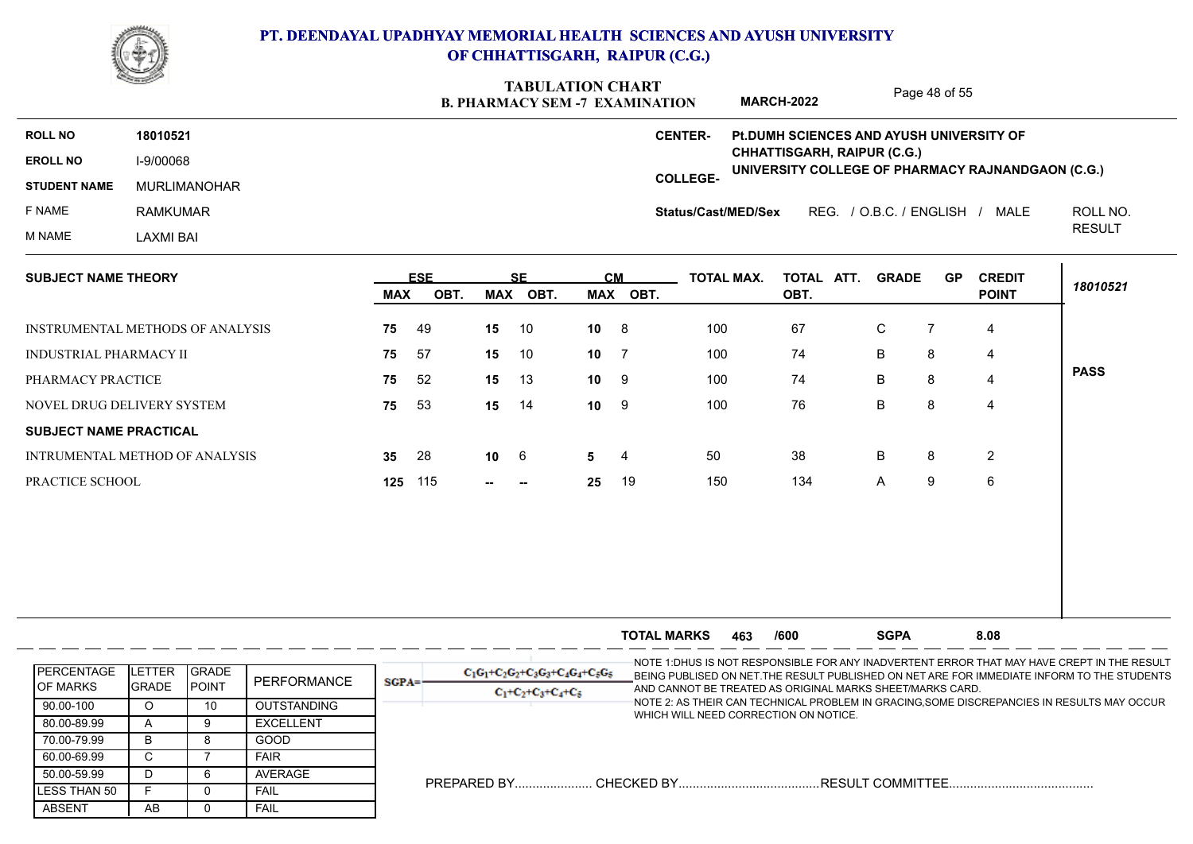# PT. DEENDAYAL UPADHYAY MEMORIAL HEALTH SCIENCES AND AYUSH UNIVERSITY OF CHHATTISGARH, RAIPUR (C.G.)

## TABULATION CHART
**B. PHARMACY SEM -7 EXAMINATION** MARCH-2022

| | | | |
|---|---|---|---|
| **ROLL NO** | 18010521 | **CENTER-** | Pt.DUMH SCIENCES AND AYUSH UNIVERSITY OF CHHATTISGARH, RAIPUR (C.G.) |
| **EROLL NO** | I-9/00068 | **COLLEGE-** | UNIVERSITY COLLEGE OF PHARMACY RAJNANDGAON (C.G.) |
| **STUDENT NAME** | MURLIMANOHAR | | |
| F NAME | RAMKUMAR | **Status/Cast/MED/Sex** | REG. / O.B.C. / ENGLISH / MALE |
| M NAME | LAXMI BAI | | |

| SUBJECT NAME THEORY | ESE MAX | ESE OBT. | SE MAX | SE OBT. | CM MAX | CM OBT. | TOTAL MAX. | TOTAL OBT. | ATT. | GRADE | GP | CREDIT POINT | ROLL NO. RESULT 18010521 |
|---|---|---|---|---|---|---|---|---|---|---|---|---|---|
| INSTRUMENTAL METHODS OF ANALYSIS | 75 | 49 | 15 | 10 | 10 | 8 | 100 | 67 | | C | 7 | 4 | |
| INDUSTRIAL PHARMACY II | 75 | 57 | 15 | 10 | 10 | 7 | 100 | 74 | | B | 8 | 4 | |
| PHARMACY PRACTICE | 75 | 52 | 15 | 13 | 10 | 9 | 100 | 74 | | B | 8 | 4 | PASS |
| NOVEL DRUG DELIVERY SYSTEM | 75 | 53 | 15 | 14 | 10 | 9 | 100 | 76 | | B | 8 | 4 | |
| **SUBJECT NAME PRACTICAL** | | | | | | | | | | | | | |
| INTRUMENTAL METHOD OF ANALYSIS | 35 | 28 | 10 | 6 | 5 | 4 | 50 | 38 | | B | 8 | 2 | |
| PRACTICE SCHOOL | 125 | 115 | -- | -- | 25 | 19 | 150 | 134 | | A | 9 | 6 | |

**TOTAL MARKS** 463 /600 **SGPA** 8.08

| PERCENTAGE OF MARKS | LETTER GRADE | GRADE POINT | PERFORMANCE |
|---|---|---|---|
| 90.00-100 | O | 10 | OUTSTANDING |
| 80.00-89.99 | A | 9 | EXCELLENT |
| 70.00-79.99 | B | 8 | GOOD |
| 60.00-69.99 | C | 7 | FAIR |
| 50.00-59.99 | D | 6 | AVERAGE |
| LESS THAN 50 | F | 0 | FAIL |
| ABSENT | AB | 0 | FAIL |

$$SGPA = \frac{C_1G_1+C_2G_2+C_3G_3+C_4G_4+C_5G_5}{C_1+C_2+C_3+C_4+C_5}$$

NOTE 1:DHUS IS NOT RESPONSIBLE FOR ANY INADVERTENT ERROR THAT MAY HAVE CREPT IN THE RESULT BEING PUBLISED ON NET.THE RESULT PUBLISHED ON NET ARE FOR IMMEDIATE INFORM TO THE STUDENTS AND CANNOT BE TREATED AS ORIGINAL MARKS SHEET/MARKS CARD.

NOTE 2: AS THEIR CAN TECHNICAL PROBLEM IN GRACING,SOME DISCREPANCIES IN RESULTS MAY OCCUR WHICH WILL NEED CORRECTION ON NOTICE.

PREPARED BY...................... CHECKED BY........................................RESULT COMMITTEE.........................................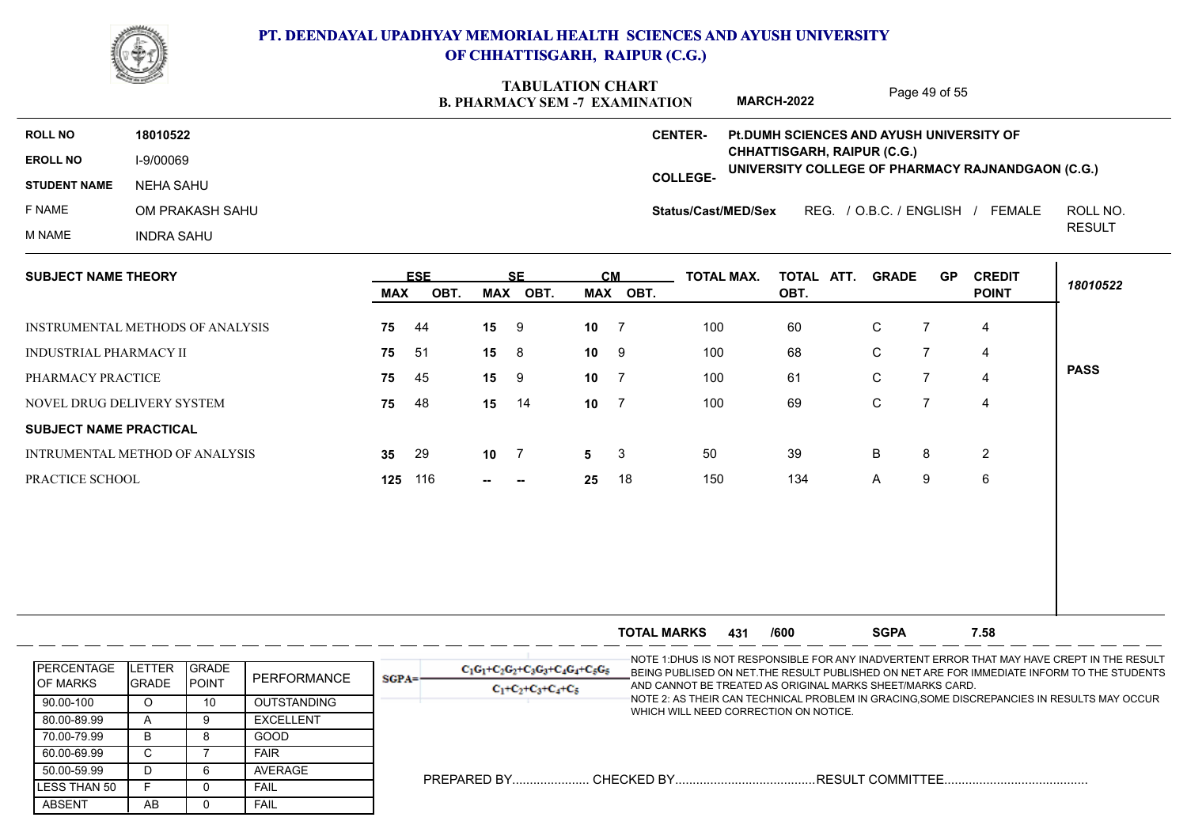# PT. DEENDAYAL UPADHYAY MEMORIAL HEALTH SCIENCES AND AYUSH UNIVERSITY OF CHHATTISGARH, RAIPUR (C.G.)

**TABULATION CHART**
**B. PHARMACY SEM -7 EXAMINATION** **MARCH-2022**

| | | | |
|---|---|---|---|
| **ROLL NO** | 18010522 | **CENTER-** | **Pt.DUMH SCIENCES AND AYUSH UNIVERSITY OF CHHATTISGARH, RAIPUR (C.G.)** |
| **EROLL NO** | I-9/00069 | **COLLEGE-** | **UNIVERSITY COLLEGE OF PHARMACY RAJNANDGAON (C.G.)** |
| **STUDENT NAME** | NEHA SAHU | | |
| F NAME | OM PRAKASH SAHU | **Status/Cast/MED/Sex** | REG. / O.B.C. / ENGLISH / FEMALE |
| M NAME | INDRA SAHU | | |

| SUBJECT NAME THEORY | ESE MAX | ESE OBT. | SE MAX | SE OBT. | CM MAX | CM OBT. | TOTAL MAX. | TOTAL OBT. | ATT. | GRADE | GP | CREDIT POINT | ROLL NO. RESULT: 18010522 |
|---|---|---|---|---|---|---|---|---|---|---|---|---|---|
| INSTRUMENTAL METHODS OF ANALYSIS | 75 | 44 | 15 | 9 | 10 | 7 | 100 | 60 | | C | 7 | 4 | |
| INDUSTRIAL PHARMACY II | 75 | 51 | 15 | 8 | 10 | 9 | 100 | 68 | | C | 7 | 4 | |
| PHARMACY PRACTICE | 75 | 45 | 15 | 9 | 10 | 7 | 100 | 61 | | C | 7 | 4 | **PASS** |
| NOVEL DRUG DELIVERY SYSTEM | 75 | 48 | 15 | 14 | 10 | 7 | 100 | 69 | | C | 7 | 4 | |
| **SUBJECT NAME PRACTICAL** | | | | | | | | | | | | | |
| INTRUMENTAL METHOD OF ANALYSIS | 35 | 29 | 10 | 7 | 5 | 3 | 50 | 39 | | B | 8 | 2 | |
| PRACTICE SCHOOL | 125 | 116 | -- | -- | 25 | 18 | 150 | 134 | | A | 9 | 6 | |

**TOTAL MARKS** 431 /600 **SGPA** 7.58

| PERCENTAGE OF MARKS | LETTER GRADE | GRADE POINT | PERFORMANCE |
|---|---|---|---|
| 90.00-100 | O | 10 | OUTSTANDING |
| 80.00-89.99 | A | 9 | EXCELLENT |
| 70.00-79.99 | B | 8 | GOOD |
| 60.00-69.99 | C | 7 | FAIR |
| 50.00-59.99 | D | 6 | AVERAGE |
| LESS THAN 50 | F | 0 | FAIL |
| ABSENT | AB | 0 | FAIL |

$$SGPA = \frac{C_1G_1+C_2G_2+C_3G_3+C_4G_4+C_5G_5}{C_1+C_2+C_3+C_4+C_5}$$

NOTE 1:DHUS IS NOT RESPONSIBLE FOR ANY INADVERTENT ERROR THAT MAY HAVE CREPT IN THE RESULT BEING PUBLISED ON NET.THE RESULT PUBLISHED ON NET ARE FOR IMMEDIATE INFORM TO THE STUDENTS AND CANNOT BE TREATED AS ORIGINAL MARKS SHEET/MARKS CARD.
NOTE 2: AS THEIR CAN TECHNICAL PROBLEM IN GRACING,SOME DISCREPANCIES IN RESULTS MAY OCCUR WHICH WILL NEED CORRECTION ON NOTICE.

PREPARED BY...................... CHECKED BY........................................RESULT COMMITTEE.........................................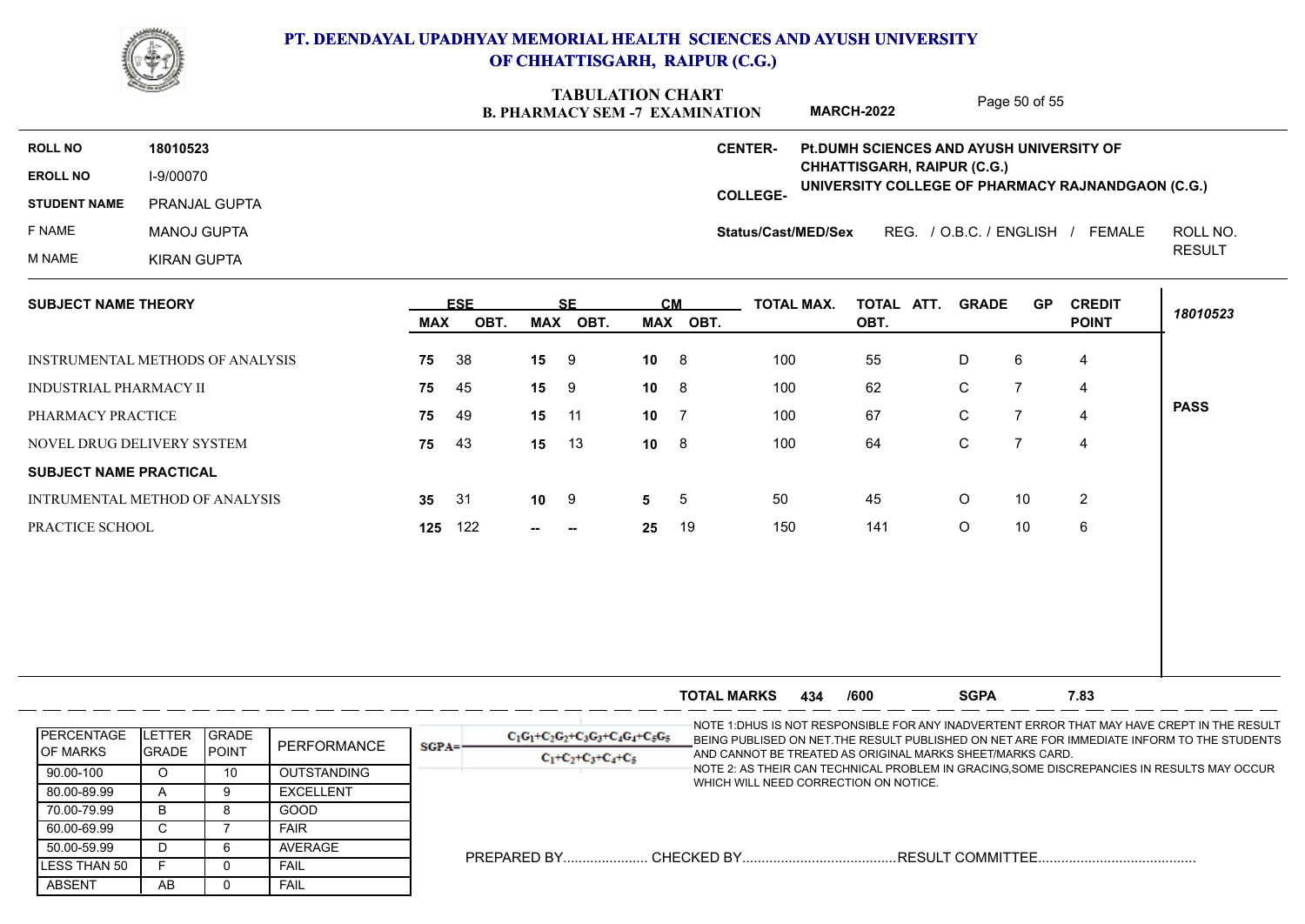# PT. DEENDAYAL UPADHYAY MEMORIAL HEALTH SCIENCES AND AYUSH UNIVERSITY OF CHHATTISGARH, RAIPUR (C.G.)

## TABULATION CHART
**B. PHARMACY SEM -7 EXAMINATION** **MARCH-2022**

| | | | |
|---|---|---|---|
| **ROLL NO** | **18010523** | **CENTER-** | **Pt.DUMH SCIENCES AND AYUSH UNIVERSITY OF CHHATTISGARH, RAIPUR (C.G.)** |
| **EROLL NO** | I-9/00070 | **COLLEGE-** | **UNIVERSITY COLLEGE OF PHARMACY RAJNANDGAON (C.G.)** |
| **STUDENT NAME** | PRANJAL GUPTA | | |
| F NAME | MANOJ GUPTA | **Status/Cast/MED/Sex** | REG. / O.B.C. / ENGLISH / FEMALE |
| M NAME | KIRAN GUPTA | | |

| SUBJECT NAME THEORY | ESE MAX | ESE OBT. | SE MAX | SE OBT. | CM MAX | CM OBT. | TOTAL MAX. | TOTAL OBT. | ATT. | GRADE | GP | CREDIT POINT | ROLL NO. RESULT 18010523 |
|---|---|---|---|---|---|---|---|---|---|---|---|---|---|
| INSTRUMENTAL METHODS OF ANALYSIS | 75 | 38 | 15 | 9 | 10 | 8 | 100 | 55 | | D | 6 | 4 | |
| INDUSTRIAL PHARMACY II | 75 | 45 | 15 | 9 | 10 | 8 | 100 | 62 | | C | 7 | 4 | |
| PHARMACY PRACTICE | 75 | 49 | 15 | 11 | 10 | 7 | 100 | 67 | | C | 7 | 4 | PASS |
| NOVEL DRUG DELIVERY SYSTEM | 75 | 43 | 15 | 13 | 10 | 8 | 100 | 64 | | C | 7 | 4 | |
| **SUBJECT NAME PRACTICAL** | | | | | | | | | | | | | |
| INTRUMENTAL METHOD OF ANALYSIS | 35 | 31 | 10 | 9 | 5 | 5 | 50 | 45 | | O | 10 | 2 | |
| PRACTICE SCHOOL | 125 | 122 | -- | -- | 25 | 19 | 150 | 141 | | O | 10 | 6 | |

**TOTAL MARKS** 434 /600 **SGPA** 7.83

| PERCENTAGE OF MARKS | LETTER GRADE | GRADE POINT | PERFORMANCE |
|---|---|---|---|
| 90.00-100 | O | 10 | OUTSTANDING |
| 80.00-89.99 | A | 9 | EXCELLENT |
| 70.00-79.99 | B | 8 | GOOD |
| 60.00-69.99 | C | 7 | FAIR |
| 50.00-59.99 | D | 6 | AVERAGE |
| LESS THAN 50 | F | 0 | FAIL |
| ABSENT | AB | 0 | FAIL |

$$SGPA = \frac{C_1G_1+C_2G_2+C_3G_3+C_4G_4+C_5G_5}{C_1+C_2+C_3+C_4+C_5}$$

NOTE 1:DHUS IS NOT RESPONSIBLE FOR ANY INADVERTENT ERROR THAT MAY HAVE CREPT IN THE RESULT BEING PUBLISED ON NET.THE RESULT PUBLISHED ON NET ARE FOR IMMEDIATE INFORM TO THE STUDENTS AND CANNOT BE TREATED AS ORIGINAL MARKS SHEET/MARKS CARD.

NOTE 2: AS THEIR CAN TECHNICAL PROBLEM IN GRACING,SOME DISCREPANCIES IN RESULTS MAY OCCUR WHICH WILL NEED CORRECTION ON NOTICE.

PREPARED BY...................... CHECKED BY........................................RESULT COMMITTEE.........................................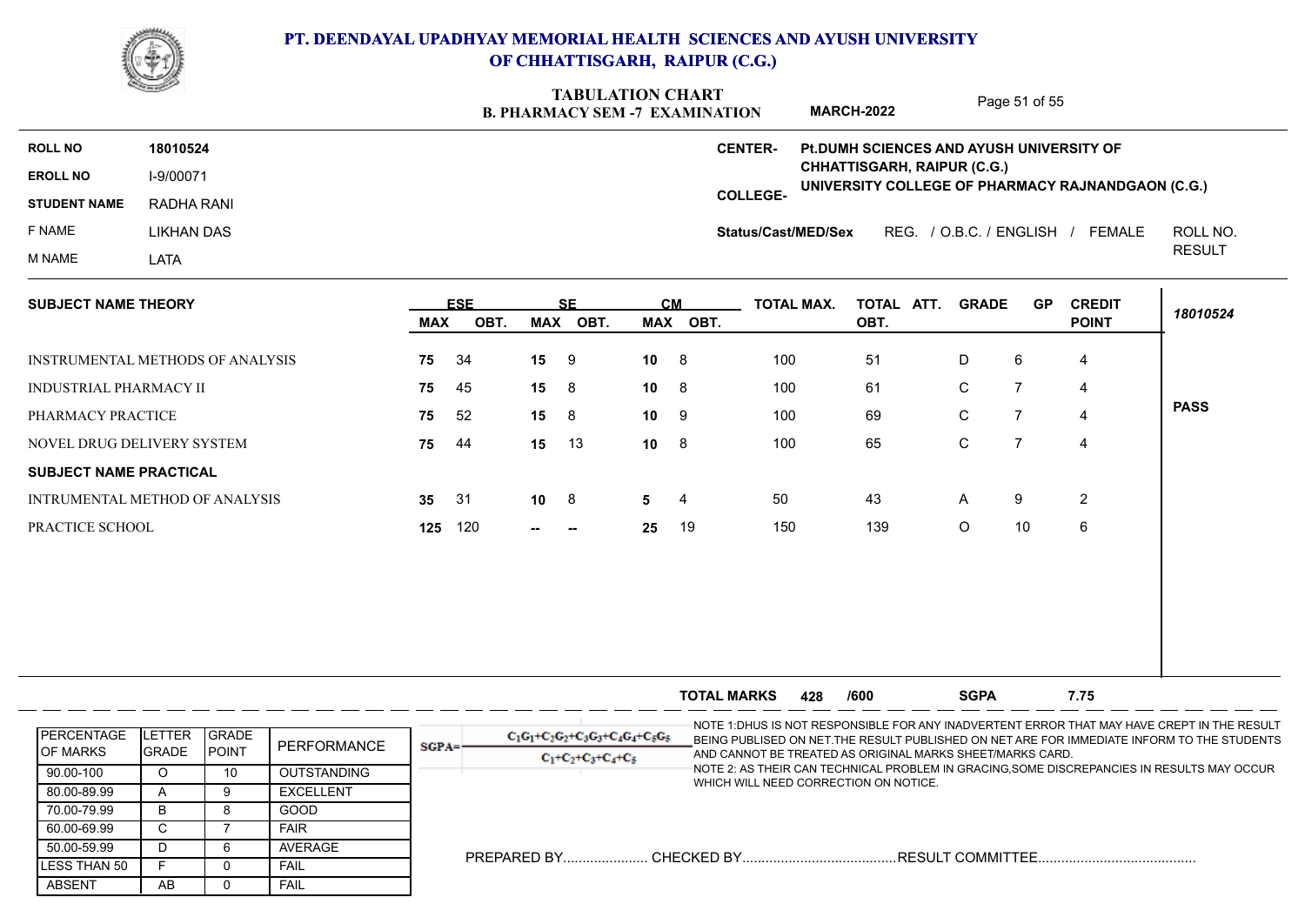# PT. DEENDAYAL UPADHYAY MEMORIAL HEALTH SCIENCES AND AYUSH UNIVERSITY OF CHHATTISGARH, RAIPUR (C.G.)

**TABULATION CHART**
**B. PHARMACY SEM -7 EXAMINATION** **MARCH-2022**

| | | | |
|---|---|---|---|
| **ROLL NO** | **18010524** | **CENTER-** | **Pt.DUMH SCIENCES AND AYUSH UNIVERSITY OF CHHATTISGARH, RAIPUR (C.G.)** |
| **EROLL NO** | I-9/00071 | **COLLEGE-** | **UNIVERSITY COLLEGE OF PHARMACY RAJNANDGAON (C.G.)** |
| **STUDENT NAME** | RADHA RANI | | |
| F NAME | LIKHAN DAS | **Status/Cast/MED/Sex** | REG. / O.B.C. / ENGLISH / FEMALE |
| M NAME | LATA | | |

| SUBJECT NAME THEORY | ESE MAX | ESE OBT. | SE MAX | SE OBT. | CM MAX | CM OBT. | TOTAL MAX. | TOTAL OBT. | ATT. | GRADE | GP | CREDIT POINT | ROLL NO. RESULT 18010524 |
|---|---|---|---|---|---|---|---|---|---|---|---|---|---|
| INSTRUMENTAL METHODS OF ANALYSIS | 75 | 34 | 15 | 9 | 10 | 8 | 100 | 51 | | D | 6 | 4 | |
| INDUSTRIAL PHARMACY II | 75 | 45 | 15 | 8 | 10 | 8 | 100 | 61 | | C | 7 | 4 | |
| PHARMACY PRACTICE | 75 | 52 | 15 | 8 | 10 | 9 | 100 | 69 | | C | 7 | 4 | **PASS** |
| NOVEL DRUG DELIVERY SYSTEM | 75 | 44 | 15 | 13 | 10 | 8 | 100 | 65 | | C | 7 | 4 | |
| **SUBJECT NAME PRACTICAL** | | | | | | | | | | | | | |
| INTRUMENTAL METHOD OF ANALYSIS | 35 | 31 | 10 | 8 | 5 | 4 | 50 | 43 | | A | 9 | 2 | |
| PRACTICE SCHOOL | 125 | 120 | -- | -- | 25 | 19 | 150 | 139 | | O | 10 | 6 | |

**TOTAL MARKS** 428 /600 **SGPA** 7.75

| PERCENTAGE OF MARKS | LETTER GRADE | GRADE POINT | PERFORMANCE |
|---|---|---|---|
| 90.00-100 | O | 10 | OUTSTANDING |
| 80.00-89.99 | A | 9 | EXCELLENT |
| 70.00-79.99 | B | 8 | GOOD |
| 60.00-69.99 | C | 7 | FAIR |
| 50.00-59.99 | D | 6 | AVERAGE |
| LESS THAN 50 | F | 0 | FAIL |
| ABSENT | AB | 0 | FAIL |

$$SGPA = \frac{C_1G_1+C_2G_2+C_3G_3+C_4G_4+C_5G_5}{C_1+C_2+C_3+C_4+C_5}$$

NOTE 1:DHUS IS NOT RESPONSIBLE FOR ANY INADVERTENT ERROR THAT MAY HAVE CREPT IN THE RESULT BEING PUBLISED ON NET.THE RESULT PUBLISHED ON NET ARE FOR IMMEDIATE INFORM TO THE STUDENTS AND CANNOT BE TREATED AS ORIGINAL MARKS SHEET/MARKS CARD.
NOTE 2: AS THEIR CAN TECHNICAL PROBLEM IN GRACING,SOME DISCREPANCIES IN RESULTS MAY OCCUR WHICH WILL NEED CORRECTION ON NOTICE.

PREPARED BY...................... CHECKED BY........................................RESULT COMMITTEE.........................................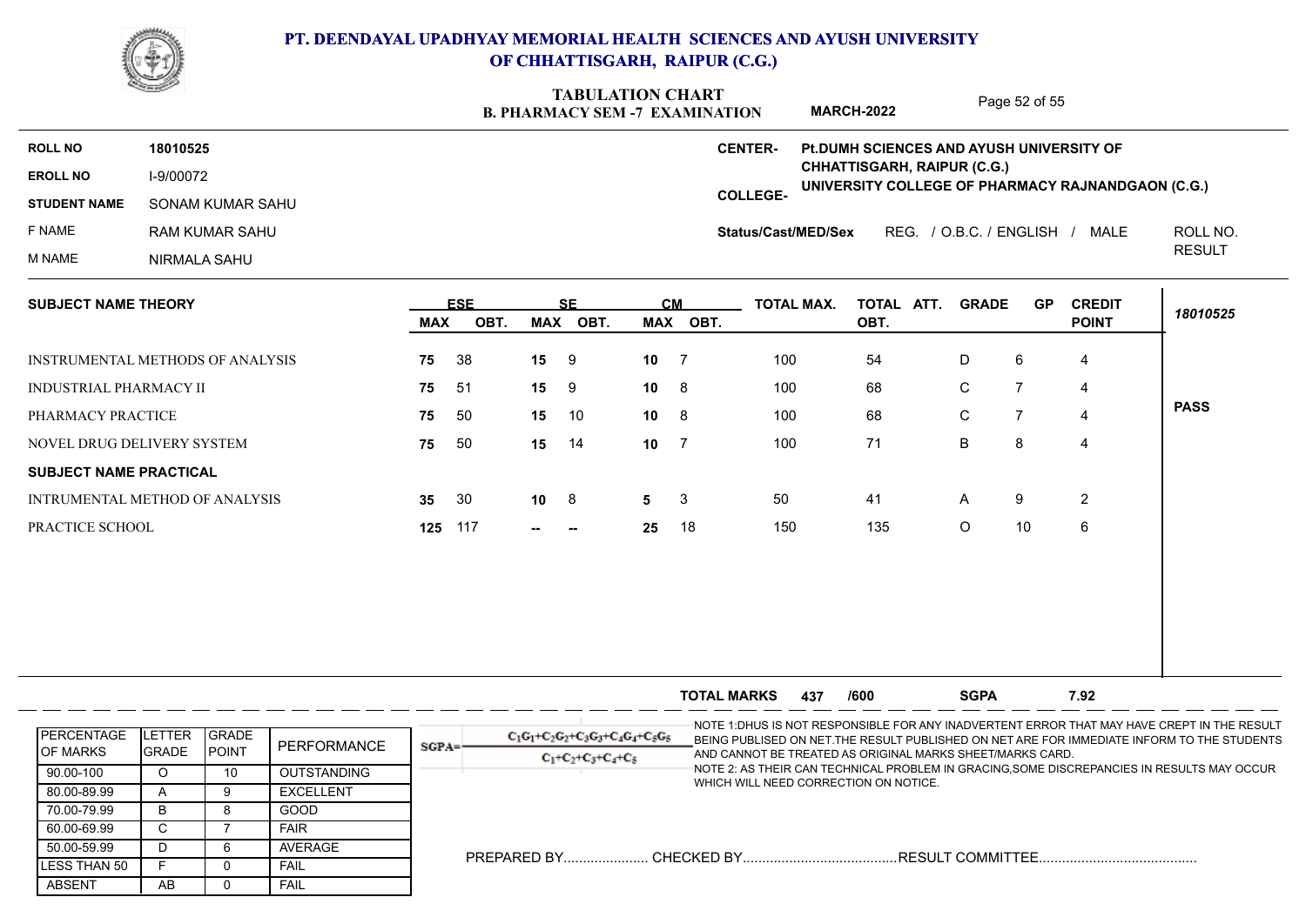# PT. DEENDAYAL UPADHYAY MEMORIAL HEALTH SCIENCES AND AYUSH UNIVERSITY OF CHHATTISGARH, RAIPUR (C.G.)

## TABULATION CHART
**B. PHARMACY SEM -7 EXAMINATION** **MARCH-2022**

| | |
|---|---|
| **ROLL NO** | 18010525 |
| **EROLL NO** | I-9/00072 |
| **STUDENT NAME** | SONAM KUMAR SAHU |
| F NAME | RAM KUMAR SAHU |
| M NAME | NIRMALA SAHU |

**CENTER-** Pt.DUMH SCIENCES AND AYUSH UNIVERSITY OF CHHATTISGARH, RAIPUR (C.G.)

**COLLEGE-** UNIVERSITY COLLEGE OF PHARMACY RAJNANDGAON (C.G.)

**Status/Cast/MED/Sex** REG. / O.B.C. / ENGLISH / MALE

ROLL NO. RESULT

| SUBJECT NAME THEORY | ESE MAX | ESE OBT. | SE MAX | SE OBT. | CM MAX | CM OBT. | TOTAL MAX. | TOTAL OBT. | ATT. | GRADE | GP | CREDIT POINT |
|---|---|---|---|---|---|---|---|---|---|---|---|---|
| INSTRUMENTAL METHODS OF ANALYSIS | 75 | 38 | 15 | 9 | 10 | 7 | 100 | 54 | | D | 6 | 4 |
| INDUSTRIAL PHARMACY II | 75 | 51 | 15 | 9 | 10 | 8 | 100 | 68 | | C | 7 | 4 |
| PHARMACY PRACTICE | 75 | 50 | 15 | 10 | 10 | 8 | 100 | 68 | | C | 7 | 4 |
| NOVEL DRUG DELIVERY SYSTEM | 75 | 50 | 15 | 14 | 10 | 7 | 100 | 71 | | B | 8 | 4 |
| **SUBJECT NAME PRACTICAL** | | | | | | | | | | | | |
| INTRUMENTAL METHOD OF ANALYSIS | 35 | 30 | 10 | 8 | 5 | 3 | 50 | 41 | | A | 9 | 2 |
| PRACTICE SCHOOL | 125 | 117 | -- | -- | 25 | 18 | 150 | 135 | | O | 10 | 6 |

**18010525**

**PASS**

**TOTAL MARKS** 437 /600 **SGPA** 7.92

| PERCENTAGE OF MARKS | LETTER GRADE | GRADE POINT | PERFORMANCE |
|---|---|---|---|
| 90.00-100 | O | 10 | OUTSTANDING |
| 80.00-89.99 | A | 9 | EXCELLENT |
| 70.00-79.99 | B | 8 | GOOD |
| 60.00-69.99 | C | 7 | FAIR |
| 50.00-59.99 | D | 6 | AVERAGE |
| LESS THAN 50 | F | 0 | FAIL |
| ABSENT | AB | 0 | FAIL |

$$SGPA = \frac{C_1G_1+C_2G_2+C_3G_3+C_4G_4+C_5G_5}{C_1+C_2+C_3+C_4+C_5}$$

NOTE 1:DHUS IS NOT RESPONSIBLE FOR ANY INADVERTENT ERROR THAT MAY HAVE CREPT IN THE RESULT BEING PUBLISED ON NET.THE RESULT PUBLISHED ON NET ARE FOR IMMEDIATE INFORM TO THE STUDENTS AND CANNOT BE TREATED AS ORIGINAL MARKS SHEET/MARKS CARD.

NOTE 2: AS THEIR CAN TECHNICAL PROBLEM IN GRACING,SOME DISCREPANCIES IN RESULTS MAY OCCUR WHICH WILL NEED CORRECTION ON NOTICE.

PREPARED BY...................... CHECKED BY........................................RESULT COMMITTEE.........................................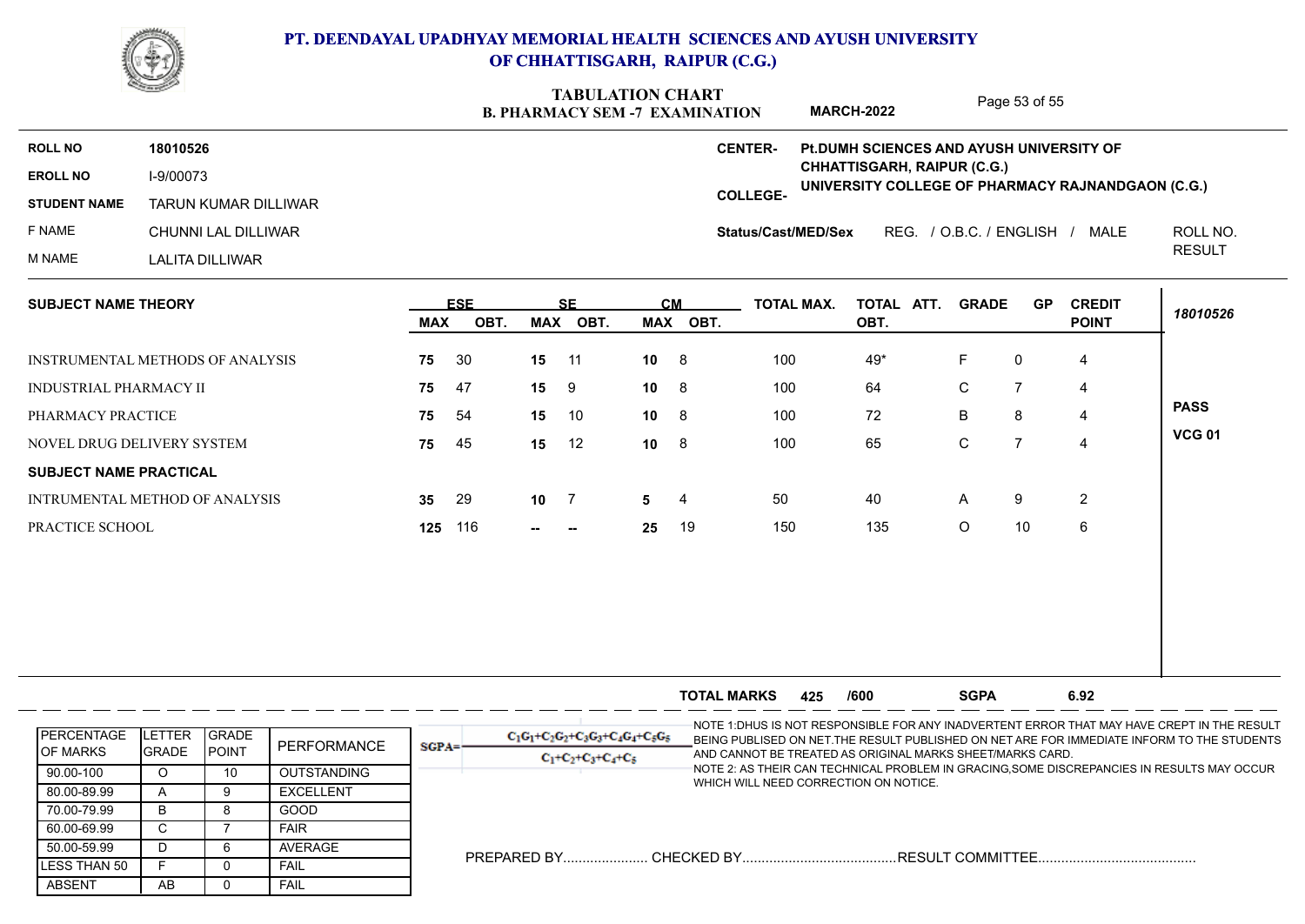# PT. DEENDAYAL UPADHYAY MEMORIAL HEALTH SCIENCES AND AYUSH UNIVERSITY OF CHHATTISGARH, RAIPUR (C.G.)

## TABULATION CHART
**B. PHARMACY SEM -7 EXAMINATION** **MARCH-2022**

| | | | |
|---|---|---|---|
| **ROLL NO** | 18010526 | **CENTER-** | Pt.DUMH SCIENCES AND AYUSH UNIVERSITY OF CHHATTISGARH, RAIPUR (C.G.) |
| **EROLL NO** | I-9/00073 | **COLLEGE-** | UNIVERSITY COLLEGE OF PHARMACY RAJNANDGAON (C.G.) |
| **STUDENT NAME** | TARUN KUMAR DILLIWAR | | |
| F NAME | CHUNNI LAL DILLIWAR | **Status/Cast/MED/Sex** | REG. / O.B.C. / ENGLISH / MALE |
| M NAME | LALITA DILLIWAR | | |

| SUBJECT NAME THEORY | ESE MAX | ESE OBT. | SE MAX | SE OBT. | CM MAX | CM OBT. | TOTAL MAX. | TOTAL OBT. | ATT. | GRADE | GP | CREDIT POINT | ROLL NO. RESULT 18010526 |
|---|---|---|---|---|---|---|---|---|---|---|---|---|---|
| INSTRUMENTAL METHODS OF ANALYSIS | 75 | 30 | 15 | 11 | 10 | 8 | 100 | 49* | | F | 0 | 4 | |
| INDUSTRIAL PHARMACY II | 75 | 47 | 15 | 9 | 10 | 8 | 100 | 64 | | C | 7 | 4 | |
| PHARMACY PRACTICE | 75 | 54 | 15 | 10 | 10 | 8 | 100 | 72 | | B | 8 | 4 | PASS |
| NOVEL DRUG DELIVERY SYSTEM | 75 | 45 | 15 | 12 | 10 | 8 | 100 | 65 | | C | 7 | 4 | VCG 01 |
| **SUBJECT NAME PRACTICAL** | | | | | | | | | | | | | |
| INTRUMENTAL METHOD OF ANALYSIS | 35 | 29 | 10 | 7 | 5 | 4 | 50 | 40 | | A | 9 | 2 | |
| PRACTICE SCHOOL | 125 | 116 | -- | -- | 25 | 19 | 150 | 135 | | O | 10 | 6 | |

**TOTAL MARKS** 425 /600 **SGPA** 6.92

| PERCENTAGE OF MARKS | LETTER GRADE | GRADE POINT | PERFORMANCE |
|---|---|---|---|
| 90.00-100 | O | 10 | OUTSTANDING |
| 80.00-89.99 | A | 9 | EXCELLENT |
| 70.00-79.99 | B | 8 | GOOD |
| 60.00-69.99 | C | 7 | FAIR |
| 50.00-59.99 | D | 6 | AVERAGE |
| LESS THAN 50 | F | 0 | FAIL |
| ABSENT | AB | 0 | FAIL |

$$SGPA = \frac{C_1G_1+C_2G_2+C_3G_3+C_4G_4+C_5G_5}{C_1+C_2+C_3+C_4+C_5}$$

NOTE 1:DHUS IS NOT RESPONSIBLE FOR ANY INADVERTENT ERROR THAT MAY HAVE CREPT IN THE RESULT BEING PUBLISED ON NET.THE RESULT PUBLISHED ON NET ARE FOR IMMEDIATE INFORM TO THE STUDENTS AND CANNOT BE TREATED AS ORIGINAL MARKS SHEET/MARKS CARD.

NOTE 2: AS THEIR CAN TECHNICAL PROBLEM IN GRACING,SOME DISCREPANCIES IN RESULTS MAY OCCUR WHICH WILL NEED CORRECTION ON NOTICE.

PREPARED BY...................... CHECKED BY........................................RESULT COMMITTEE.........................................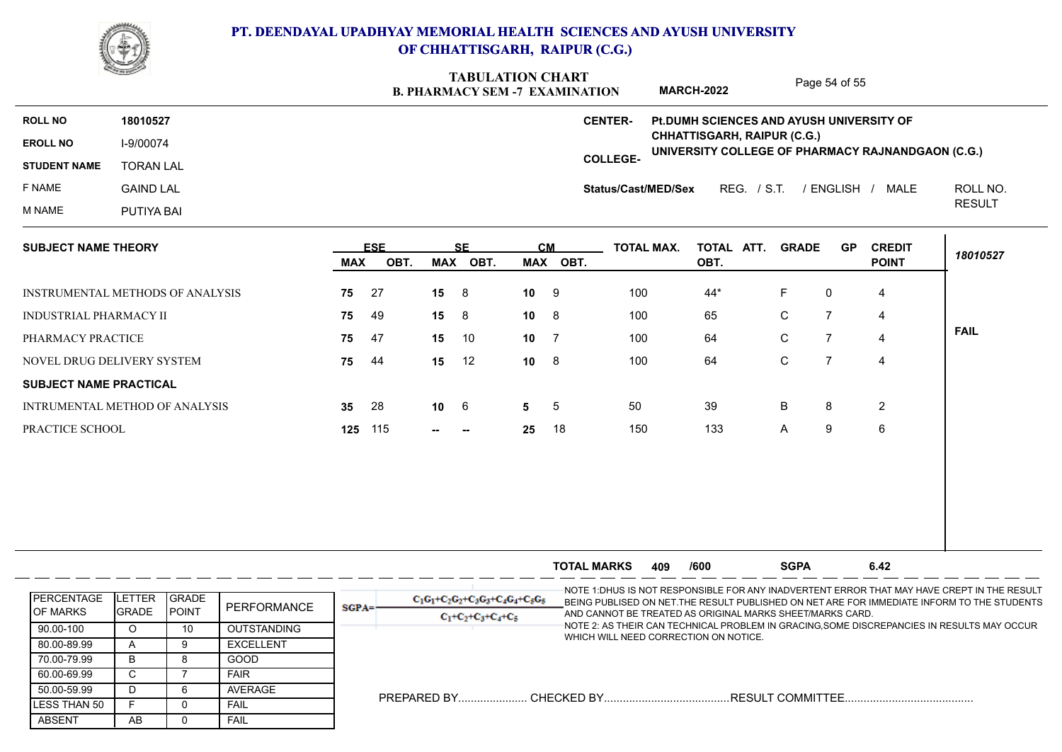# PT. DEENDAYAL UPADHYAY MEMORIAL HEALTH SCIENCES AND AYUSH UNIVERSITY OF CHHATTISGARH, RAIPUR (C.G.)

## TABULATION CHART
**B. PHARMACY SEM -7 EXAMINATION** MARCH-2022

| | |
|---|---|
| **ROLL NO** | **18010527** |
| **EROLL NO** | I-9/00074 |
| **STUDENT NAME** | TORAN LAL |
| F NAME | GAIND LAL |
| M NAME | PUTIYA BAI |

**CENTER-** Pt.DUMH SCIENCES AND AYUSH UNIVERSITY OF CHHATTISGARH, RAIPUR (C.G.)

**COLLEGE-** UNIVERSITY COLLEGE OF PHARMACY RAJNANDGAON (C.G.)

**Status/Cast/MED/Sex** REG. / S.T. / ENGLISH / MALE

ROLL NO. RESULT

| SUBJECT NAME THEORY | ESE MAX | ESE OBT. | SE MAX | SE OBT. | CM MAX | CM OBT. | TOTAL MAX. | TOTAL OBT. | ATT. | GRADE | GP | CREDIT POINT | 18010527 |
|---|---|---|---|---|---|---|---|---|---|---|---|---|---|
| INSTRUMENTAL METHODS OF ANALYSIS | 75 | 27 | 15 | 8 | 10 | 9 | 100 | 44* | | F | 0 | 4 | |
| INDUSTRIAL PHARMACY II | 75 | 49 | 15 | 8 | 10 | 8 | 100 | 65 | | C | 7 | 4 | |
| PHARMACY PRACTICE | 75 | 47 | 15 | 10 | 10 | 7 | 100 | 64 | | C | 7 | 4 | FAIL |
| NOVEL DRUG DELIVERY SYSTEM | 75 | 44 | 15 | 12 | 10 | 8 | 100 | 64 | | C | 7 | 4 | |
| **SUBJECT NAME PRACTICAL** | | | | | | | | | | | | | |
| INTRUMENTAL METHOD OF ANALYSIS | 35 | 28 | 10 | 6 | 5 | 5 | 50 | 39 | | B | 8 | 2 | |
| PRACTICE SCHOOL | 125 | 115 | -- | -- | 25 | 18 | 150 | 133 | | A | 9 | 6 | |

**TOTAL MARKS** 409 /600 **SGPA** 6.42

| PERCENTAGE OF MARKS | LETTER GRADE | GRADE POINT | PERFORMANCE |
|---|---|---|---|
| 90.00-100 | O | 10 | OUTSTANDING |
| 80.00-89.99 | A | 9 | EXCELLENT |
| 70.00-79.99 | B | 8 | GOOD |
| 60.00-69.99 | C | 7 | FAIR |
| 50.00-59.99 | D | 6 | AVERAGE |
| LESS THAN 50 | F | 0 | FAIL |
| ABSENT | AB | 0 | FAIL |

$$SGPA=\frac{C_1G_1+C_2G_2+C_3G_3+C_4G_4+C_5G_5}{C_1+C_2+C_3+C_4+C_5}$$

NOTE 1:DHUS IS NOT RESPONSIBLE FOR ANY INADVERTENT ERROR THAT MAY HAVE CREPT IN THE RESULT BEING PUBLISED ON NET.THE RESULT PUBLISHED ON NET ARE FOR IMMEDIATE INFORM TO THE STUDENTS AND CANNOT BE TREATED AS ORIGINAL MARKS SHEET/MARKS CARD.

NOTE 2: AS THEIR CAN TECHNICAL PROBLEM IN GRACING,SOME DISCREPANCIES IN RESULTS MAY OCCUR WHICH WILL NEED CORRECTION ON NOTICE.

PREPARED BY...................... CHECKED BY........................................RESULT COMMITTEE.........................................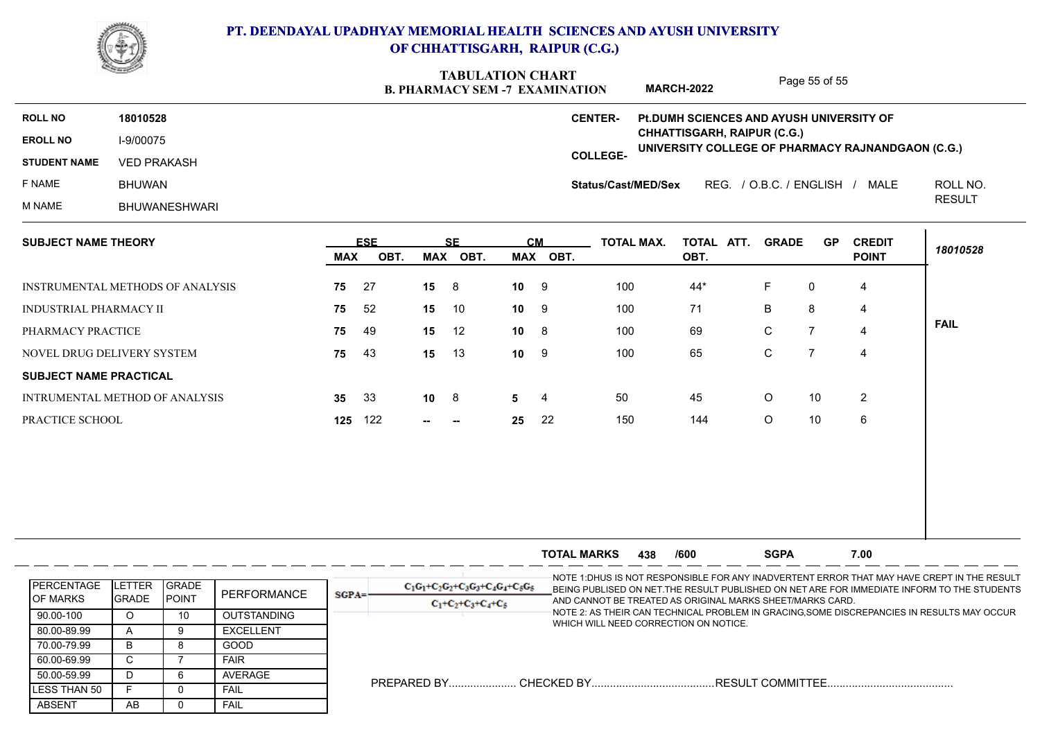# PT. DEENDAYAL UPADHYAY MEMORIAL HEALTH SCIENCES AND AYUSH UNIVERSITY OF CHHATTISGARH, RAIPUR (C.G.)

**TABULATION CHART**
**B. PHARMACY SEM -7 EXAMINATION** **MARCH-2022**

| | | | | |
|---|---|---|---|---|
| **ROLL NO** | **18010528** | **CENTER-** | **Pt.DUMH SCIENCES AND AYUSH UNIVERSITY OF CHHATTISGARH, RAIPUR (C.G.)** | |
| **EROLL NO** | I-9/00075 | **COLLEGE-** | **UNIVERSITY COLLEGE OF PHARMACY RAJNANDGAON (C.G.)** | |
| **STUDENT NAME** | VED PRAKASH | | | |
| F NAME | BHUWAN | **Status/Cast/MED/Sex** | REG. / O.B.C. / ENGLISH / MALE | ROLL NO. RESULT |
| M NAME | BHUWANESHWARI | | | |

| SUBJECT NAME THEORY | ESE MAX | ESE OBT. | SE MAX | SE OBT. | CM MAX | CM OBT. | TOTAL MAX. | TOTAL OBT. | ATT. | GRADE | GP | CREDIT POINT | 18010528 |
|---|---|---|---|---|---|---|---|---|---|---|---|---|---|
| INSTRUMENTAL METHODS OF ANALYSIS | 75 | 27 | 15 | 8 | 10 | 9 | 100 | 44* | | F | 0 | 4 | |
| INDUSTRIAL PHARMACY II | 75 | 52 | 15 | 10 | 10 | 9 | 100 | 71 | | B | 8 | 4 | |
| PHARMACY PRACTICE | 75 | 49 | 15 | 12 | 10 | 8 | 100 | 69 | | C | 7 | 4 | **FAIL** |
| NOVEL DRUG DELIVERY SYSTEM | 75 | 43 | 15 | 13 | 10 | 9 | 100 | 65 | | C | 7 | 4 | |
| **SUBJECT NAME PRACTICAL** | | | | | | | | | | | | | |
| INTRUMENTAL METHOD OF ANALYSIS | 35 | 33 | 10 | 8 | 5 | 4 | 50 | 45 | | O | 10 | 2 | |
| PRACTICE SCHOOL | 125 | 122 | -- | -- | 25 | 22 | 150 | 144 | | O | 10 | 6 | |

**TOTAL MARKS** 438 /600 **SGPA** 7.00

| PERCENTAGE OF MARKS | LETTER GRADE | GRADE POINT | PERFORMANCE |
|---|---|---|---|
| 90.00-100 | O | 10 | OUTSTANDING |
| 80.00-89.99 | A | 9 | EXCELLENT |
| 70.00-79.99 | B | 8 | GOOD |
| 60.00-69.99 | C | 7 | FAIR |
| 50.00-59.99 | D | 6 | AVERAGE |
| LESS THAN 50 | F | 0 | FAIL |
| ABSENT | AB | 0 | FAIL |

$$SGPA = \frac{C_1G_1+C_2G_2+C_3G_3+C_4G_4+C_5G_5}{C_1+C_2+C_3+C_4+C_5}$$

NOTE 1:DHUS IS NOT RESPONSIBLE FOR ANY INADVERTENT ERROR THAT MAY HAVE CREPT IN THE RESULT BEING PUBLISED ON NET.THE RESULT PUBLISHED ON NET ARE FOR IMMEDIATE INFORM TO THE STUDENTS AND CANNOT BE TREATED AS ORIGINAL MARKS SHEET/MARKS CARD.

NOTE 2: AS THEIR CAN TECHNICAL PROBLEM IN GRACING,SOME DISCREPANCIES IN RESULTS MAY OCCUR WHICH WILL NEED CORRECTION ON NOTICE.

PREPARED BY...................... CHECKED BY........................................RESULT COMMITTEE.........................................